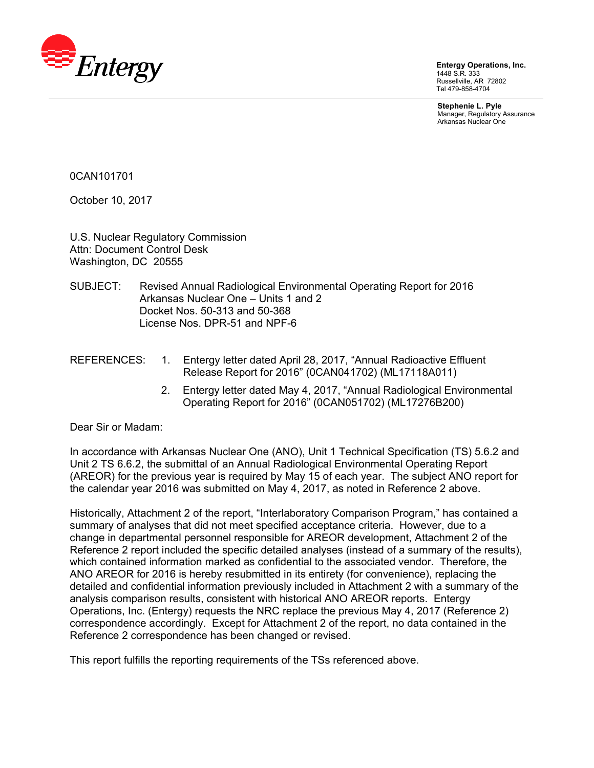**Entergy Operations, Inc.**
1448 S.R. 333
Russellville, AR 72802
Tel 479-858-4704

**Stephenie L. Pyle**
Manager, Regulatory Assurance
Arkansas Nuclear One

0CAN101701

October 10, 2017

U.S. Nuclear Regulatory Commission
Attn: Document Control Desk
Washington, DC 20555

SUBJECT: Revised Annual Radiological Environmental Operating Report for 2016
Arkansas Nuclear One – Units 1 and 2
Docket Nos. 50-313 and 50-368
License Nos. DPR-51 and NPF-6

REFERENCES:

1. Entergy letter dated April 28, 2017, "Annual Radioactive Effluent Release Report for 2016" (0CAN041702) (ML17118A011)
2. Entergy letter dated May 4, 2017, "Annual Radiological Environmental Operating Report for 2016" (0CAN051702) (ML17276B200)

Dear Sir or Madam:

In accordance with Arkansas Nuclear One (ANO), Unit 1 Technical Specification (TS) 5.6.2 and Unit 2 TS 6.6.2, the submittal of an Annual Radiological Environmental Operating Report (AREOR) for the previous year is required by May 15 of each year. The subject ANO report for the calendar year 2016 was submitted on May 4, 2017, as noted in Reference 2 above.

Historically, Attachment 2 of the report, "Interlaboratory Comparison Program," has contained a summary of analyses that did not meet specified acceptance criteria. However, due to a change in departmental personnel responsible for AREOR development, Attachment 2 of the Reference 2 report included the specific detailed analyses (instead of a summary of the results), which contained information marked as confidential to the associated vendor. Therefore, the ANO AREOR for 2016 is hereby resubmitted in its entirety (for convenience), replacing the detailed and confidential information previously included in Attachment 2 with a summary of the analysis comparison results, consistent with historical ANO AREOR reports. Entergy Operations, Inc. (Entergy) requests the NRC replace the previous May 4, 2017 (Reference 2) correspondence accordingly. Except for Attachment 2 of the report, no data contained in the Reference 2 correspondence has been changed or revised.

This report fulfills the reporting requirements of the TSs referenced above.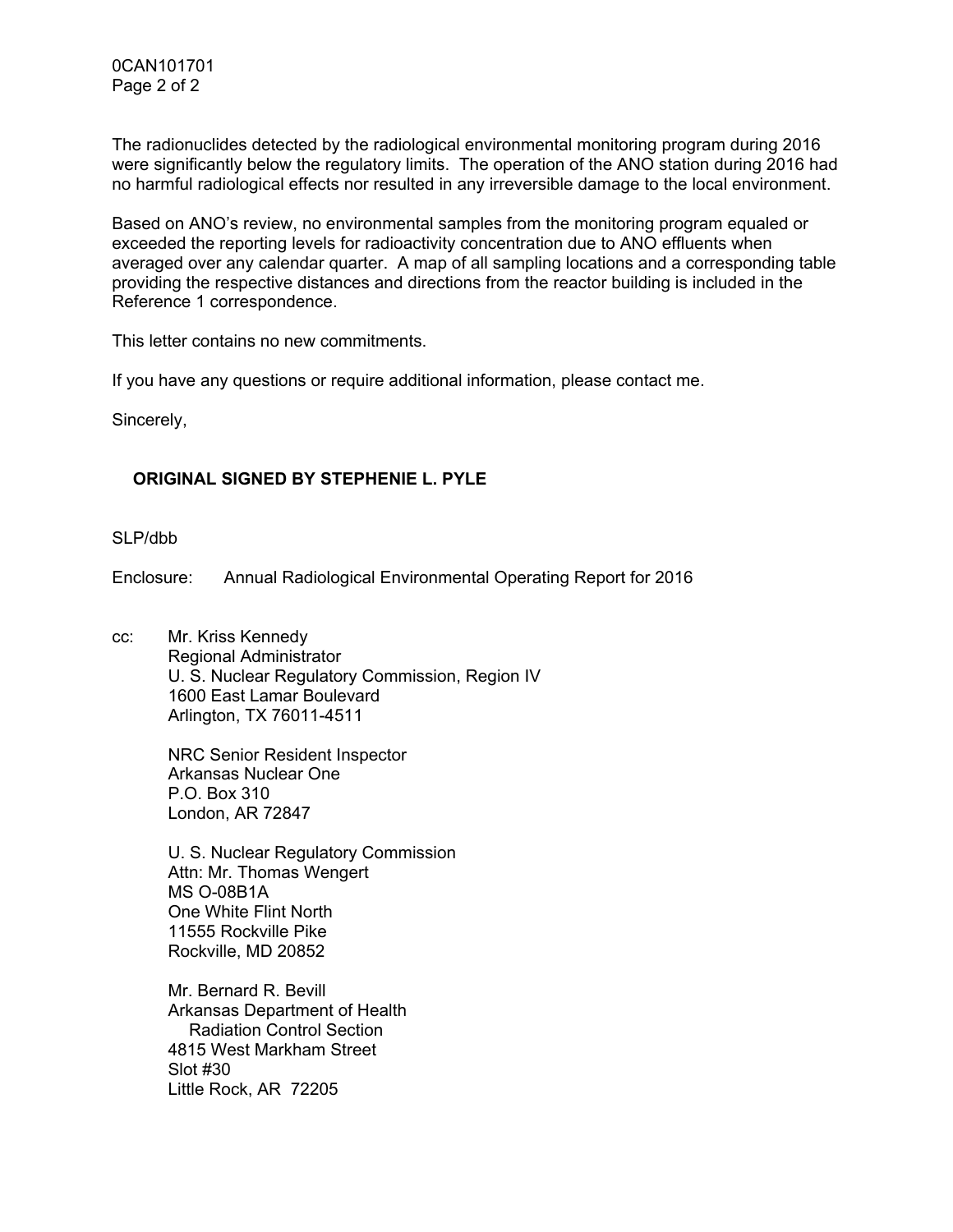The radionuclides detected by the radiological environmental monitoring program during 2016 were significantly below the regulatory limits. The operation of the ANO station during 2016 had no harmful radiological effects nor resulted in any irreversible damage to the local environment.

Based on ANO's review, no environmental samples from the monitoring program equaled or exceeded the reporting levels for radioactivity concentration due to ANO effluents when averaged over any calendar quarter. A map of all sampling locations and a corresponding table providing the respective distances and directions from the reactor building is included in the Reference 1 correspondence.

This letter contains no new commitments.

If you have any questions or require additional information, please contact me.

Sincerely,

**ORIGINAL SIGNED BY STEPHENIE L. PYLE**

SLP/dbb

Enclosure: Annual Radiological Environmental Operating Report for 2016

cc: Mr. Kriss Kennedy
Regional Administrator
U. S. Nuclear Regulatory Commission, Region IV
1600 East Lamar Boulevard
Arlington, TX 76011-4511

NRC Senior Resident Inspector
Arkansas Nuclear One
P.O. Box 310
London, AR 72847

U. S. Nuclear Regulatory Commission
Attn: Mr. Thomas Wengert
MS O-08B1A
One White Flint North
11555 Rockville Pike
Rockville, MD 20852

Mr. Bernard R. Bevill
Arkansas Department of Health
Radiation Control Section
4815 West Markham Street
Slot #30
Little Rock, AR 72205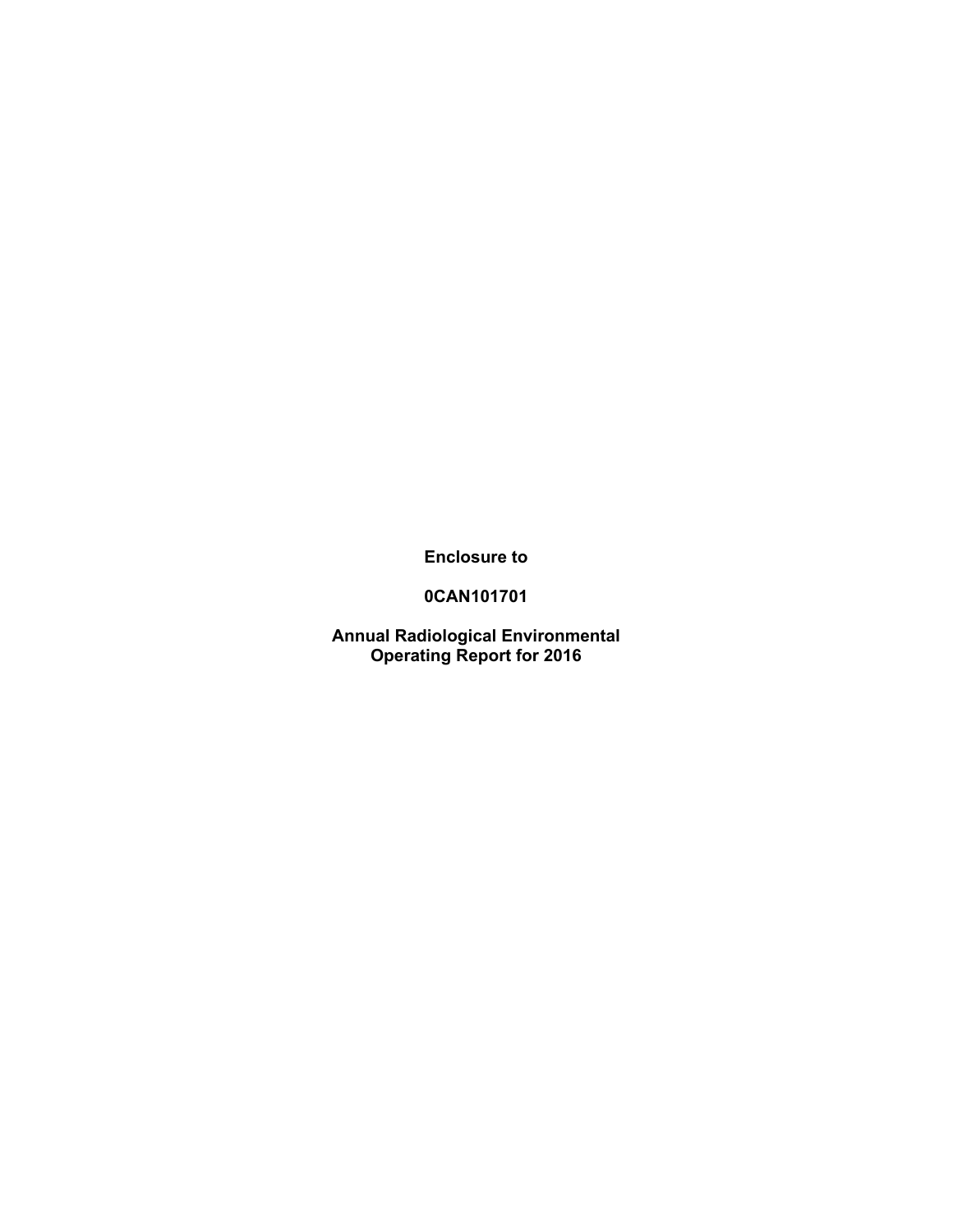**Enclosure to**

**0CAN101701**

**Annual Radiological Environmental Operating Report for 2016**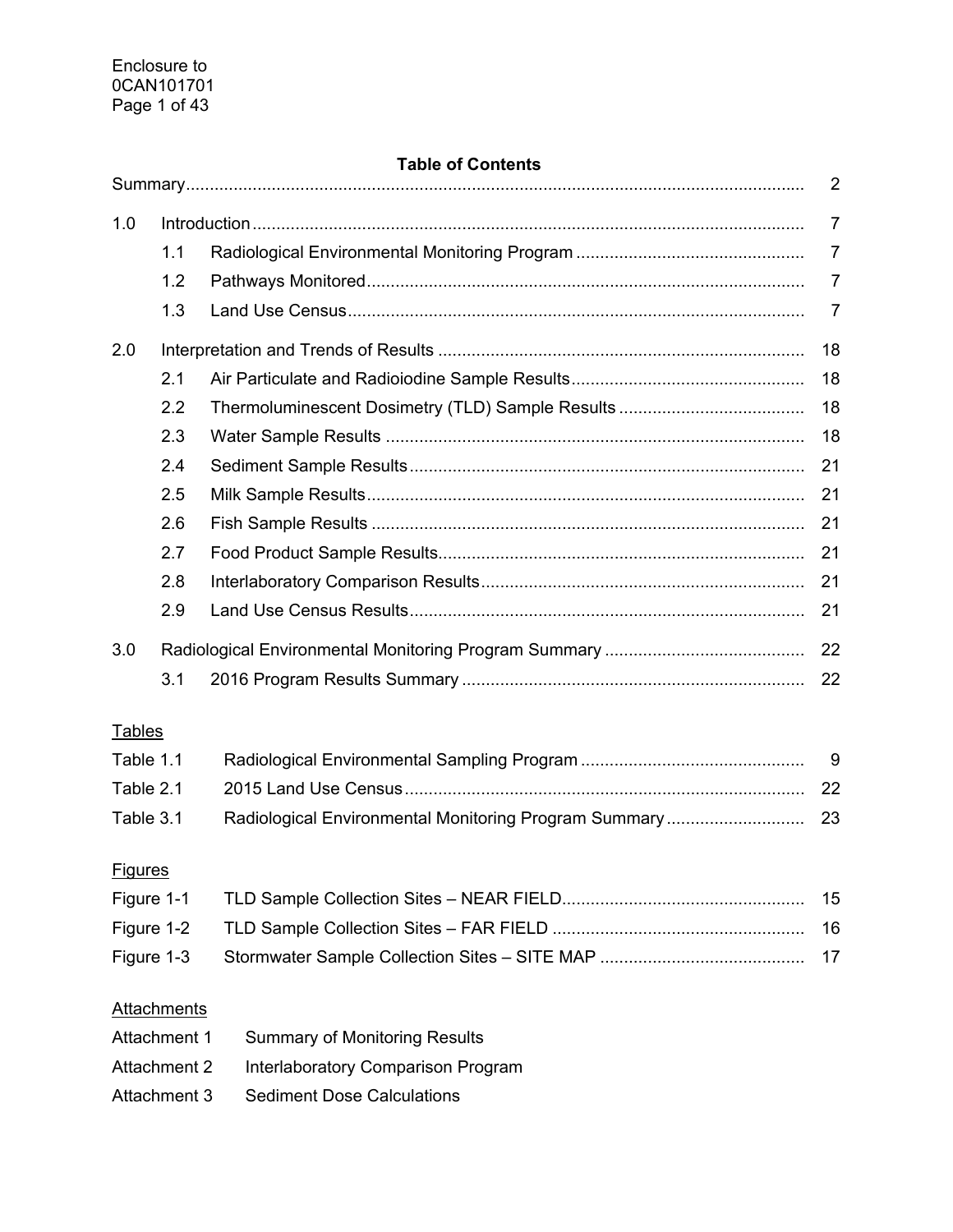# Table of Contents

| | | | |
|---|---|---|---|
| Summary | | | 2 |
| 1.0 | Introduction | | 7 |
| | 1.1 | Radiological Environmental Monitoring Program | 7 |
| | 1.2 | Pathways Monitored | 7 |
| | 1.3 | Land Use Census | 7 |
| 2.0 | Interpretation and Trends of Results | | 18 |
| | 2.1 | Air Particulate and Radioiodine Sample Results | 18 |
| | 2.2 | Thermoluminescent Dosimetry (TLD) Sample Results | 18 |
| | 2.3 | Water Sample Results | 18 |
| | 2.4 | Sediment Sample Results | 21 |
| | 2.5 | Milk Sample Results | 21 |
| | 2.6 | Fish Sample Results | 21 |
| | 2.7 | Food Product Sample Results | 21 |
| | 2.8 | Interlaboratory Comparison Results | 21 |
| | 2.9 | Land Use Census Results | 21 |
| 3.0 | Radiological Environmental Monitoring Program Summary | | 22 |
| | 3.1 | 2016 Program Results Summary | 22 |

## Tables

| | | |
|---|---|---|
| Table 1.1 | Radiological Environmental Sampling Program | 9 |
| Table 2.1 | 2015 Land Use Census | 22 |
| Table 3.1 | Radiological Environmental Monitoring Program Summary | 23 |

## Figures

| | | |
|---|---|---|
| Figure 1-1 | TLD Sample Collection Sites – NEAR FIELD | 15 |
| Figure 1-2 | TLD Sample Collection Sites – FAR FIELD | 16 |
| Figure 1-3 | Stormwater Sample Collection Sites – SITE MAP | 17 |

## Attachments

| | |
|---|---|
| Attachment 1 | Summary of Monitoring Results |
| Attachment 2 | Interlaboratory Comparison Program |
| Attachment 3 | Sediment Dose Calculations |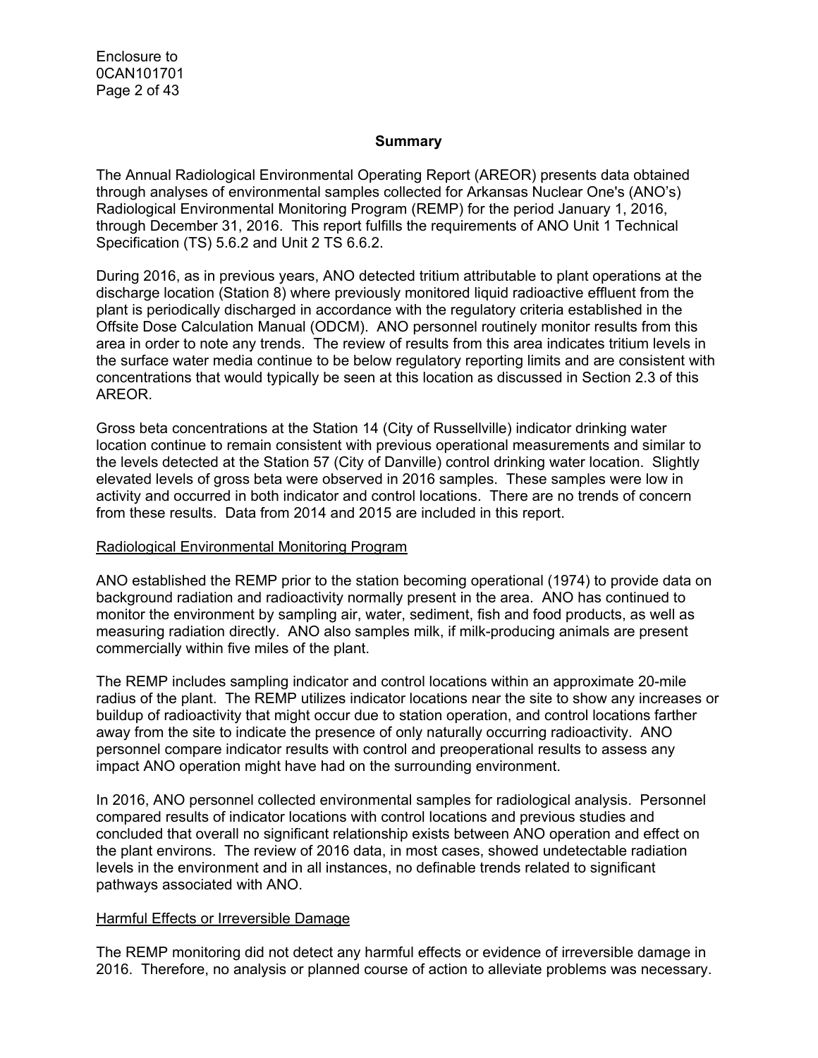## Summary

The Annual Radiological Environmental Operating Report (AREOR) presents data obtained through analyses of environmental samples collected for Arkansas Nuclear One's (ANO's) Radiological Environmental Monitoring Program (REMP) for the period January 1, 2016, through December 31, 2016. This report fulfills the requirements of ANO Unit 1 Technical Specification (TS) 5.6.2 and Unit 2 TS 6.6.2.

During 2016, as in previous years, ANO detected tritium attributable to plant operations at the discharge location (Station 8) where previously monitored liquid radioactive effluent from the plant is periodically discharged in accordance with the regulatory criteria established in the Offsite Dose Calculation Manual (ODCM). ANO personnel routinely monitor results from this area in order to note any trends. The review of results from this area indicates tritium levels in the surface water media continue to be below regulatory reporting limits and are consistent with concentrations that would typically be seen at this location as discussed in Section 2.3 of this AREOR.

Gross beta concentrations at the Station 14 (City of Russellville) indicator drinking water location continue to remain consistent with previous operational measurements and similar to the levels detected at the Station 57 (City of Danville) control drinking water location. Slightly elevated levels of gross beta were observed in 2016 samples. These samples were low in activity and occurred in both indicator and control locations. There are no trends of concern from these results. Data from 2014 and 2015 are included in this report.

### Radiological Environmental Monitoring Program

ANO established the REMP prior to the station becoming operational (1974) to provide data on background radiation and radioactivity normally present in the area. ANO has continued to monitor the environment by sampling air, water, sediment, fish and food products, as well as measuring radiation directly. ANO also samples milk, if milk-producing animals are present commercially within five miles of the plant.

The REMP includes sampling indicator and control locations within an approximate 20-mile radius of the plant. The REMP utilizes indicator locations near the site to show any increases or buildup of radioactivity that might occur due to station operation, and control locations farther away from the site to indicate the presence of only naturally occurring radioactivity. ANO personnel compare indicator results with control and preoperational results to assess any impact ANO operation might have had on the surrounding environment.

In 2016, ANO personnel collected environmental samples for radiological analysis. Personnel compared results of indicator locations with control locations and previous studies and concluded that overall no significant relationship exists between ANO operation and effect on the plant environs. The review of 2016 data, in most cases, showed undetectable radiation levels in the environment and in all instances, no definable trends related to significant pathways associated with ANO.

### Harmful Effects or Irreversible Damage

The REMP monitoring did not detect any harmful effects or evidence of irreversible damage in 2016. Therefore, no analysis or planned course of action to alleviate problems was necessary.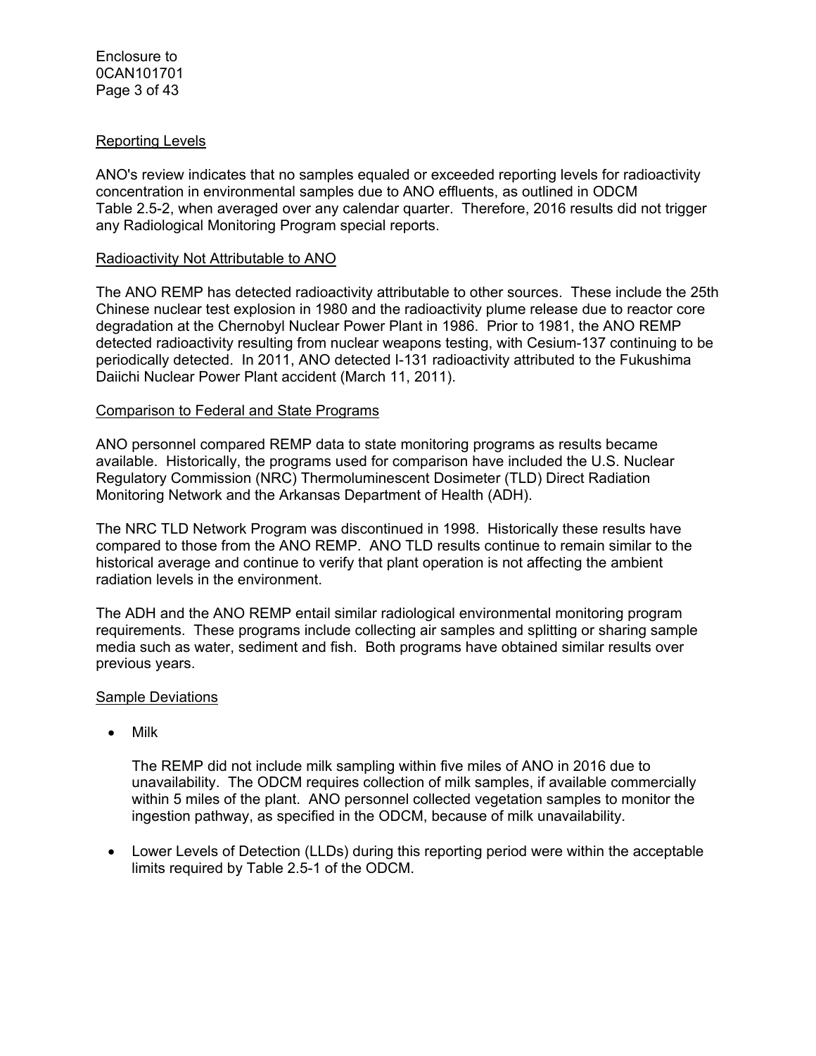### Reporting Levels

ANO's review indicates that no samples equaled or exceeded reporting levels for radioactivity concentration in environmental samples due to ANO effluents, as outlined in ODCM Table 2.5-2, when averaged over any calendar quarter. Therefore, 2016 results did not trigger any Radiological Monitoring Program special reports.

### Radioactivity Not Attributable to ANO

The ANO REMP has detected radioactivity attributable to other sources. These include the 25th Chinese nuclear test explosion in 1980 and the radioactivity plume release due to reactor core degradation at the Chernobyl Nuclear Power Plant in 1986. Prior to 1981, the ANO REMP detected radioactivity resulting from nuclear weapons testing, with Cesium-137 continuing to be periodically detected. In 2011, ANO detected I-131 radioactivity attributed to the Fukushima Daiichi Nuclear Power Plant accident (March 11, 2011).

### Comparison to Federal and State Programs

ANO personnel compared REMP data to state monitoring programs as results became available. Historically, the programs used for comparison have included the U.S. Nuclear Regulatory Commission (NRC) Thermoluminescent Dosimeter (TLD) Direct Radiation Monitoring Network and the Arkansas Department of Health (ADH).

The NRC TLD Network Program was discontinued in 1998. Historically these results have compared to those from the ANO REMP. ANO TLD results continue to remain similar to the historical average and continue to verify that plant operation is not affecting the ambient radiation levels in the environment.

The ADH and the ANO REMP entail similar radiological environmental monitoring program requirements. These programs include collecting air samples and splitting or sharing sample media such as water, sediment and fish. Both programs have obtained similar results over previous years.

### Sample Deviations

- Milk

  The REMP did not include milk sampling within five miles of ANO in 2016 due to unavailability. The ODCM requires collection of milk samples, if available commercially within 5 miles of the plant. ANO personnel collected vegetation samples to monitor the ingestion pathway, as specified in the ODCM, because of milk unavailability.

- Lower Levels of Detection (LLDs) during this reporting period were within the acceptable limits required by Table 2.5-1 of the ODCM.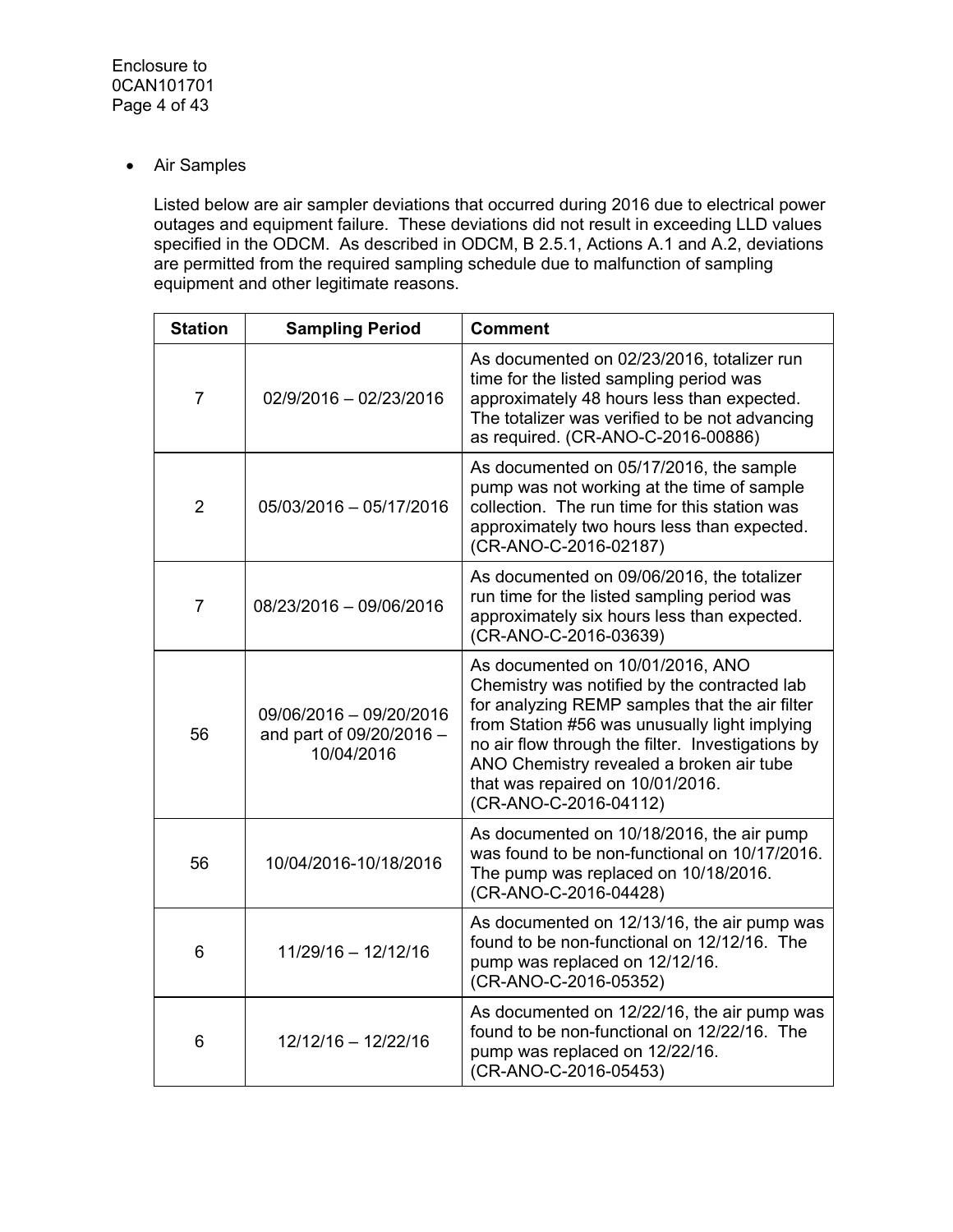- Air Samples

  Listed below are air sampler deviations that occurred during 2016 due to electrical power outages and equipment failure. These deviations did not result in exceeding LLD values specified in the ODCM. As described in ODCM, B 2.5.1, Actions A.1 and A.2, deviations are permitted from the required sampling schedule due to malfunction of sampling equipment and other legitimate reasons.

| Station | Sampling Period | Comment |
|---|---|---|
| 7 | 02/9/2016 – 02/23/2016 | As documented on 02/23/2016, totalizer run time for the listed sampling period was approximately 48 hours less than expected. The totalizer was verified to be not advancing as required. (CR-ANO-C-2016-00886) |
| 2 | 05/03/2016 – 05/17/2016 | As documented on 05/17/2016, the sample pump was not working at the time of sample collection. The run time for this station was approximately two hours less than expected. (CR-ANO-C-2016-02187) |
| 7 | 08/23/2016 – 09/06/2016 | As documented on 09/06/2016, the totalizer run time for the listed sampling period was approximately six hours less than expected. (CR-ANO-C-2016-03639) |
| 56 | 09/06/2016 – 09/20/2016 and part of 09/20/2016 – 10/04/2016 | As documented on 10/01/2016, ANO Chemistry was notified by the contracted lab for analyzing REMP samples that the air filter from Station #56 was unusually light implying no air flow through the filter. Investigations by ANO Chemistry revealed a broken air tube that was repaired on 10/01/2016. (CR-ANO-C-2016-04112) |
| 56 | 10/04/2016-10/18/2016 | As documented on 10/18/2016, the air pump was found to be non-functional on 10/17/2016. The pump was replaced on 10/18/2016. (CR-ANO-C-2016-04428) |
| 6 | 11/29/16 – 12/12/16 | As documented on 12/13/16, the air pump was found to be non-functional on 12/12/16. The pump was replaced on 12/12/16. (CR-ANO-C-2016-05352) |
| 6 | 12/12/16 – 12/22/16 | As documented on 12/22/16, the air pump was found to be non-functional on 12/22/16. The pump was replaced on 12/22/16. (CR-ANO-C-2016-05453) |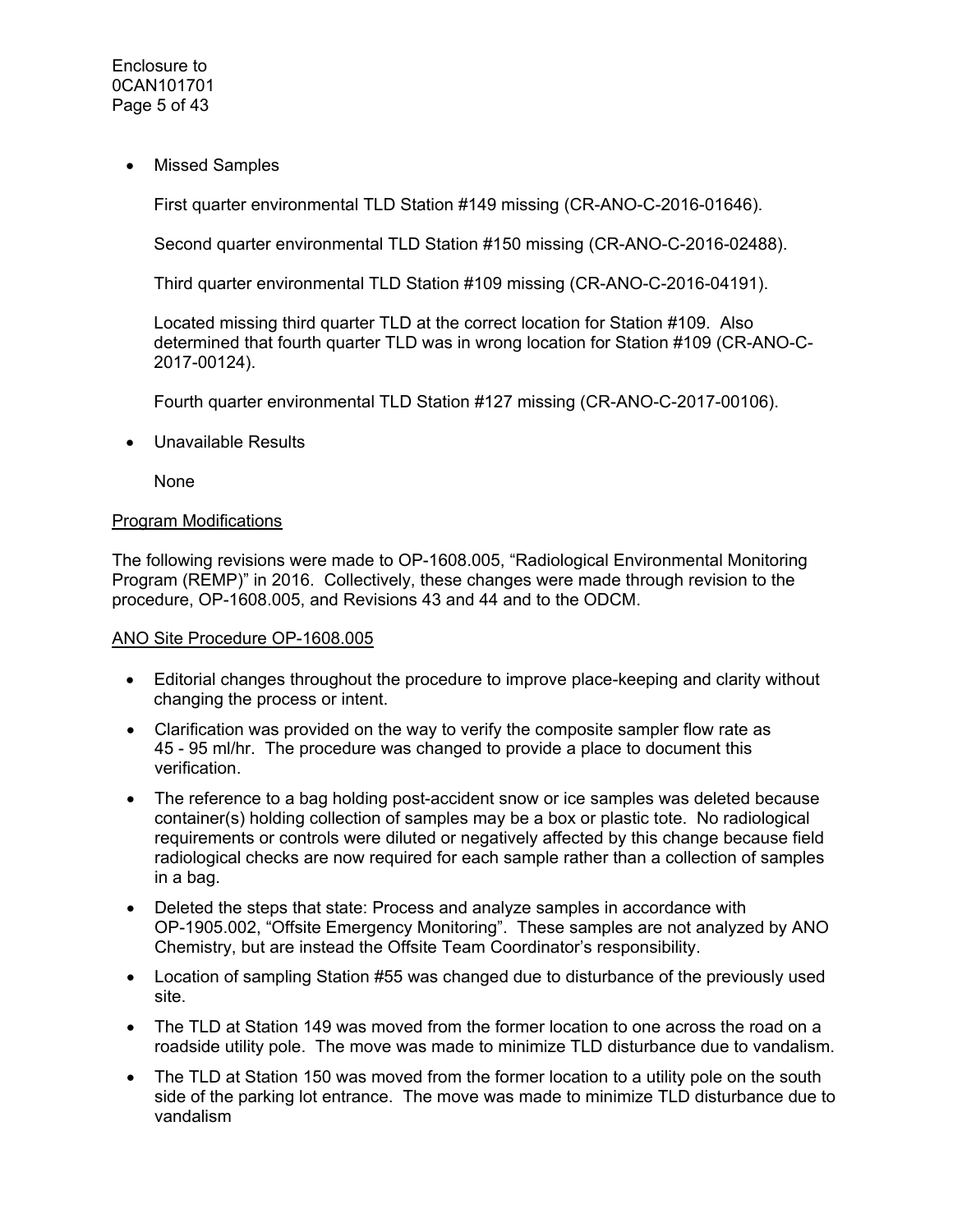- Missed Samples

  First quarter environmental TLD Station #149 missing (CR-ANO-C-2016-01646).

  Second quarter environmental TLD Station #150 missing (CR-ANO-C-2016-02488).

  Third quarter environmental TLD Station #109 missing (CR-ANO-C-2016-04191).

  Located missing third quarter TLD at the correct location for Station #109. Also determined that fourth quarter TLD was in wrong location for Station #109 (CR-ANO-C-2017-00124).

  Fourth quarter environmental TLD Station #127 missing (CR-ANO-C-2017-00106).

- Unavailable Results

  None

<u>Program Modifications</u>

The following revisions were made to OP-1608.005, "Radiological Environmental Monitoring Program (REMP)" in 2016. Collectively, these changes were made through revision to the procedure, OP-1608.005, and Revisions 43 and 44 and to the ODCM.

<u>ANO Site Procedure OP-1608.005</u>

- Editorial changes throughout the procedure to improve place-keeping and clarity without changing the process or intent.
- Clarification was provided on the way to verify the composite sampler flow rate as 45 - 95 ml/hr. The procedure was changed to provide a place to document this verification.
- The reference to a bag holding post-accident snow or ice samples was deleted because container(s) holding collection of samples may be a box or plastic tote. No radiological requirements or controls were diluted or negatively affected by this change because field radiological checks are now required for each sample rather than a collection of samples in a bag.
- Deleted the steps that state: Process and analyze samples in accordance with OP-1905.002, "Offsite Emergency Monitoring". These samples are not analyzed by ANO Chemistry, but are instead the Offsite Team Coordinator's responsibility.
- Location of sampling Station #55 was changed due to disturbance of the previously used site.
- The TLD at Station 149 was moved from the former location to one across the road on a roadside utility pole. The move was made to minimize TLD disturbance due to vandalism.
- The TLD at Station 150 was moved from the former location to a utility pole on the south side of the parking lot entrance. The move was made to minimize TLD disturbance due to vandalism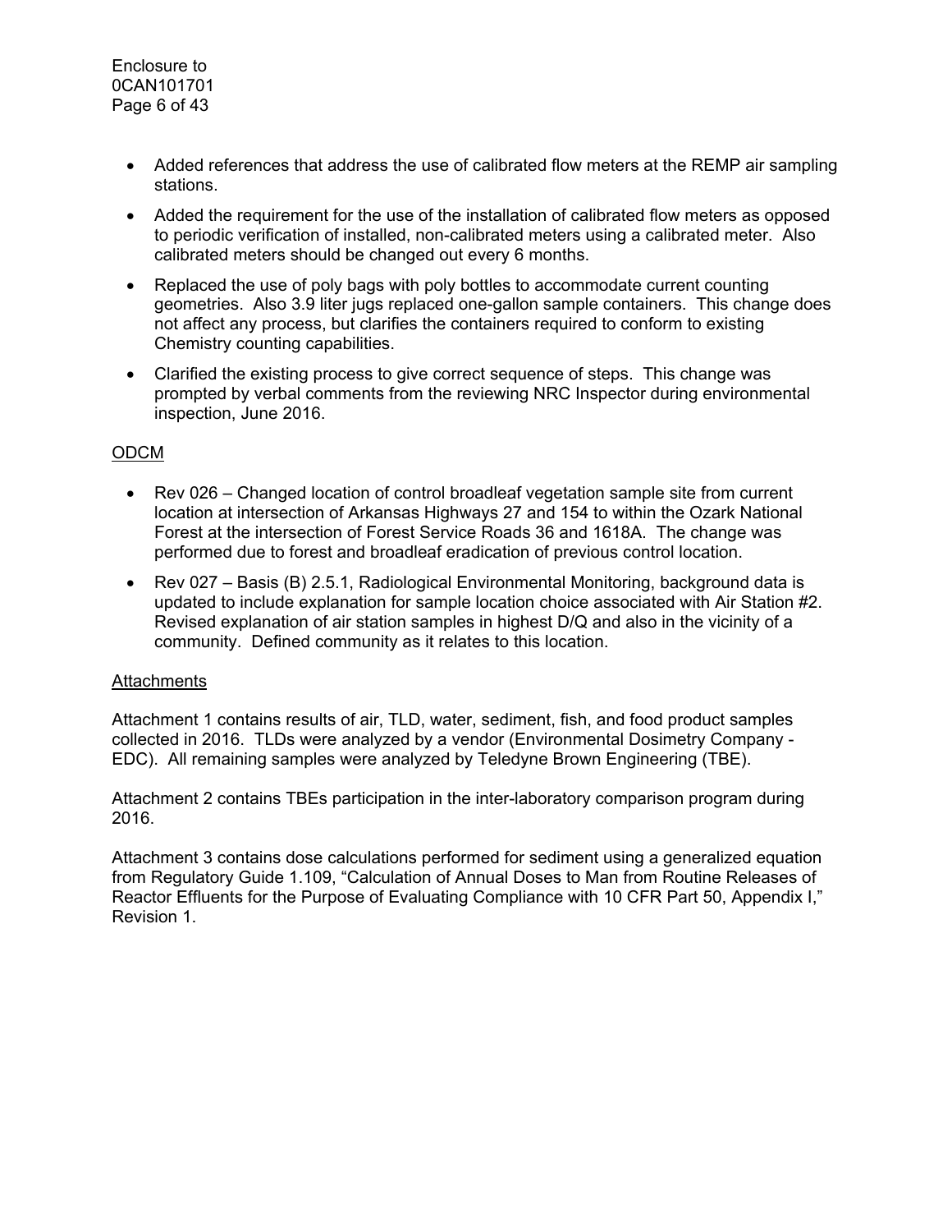- Added references that address the use of calibrated flow meters at the REMP air sampling stations.
- Added the requirement for the use of the installation of calibrated flow meters as opposed to periodic verification of installed, non-calibrated meters using a calibrated meter. Also calibrated meters should be changed out every 6 months.
- Replaced the use of poly bags with poly bottles to accommodate current counting geometries. Also 3.9 liter jugs replaced one-gallon sample containers. This change does not affect any process, but clarifies the containers required to conform to existing Chemistry counting capabilities.
- Clarified the existing process to give correct sequence of steps. This change was prompted by verbal comments from the reviewing NRC Inspector during environmental inspection, June 2016.

<u>ODCM</u>

- Rev 026 – Changed location of control broadleaf vegetation sample site from current location at intersection of Arkansas Highways 27 and 154 to within the Ozark National Forest at the intersection of Forest Service Roads 36 and 1618A. The change was performed due to forest and broadleaf eradication of previous control location.
- Rev 027 – Basis (B) 2.5.1, Radiological Environmental Monitoring, background data is updated to include explanation for sample location choice associated with Air Station #2. Revised explanation of air station samples in highest D/Q and also in the vicinity of a community. Defined community as it relates to this location.

<u>Attachments</u>

Attachment 1 contains results of air, TLD, water, sediment, fish, and food product samples collected in 2016. TLDs were analyzed by a vendor (Environmental Dosimetry Company - EDC). All remaining samples were analyzed by Teledyne Brown Engineering (TBE).

Attachment 2 contains TBEs participation in the inter-laboratory comparison program during 2016.

Attachment 3 contains dose calculations performed for sediment using a generalized equation from Regulatory Guide 1.109, "Calculation of Annual Doses to Man from Routine Releases of Reactor Effluents for the Purpose of Evaluating Compliance with 10 CFR Part 50, Appendix I," Revision 1.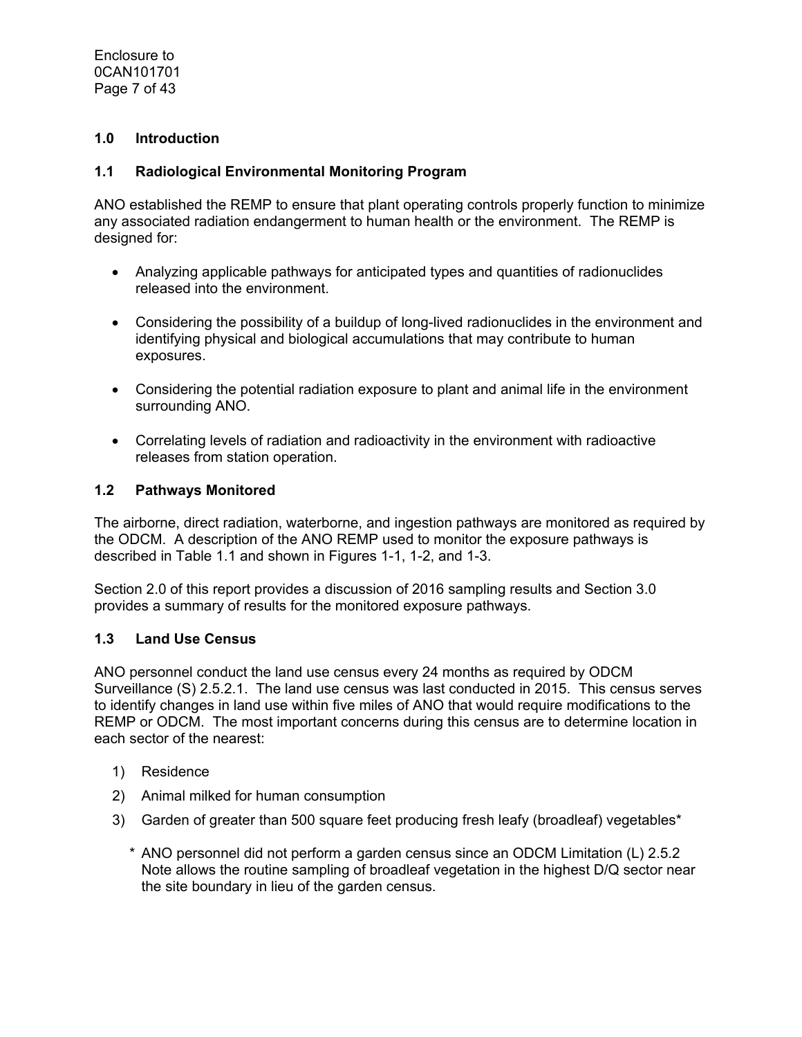## 1.0 Introduction

### 1.1 Radiological Environmental Monitoring Program

ANO established the REMP to ensure that plant operating controls properly function to minimize any associated radiation endangerment to human health or the environment. The REMP is designed for:

- Analyzing applicable pathways for anticipated types and quantities of radionuclides released into the environment.
- Considering the possibility of a buildup of long-lived radionuclides in the environment and identifying physical and biological accumulations that may contribute to human exposures.
- Considering the potential radiation exposure to plant and animal life in the environment surrounding ANO.
- Correlating levels of radiation and radioactivity in the environment with radioactive releases from station operation.

### 1.2 Pathways Monitored

The airborne, direct radiation, waterborne, and ingestion pathways are monitored as required by the ODCM. A description of the ANO REMP used to monitor the exposure pathways is described in Table 1.1 and shown in Figures 1-1, 1-2, and 1-3.

Section 2.0 of this report provides a discussion of 2016 sampling results and Section 3.0 provides a summary of results for the monitored exposure pathways.

### 1.3 Land Use Census

ANO personnel conduct the land use census every 24 months as required by ODCM Surveillance (S) 2.5.2.1. The land use census was last conducted in 2015. This census serves to identify changes in land use within five miles of ANO that would require modifications to the REMP or ODCM. The most important concerns during this census are to determine location in each sector of the nearest:

1) Residence
2) Animal milked for human consumption
3) Garden of greater than 500 square feet producing fresh leafy (broadleaf) vegetables*

\* ANO personnel did not perform a garden census since an ODCM Limitation (L) 2.5.2 Note allows the routine sampling of broadleaf vegetation in the highest D/Q sector near the site boundary in lieu of the garden census.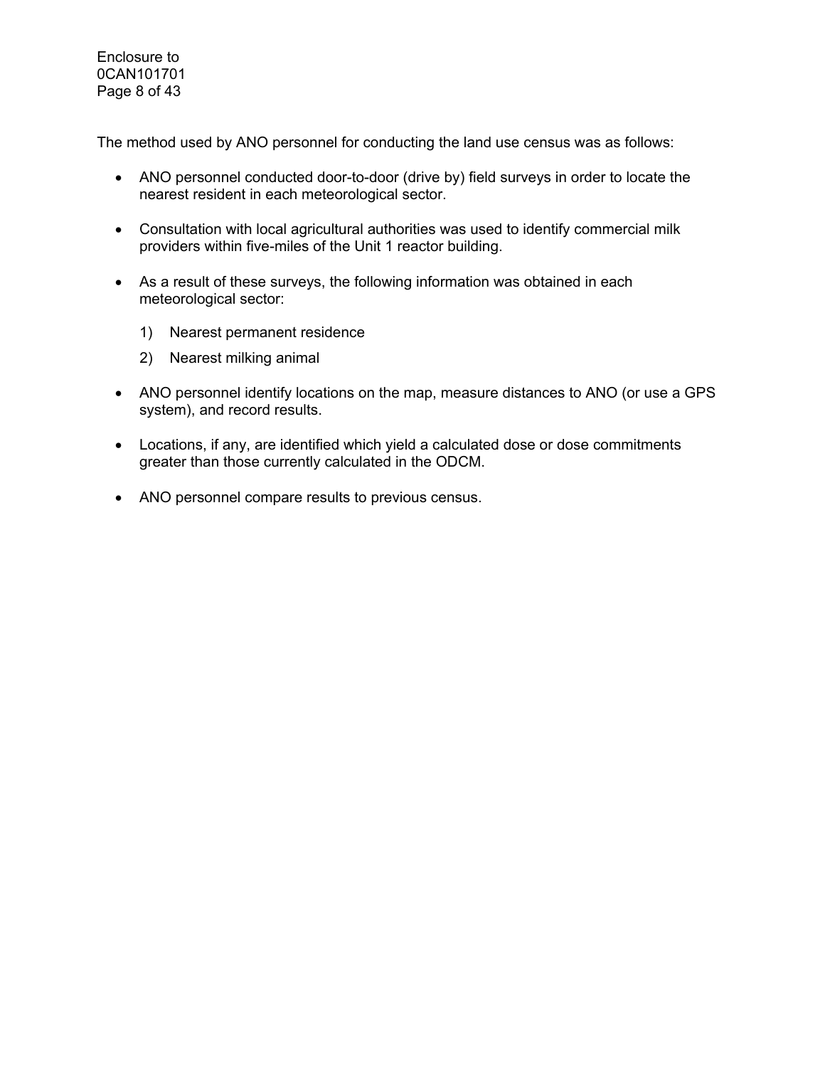The method used by ANO personnel for conducting the land use census was as follows:

- ANO personnel conducted door-to-door (drive by) field surveys in order to locate the nearest resident in each meteorological sector.
- Consultation with local agricultural authorities was used to identify commercial milk providers within five-miles of the Unit 1 reactor building.
- As a result of these surveys, the following information was obtained in each meteorological sector:
  1) Nearest permanent residence
  2) Nearest milking animal
- ANO personnel identify locations on the map, measure distances to ANO (or use a GPS system), and record results.
- Locations, if any, are identified which yield a calculated dose or dose commitments greater than those currently calculated in the ODCM.
- ANO personnel compare results to previous census.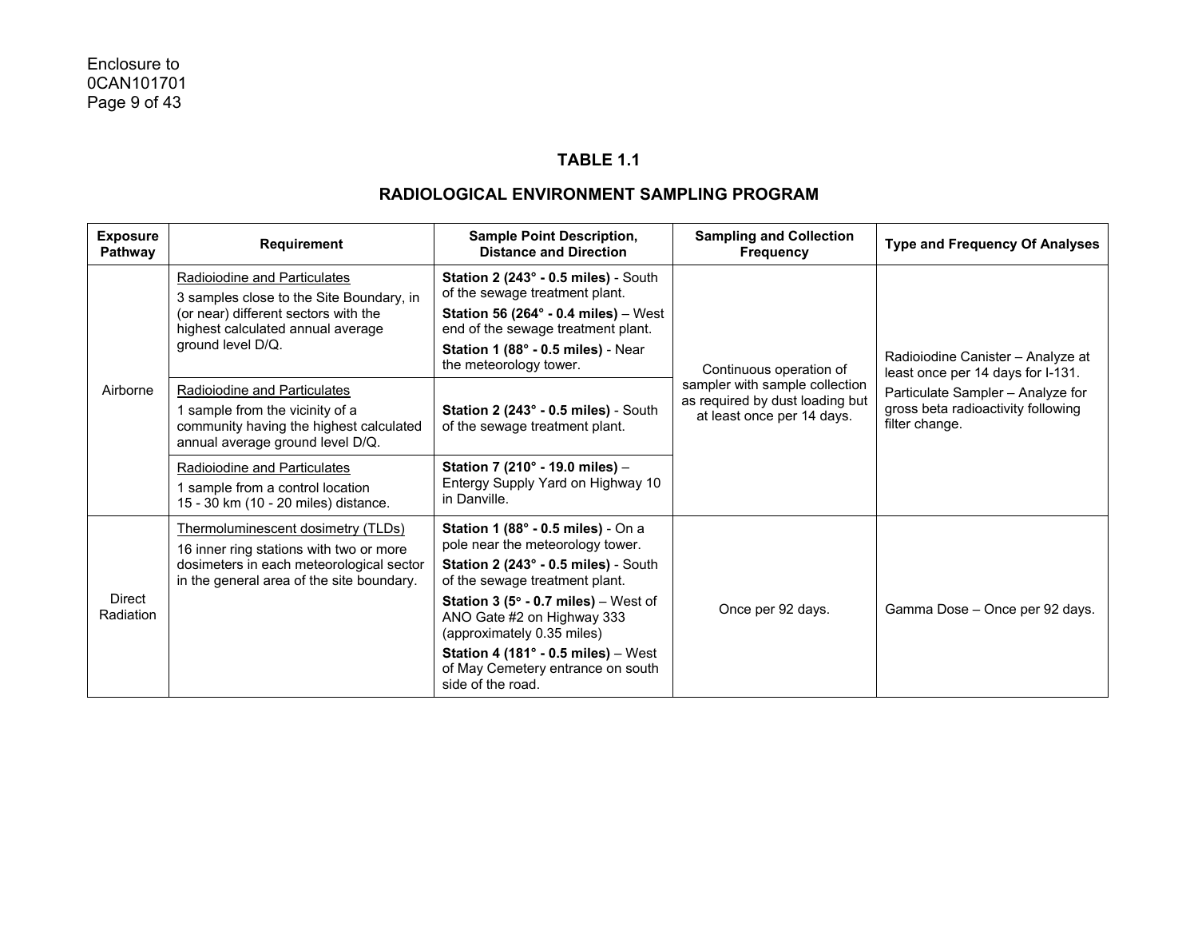**TABLE 1.1**

**RADIOLOGICAL ENVIRONMENT SAMPLING PROGRAM**

| Exposure Pathway | Requirement | Sample Point Description, Distance and Direction | Sampling and Collection Frequency | Type and Frequency Of Analyses |
|---|---|---|---|---|
| Airborne | Radioiodine and Particulates<br>3 samples close to the Site Boundary, in (or near) different sectors with the highest calculated annual average ground level D/Q. | **Station 2 (243° - 0.5 miles)** - South of the sewage treatment plant.<br>**Station 56 (264° - 0.4 miles)** – West end of the sewage treatment plant.<br>**Station 1 (88° - 0.5 miles)** - Near the meteorology tower. | Continuous operation of sampler with sample collection as required by dust loading but at least once per 14 days. | Radioiodine Canister – Analyze at least once per 14 days for I-131.<br>Particulate Sampler – Analyze for gross beta radioactivity following filter change. |
| | Radioiodine and Particulates<br>1 sample from the vicinity of a community having the highest calculated annual average ground level D/Q. | **Station 2 (243° - 0.5 miles)** - South of the sewage treatment plant. | | |
| | Radioiodine and Particulates<br>1 sample from a control location 15 - 30 km (10 - 20 miles) distance. | **Station 7 (210° - 19.0 miles)** – Entergy Supply Yard on Highway 10 in Danville. | | |
| Direct Radiation | Thermoluminescent dosimetry (TLDs)<br>16 inner ring stations with two or more dosimeters in each meteorological sector in the general area of the site boundary. | **Station 1 (88° - 0.5 miles)** - On a pole near the meteorology tower.<br>**Station 2 (243° - 0.5 miles)** - South of the sewage treatment plant.<br>**Station 3 (5° - 0.7 miles)** – West of ANO Gate #2 on Highway 333 (approximately 0.35 miles)<br>**Station 4 (181° - 0.5 miles)** – West of May Cemetery entrance on south side of the road. | Once per 92 days. | Gamma Dose – Once per 92 days. |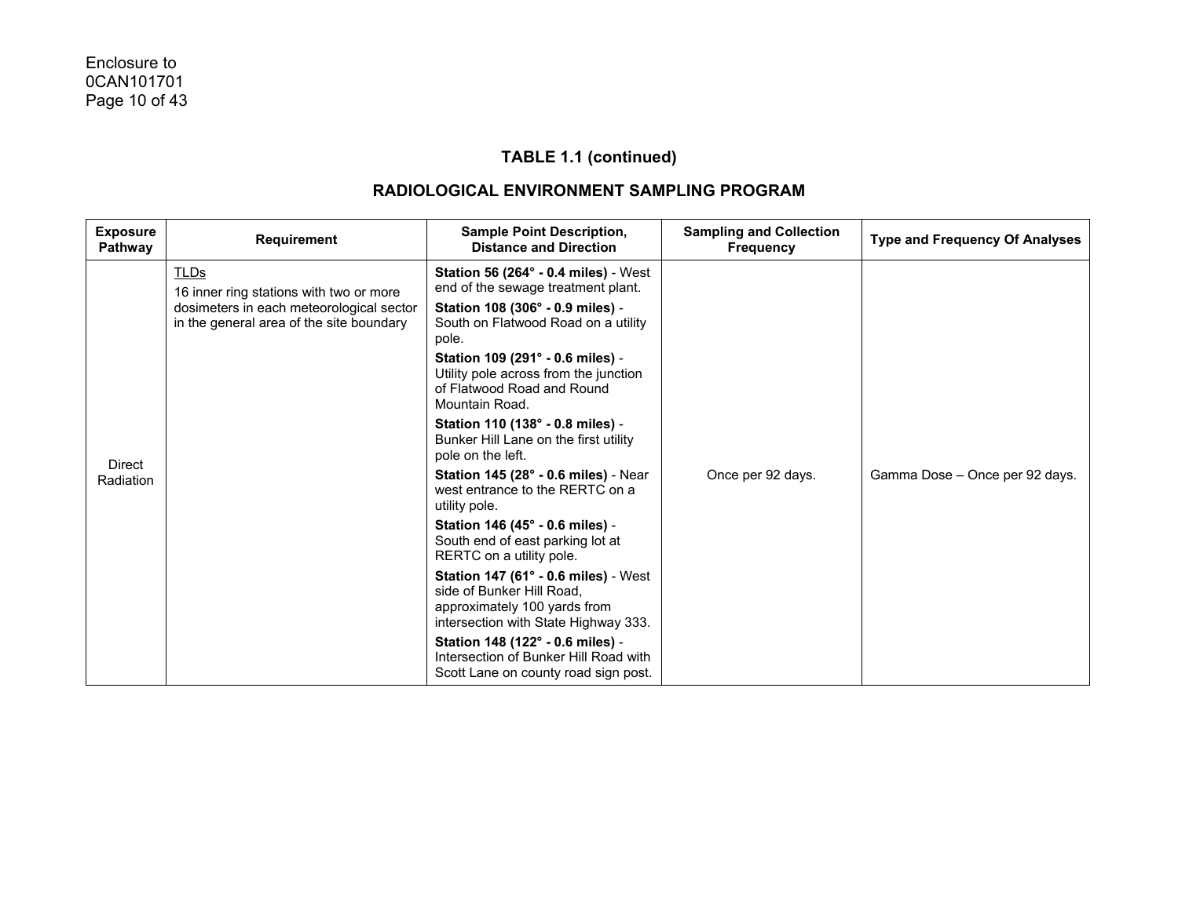## TABLE 1.1 (continued)

## RADIOLOGICAL ENVIRONMENT SAMPLING PROGRAM

| Exposure Pathway | Requirement | Sample Point Description, Distance and Direction | Sampling and Collection Frequency | Type and Frequency Of Analyses |
|---|---|---|---|---|
| Direct Radiation | TLDs<br>16 inner ring stations with two or more dosimeters in each meteorological sector in the general area of the site boundary | **Station 56 (264° - 0.4 miles)** - West end of the sewage treatment plant.<br>**Station 108 (306° - 0.9 miles)** - South on Flatwood Road on a utility pole.<br>**Station 109 (291° - 0.6 miles)** - Utility pole across from the junction of Flatwood Road and Round Mountain Road.<br>**Station 110 (138° - 0.8 miles)** - Bunker Hill Lane on the first utility pole on the left.<br>**Station 145 (28° - 0.6 miles)** - Near west entrance to the RERTC on a utility pole.<br>**Station 146 (45° - 0.6 miles)** - South end of east parking lot at RERTC on a utility pole.<br>**Station 147 (61° - 0.6 miles)** - West side of Bunker Hill Road, approximately 100 yards from intersection with State Highway 333.<br>**Station 148 (122° - 0.6 miles)** - Intersection of Bunker Hill Road with Scott Lane on county road sign post. | Once per 92 days. | Gamma Dose – Once per 92 days. |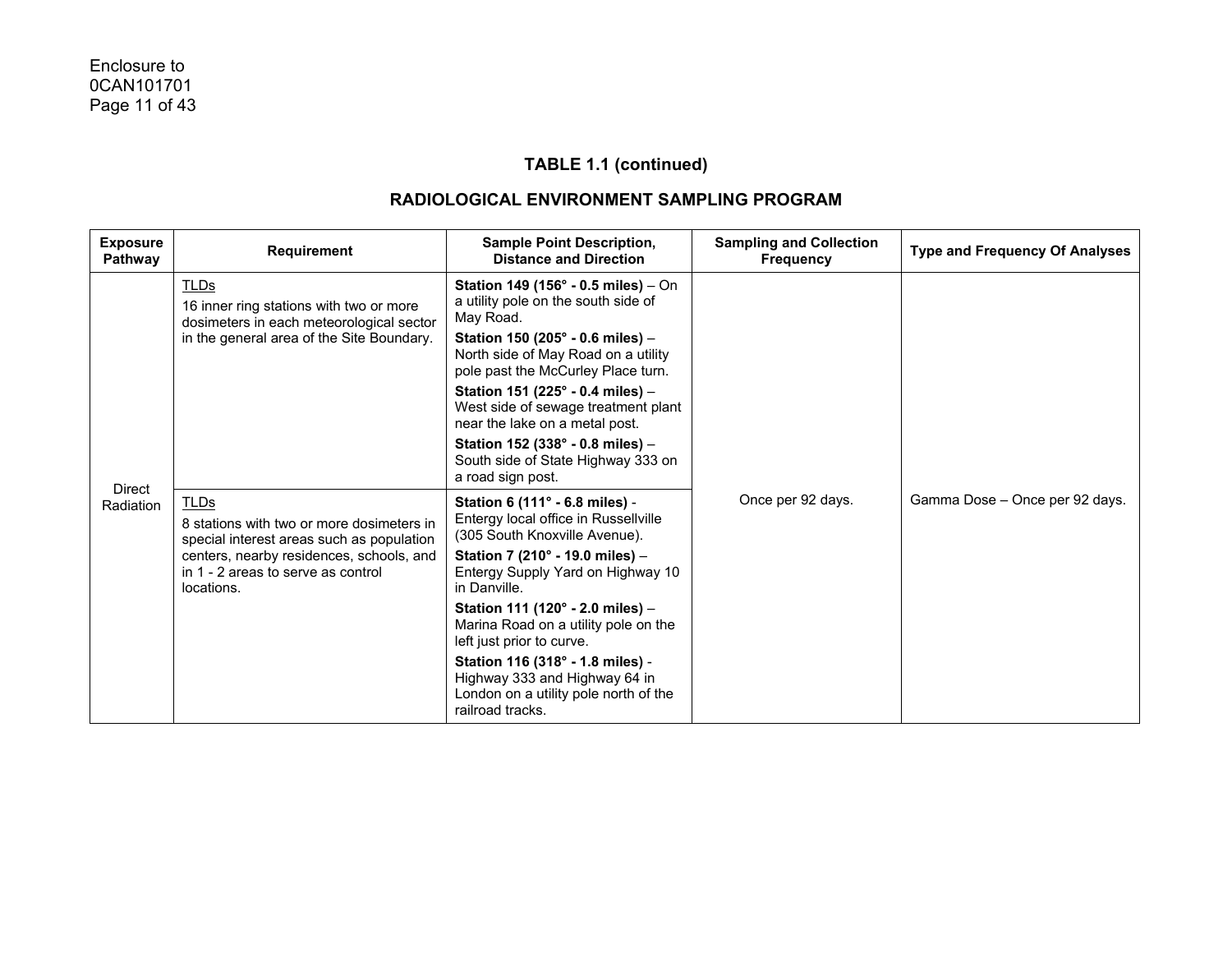## TABLE 1.1 (continued)

## RADIOLOGICAL ENVIRONMENT SAMPLING PROGRAM

| Exposure Pathway | Requirement | Sample Point Description, Distance and Direction | Sampling and Collection Frequency | Type and Frequency Of Analyses |
|---|---|---|---|---|
| Direct Radiation | TLDs<br>16 inner ring stations with two or more dosimeters in each meteorological sector in the general area of the Site Boundary. | **Station 149 (156° - 0.5 miles)** – On a utility pole on the south side of May Road.<br>**Station 150 (205° - 0.6 miles)** – North side of May Road on a utility pole past the McCurley Place turn.<br>**Station 151 (225° - 0.4 miles)** – West side of sewage treatment plant near the lake on a metal post.<br>**Station 152 (338° - 0.8 miles)** – South side of State Highway 333 on a road sign post. | Once per 92 days. | Gamma Dose – Once per 92 days. |
| | TLDs<br>8 stations with two or more dosimeters in special interest areas such as population centers, nearby residences, schools, and in 1 - 2 areas to serve as control locations. | **Station 6 (111° - 6.8 miles)** - Entergy local office in Russellville (305 South Knoxville Avenue).<br>**Station 7 (210° - 19.0 miles)** – Entergy Supply Yard on Highway 10 in Danville.<br>**Station 111 (120° - 2.0 miles)** – Marina Road on a utility pole on the left just prior to curve.<br>**Station 116 (318° - 1.8 miles)** - Highway 333 and Highway 64 in London on a utility pole north of the railroad tracks. | | |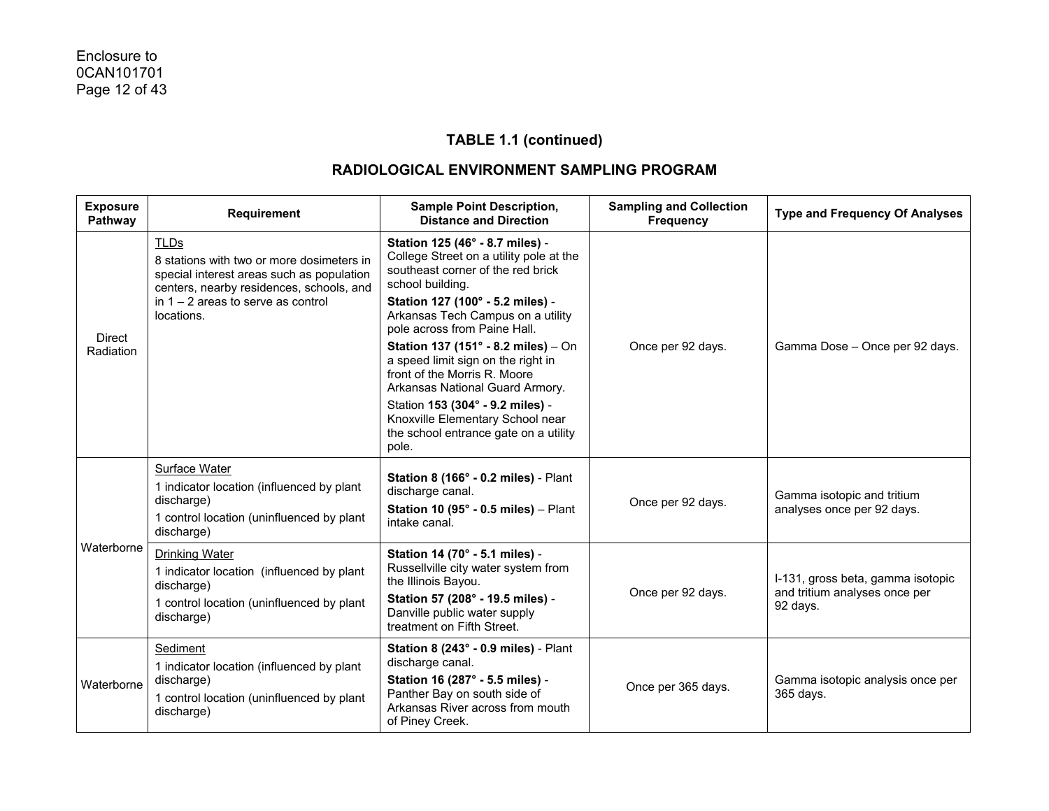## TABLE 1.1 (continued)

## RADIOLOGICAL ENVIRONMENT SAMPLING PROGRAM

| Exposure Pathway | Requirement | Sample Point Description, Distance and Direction | Sampling and Collection Frequency | Type and Frequency Of Analyses |
|---|---|---|---|---|
| Direct Radiation | TLDs<br>8 stations with two or more dosimeters in special interest areas such as population centers, nearby residences, schools, and in 1 – 2 areas to serve as control locations. | **Station 125 (46° - 8.7 miles)** - College Street on a utility pole at the southeast corner of the red brick school building.<br>**Station 127 (100° - 5.2 miles)** - Arkansas Tech Campus on a utility pole across from Paine Hall.<br>**Station 137 (151° - 8.2 miles)** – On a speed limit sign on the right in front of the Morris R. Moore Arkansas National Guard Armory.<br>Station **153 (304° - 9.2 miles)** - Knoxville Elementary School near the school entrance gate on a utility pole. | Once per 92 days. | Gamma Dose – Once per 92 days. |
| Waterborne | Surface Water<br>1 indicator location (influenced by plant discharge)<br>1 control location (uninfluenced by plant discharge) | **Station 8 (166° - 0.2 miles)** - Plant discharge canal.<br>**Station 10 (95° - 0.5 miles)** – Plant intake canal. | Once per 92 days. | Gamma isotopic and tritium analyses once per 92 days. |
| | Drinking Water<br>1 indicator location (influenced by plant discharge)<br>1 control location (uninfluenced by plant discharge) | **Station 14 (70° - 5.1 miles)** - Russellville city water system from the Illinois Bayou.<br>**Station 57 (208° - 19.5 miles)** - Danville public water supply treatment on Fifth Street. | Once per 92 days. | I-131, gross beta, gamma isotopic and tritium analyses once per 92 days. |
| Waterborne | Sediment<br>1 indicator location (influenced by plant discharge)<br>1 control location (uninfluenced by plant discharge) | **Station 8 (243° - 0.9 miles)** - Plant discharge canal.<br>**Station 16 (287° - 5.5 miles)** - Panther Bay on south side of Arkansas River across from mouth of Piney Creek. | Once per 365 days. | Gamma isotopic analysis once per 365 days. |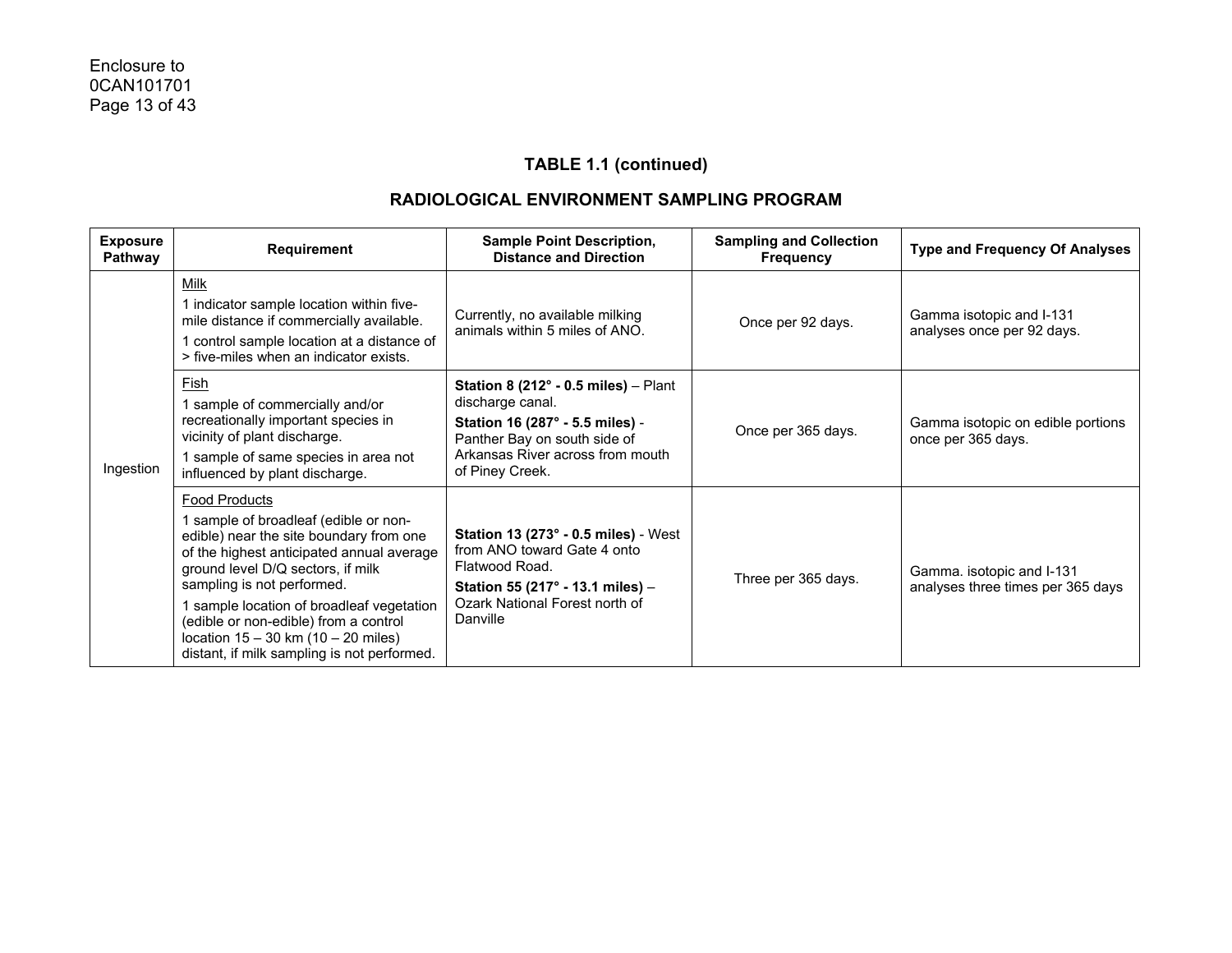## TABLE 1.1 (continued)

## RADIOLOGICAL ENVIRONMENT SAMPLING PROGRAM

| Exposure Pathway | Requirement | Sample Point Description, Distance and Direction | Sampling and Collection Frequency | Type and Frequency Of Analyses |
|---|---|---|---|---|
| Ingestion | Milk<br>1 indicator sample location within five-mile distance if commercially available.<br>1 control sample location at a distance of > five-miles when an indicator exists. | Currently, no available milking animals within 5 miles of ANO. | Once per 92 days. | Gamma isotopic and I-131 analyses once per 92 days. |
| | Fish<br>1 sample of commercially and/or recreationally important species in vicinity of plant discharge.<br>1 sample of same species in area not influenced by plant discharge. | **Station 8 (212° - 0.5 miles)** – Plant discharge canal.<br>**Station 16 (287° - 5.5 miles)** - Panther Bay on south side of Arkansas River across from mouth of Piney Creek. | Once per 365 days. | Gamma isotopic on edible portions once per 365 days. |
| | Food Products<br>1 sample of broadleaf (edible or non-edible) near the site boundary from one of the highest anticipated annual average ground level D/Q sectors, if milk sampling is not performed.<br>1 sample location of broadleaf vegetation (edible or non-edible) from a control location 15 – 30 km (10 – 20 miles) distant, if milk sampling is not performed. | **Station 13 (273° - 0.5 miles)** - West from ANO toward Gate 4 onto Flatwood Road.<br>**Station 55 (217° - 13.1 miles)** – Ozark National Forest north of Danville | Three per 365 days. | Gamma. isotopic and I-131 analyses three times per 365 days |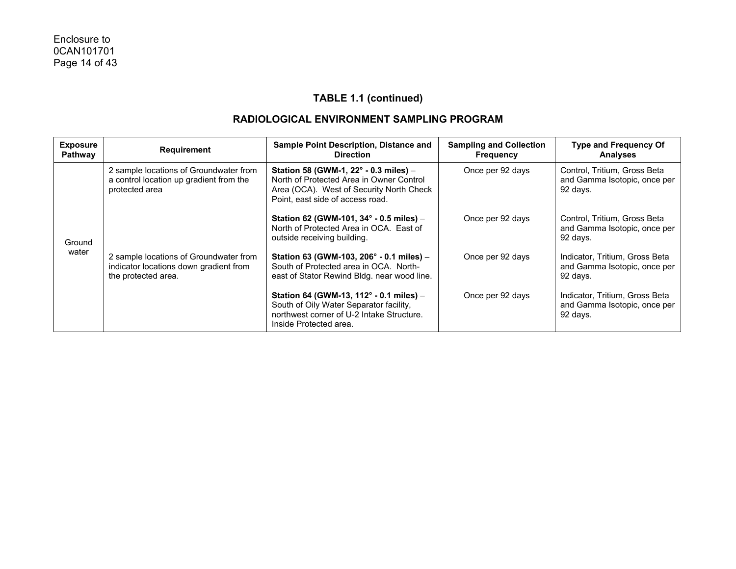## TABLE 1.1 (continued)

## RADIOLOGICAL ENVIRONMENT SAMPLING PROGRAM

| Exposure Pathway | Requirement | Sample Point Description, Distance and Direction | Sampling and Collection Frequency | Type and Frequency Of Analyses |
|---|---|---|---|---|
| Ground water | 2 sample locations of Groundwater from a control location up gradient from the protected area | **Station 58 (GWM-1, 22° - 0.3 miles)** – North of Protected Area in Owner Control Area (OCA). West of Security North Check Point, east side of access road. | Once per 92 days | Control, Tritium, Gross Beta and Gamma Isotopic, once per 92 days. |
| | | **Station 62 (GWM-101, 34° - 0.5 miles)** – North of Protected Area in OCA. East of outside receiving building. | Once per 92 days | Control, Tritium, Gross Beta and Gamma Isotopic, once per 92 days. |
| | 2 sample locations of Groundwater from indicator locations down gradient from the protected area. | **Station 63 (GWM-103, 206° - 0.1 miles)** – South of Protected area in OCA. North-east of Stator Rewind Bldg. near wood line. | Once per 92 days | Indicator, Tritium, Gross Beta and Gamma Isotopic, once per 92 days. |
| | | **Station 64 (GWM-13, 112° - 0.1 miles)** – South of Oily Water Separator facility, northwest corner of U-2 Intake Structure. Inside Protected area. | Once per 92 days | Indicator, Tritium, Gross Beta and Gamma Isotopic, once per 92 days. |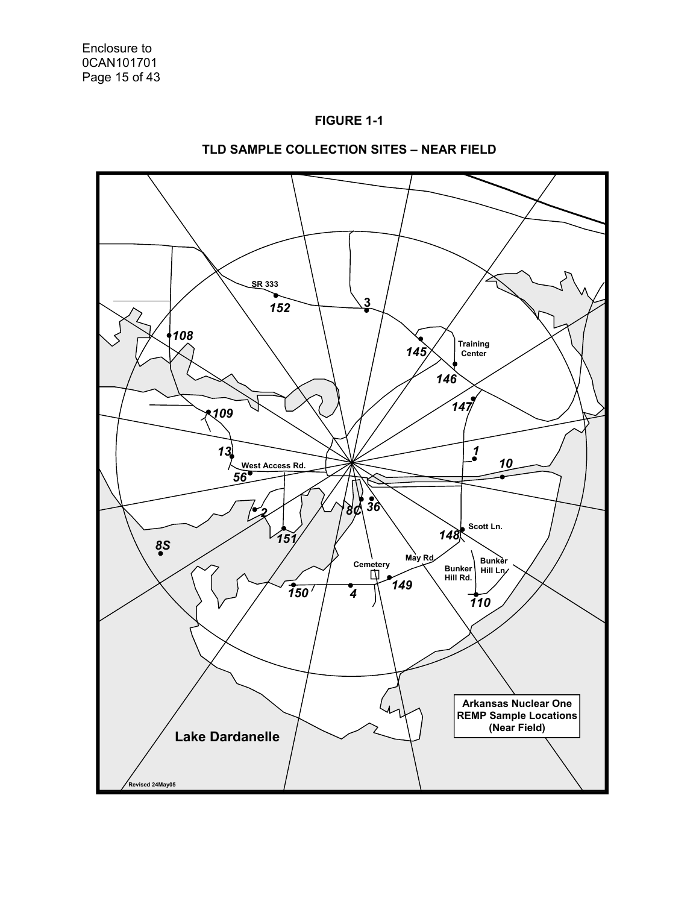**FIGURE 1-1**

**TLD SAMPLE COLLECTION SITES – NEAR FIELD**

SR 333

152

3

108

145

Training Center

146

147

109

1

13

10

West Access Rd.

56

8C

36

2

151

148

Scott Ln.

8S

May Rd.

Cemetery

Bunker Hill Rd.

Bunker Hill Ln.

150

4

149

110

Arkansas Nuclear One REMP Sample Locations (Near Field)

Lake Dardanelle

Revised 24May05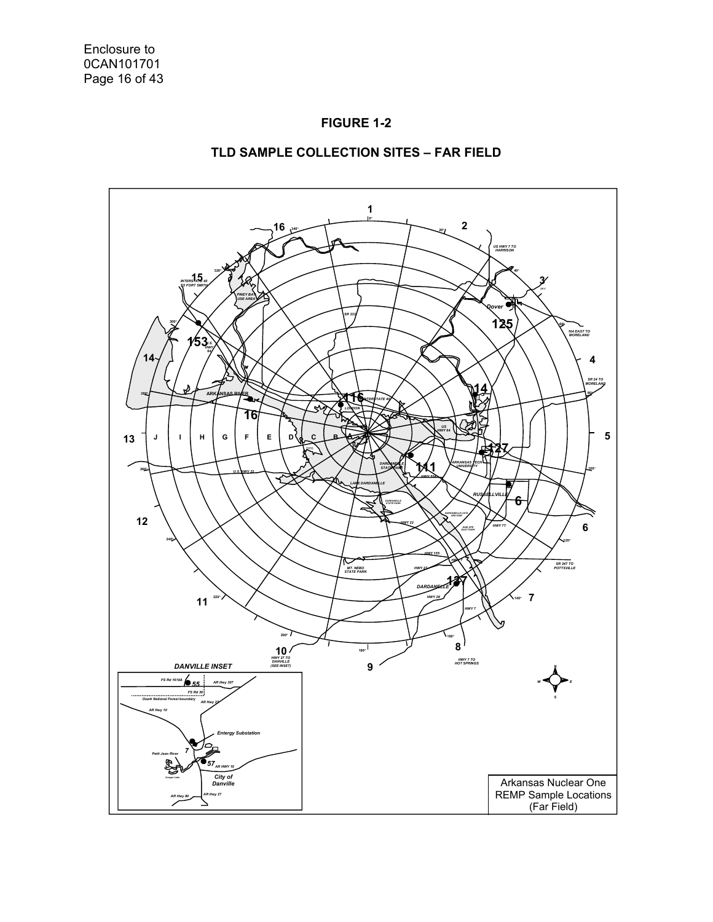**FIGURE 1-2**

**TLD SAMPLE COLLECTION SITES – FAR FIELD**

Arkansas Nuclear One
REMP Sample Locations
(Far Field)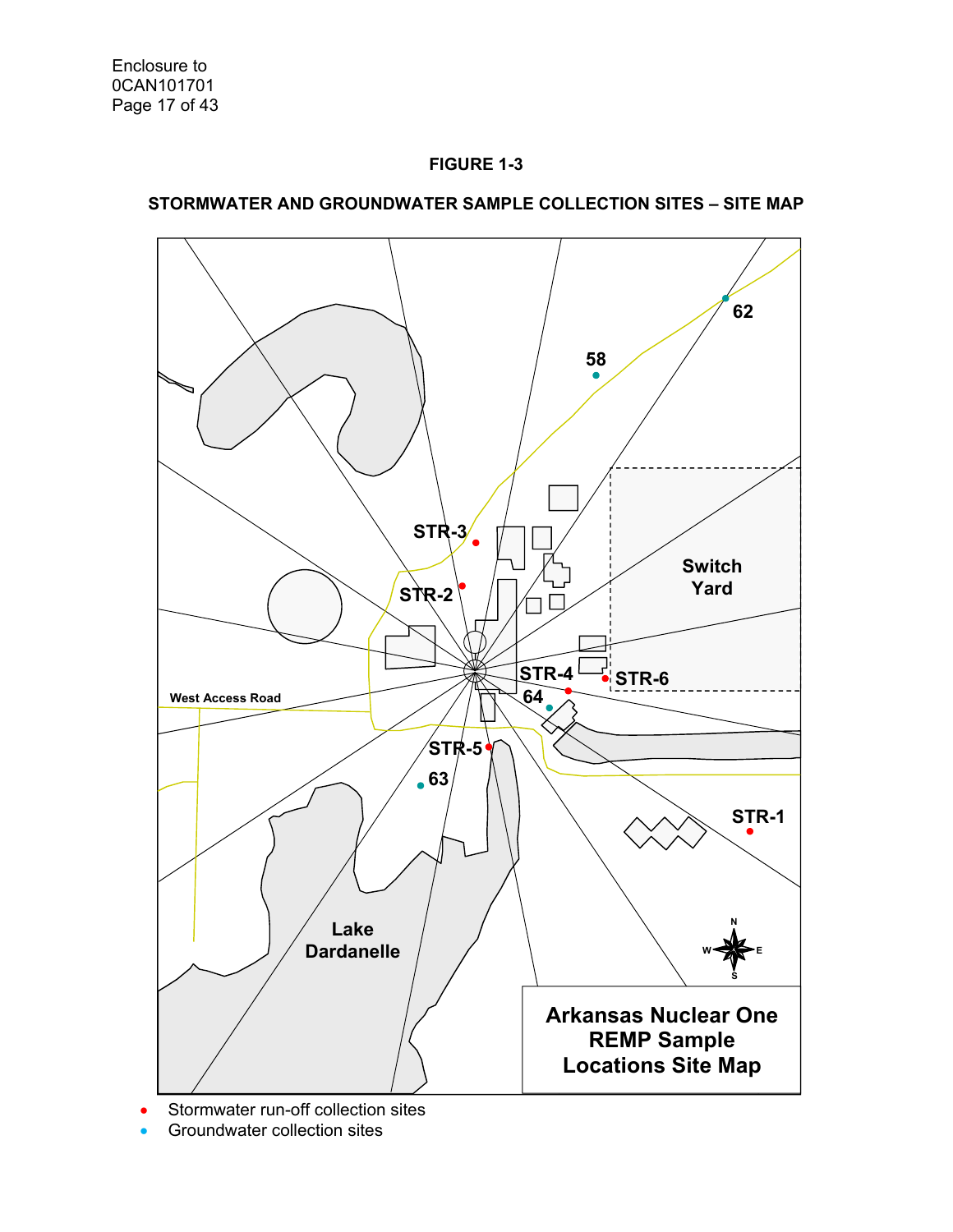**FIGURE 1-3**

**STORMWATER AND GROUNDWATER SAMPLE COLLECTION SITES – SITE MAP**

Arkansas Nuclear One REMP Sample Locations Site Map

STR-1, STR-2, STR-3, STR-4, STR-5, STR-6, 58, 62, 63, 64, Switch Yard, West Access Road, Lake Dardanelle

- Stormwater run-off collection sites
- Groundwater collection sites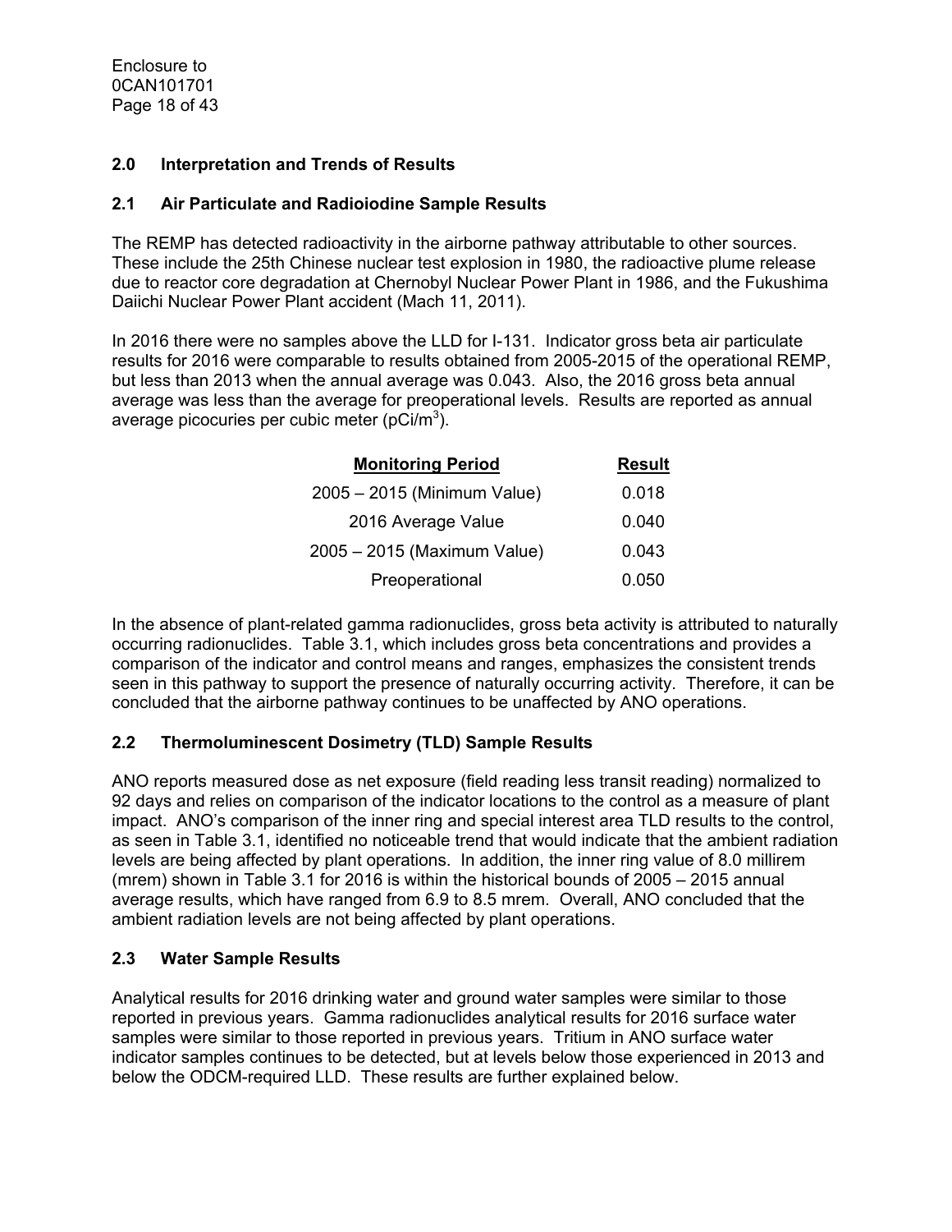## 2.0 Interpretation and Trends of Results

### 2.1 Air Particulate and Radioiodine Sample Results

The REMP has detected radioactivity in the airborne pathway attributable to other sources. These include the 25th Chinese nuclear test explosion in 1980, the radioactive plume release due to reactor core degradation at Chernobyl Nuclear Power Plant in 1986, and the Fukushima Daiichi Nuclear Power Plant accident (Mach 11, 2011).

In 2016 there were no samples above the LLD for I-131. Indicator gross beta air particulate results for 2016 were comparable to results obtained from 2005-2015 of the operational REMP, but less than 2013 when the annual average was 0.043. Also, the 2016 gross beta annual average was less than the average for preoperational levels. Results are reported as annual average picocuries per cubic meter ($pCi/m^3$).

| Monitoring Period | Result |
|---|---|
| 2005 – 2015 (Minimum Value) | 0.018 |
| 2016 Average Value | 0.040 |
| 2005 – 2015 (Maximum Value) | 0.043 |
| Preoperational | 0.050 |

In the absence of plant-related gamma radionuclides, gross beta activity is attributed to naturally occurring radionuclides. Table 3.1, which includes gross beta concentrations and provides a comparison of the indicator and control means and ranges, emphasizes the consistent trends seen in this pathway to support the presence of naturally occurring activity. Therefore, it can be concluded that the airborne pathway continues to be unaffected by ANO operations.

### 2.2 Thermoluminescent Dosimetry (TLD) Sample Results

ANO reports measured dose as net exposure (field reading less transit reading) normalized to 92 days and relies on comparison of the indicator locations to the control as a measure of plant impact. ANO's comparison of the inner ring and special interest area TLD results to the control, as seen in Table 3.1, identified no noticeable trend that would indicate that the ambient radiation levels are being affected by plant operations. In addition, the inner ring value of 8.0 millirem (mrem) shown in Table 3.1 for 2016 is within the historical bounds of 2005 – 2015 annual average results, which have ranged from 6.9 to 8.5 mrem. Overall, ANO concluded that the ambient radiation levels are not being affected by plant operations.

### 2.3 Water Sample Results

Analytical results for 2016 drinking water and ground water samples were similar to those reported in previous years. Gamma radionuclides analytical results for 2016 surface water samples were similar to those reported in previous years. Tritium in ANO surface water indicator samples continues to be detected, but at levels below those experienced in 2013 and below the ODCM-required LLD. These results are further explained below.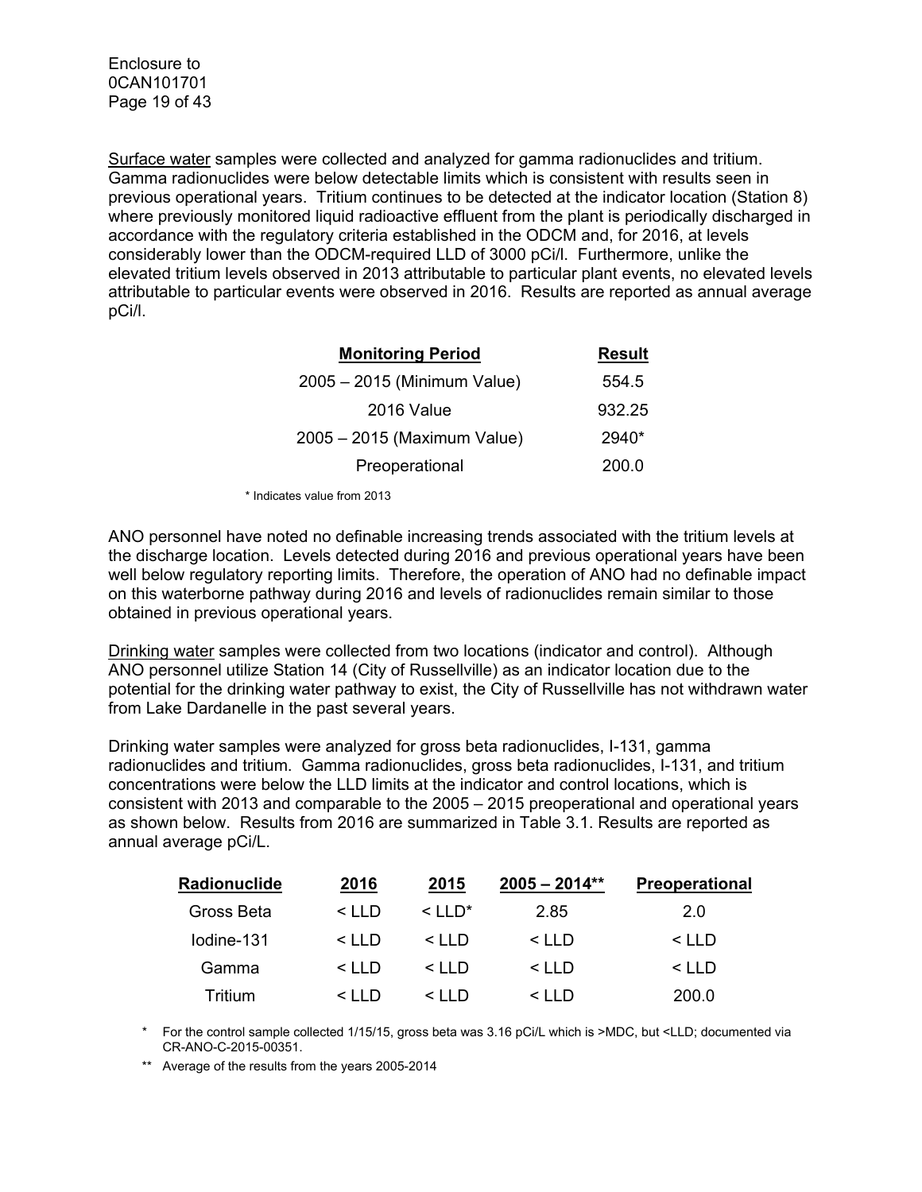Surface water samples were collected and analyzed for gamma radionuclides and tritium. Gamma radionuclides were below detectable limits which is consistent with results seen in previous operational years. Tritium continues to be detected at the indicator location (Station 8) where previously monitored liquid radioactive effluent from the plant is periodically discharged in accordance with the regulatory criteria established in the ODCM and, for 2016, at levels considerably lower than the ODCM-required LLD of 3000 pCi/l. Furthermore, unlike the elevated tritium levels observed in 2013 attributable to particular plant events, no elevated levels attributable to particular events were observed in 2016. Results are reported as annual average pCi/l.

| Monitoring Period | Result |
|---|---|
| 2005 – 2015 (Minimum Value) | 554.5 |
| 2016 Value | 932.25 |
| 2005 – 2015 (Maximum Value) | 2940* |
| Preoperational | 200.0 |

\* Indicates value from 2013

ANO personnel have noted no definable increasing trends associated with the tritium levels at the discharge location. Levels detected during 2016 and previous operational years have been well below regulatory reporting limits. Therefore, the operation of ANO had no definable impact on this waterborne pathway during 2016 and levels of radionuclides remain similar to those obtained in previous operational years.

Drinking water samples were collected from two locations (indicator and control). Although ANO personnel utilize Station 14 (City of Russellville) as an indicator location due to the potential for the drinking water pathway to exist, the City of Russellville has not withdrawn water from Lake Dardanelle in the past several years.

Drinking water samples were analyzed for gross beta radionuclides, I-131, gamma radionuclides and tritium. Gamma radionuclides, gross beta radionuclides, I-131, and tritium concentrations were below the LLD limits at the indicator and control locations, which is consistent with 2013 and comparable to the 2005 – 2015 preoperational and operational years as shown below. Results from 2016 are summarized in Table 3.1. Results are reported as annual average pCi/L.

| Radionuclide | 2016 | 2015 | 2005 – 2014** | Preoperational |
|---|---|---|---|---|
| Gross Beta | < LLD | < LLD* | 2.85 | 2.0 |
| Iodine-131 | < LLD | < LLD | < LLD | < LLD |
| Gamma | < LLD | < LLD | < LLD | < LLD |
| Tritium | < LLD | < LLD | < LLD | 200.0 |

\* For the control sample collected 1/15/15, gross beta was 3.16 pCi/L which is >MDC, but <LLD; documented via CR-ANO-C-2015-00351.

\** Average of the results from the years 2005-2014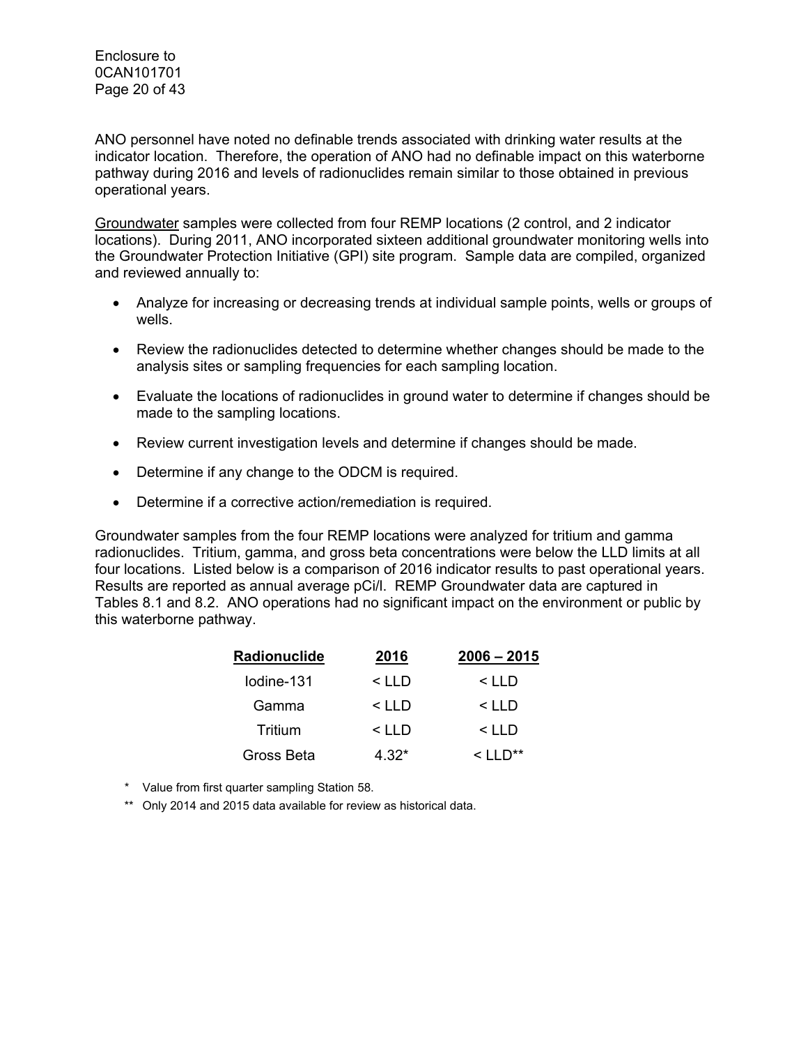ANO personnel have noted no definable trends associated with drinking water results at the indicator location. Therefore, the operation of ANO had no definable impact on this waterborne pathway during 2016 and levels of radionuclides remain similar to those obtained in previous operational years.

Groundwater samples were collected from four REMP locations (2 control, and 2 indicator locations). During 2011, ANO incorporated sixteen additional groundwater monitoring wells into the Groundwater Protection Initiative (GPI) site program. Sample data are compiled, organized and reviewed annually to:

- Analyze for increasing or decreasing trends at individual sample points, wells or groups of wells.
- Review the radionuclides detected to determine whether changes should be made to the analysis sites or sampling frequencies for each sampling location.
- Evaluate the locations of radionuclides in ground water to determine if changes should be made to the sampling locations.
- Review current investigation levels and determine if changes should be made.
- Determine if any change to the ODCM is required.
- Determine if a corrective action/remediation is required.

Groundwater samples from the four REMP locations were analyzed for tritium and gamma radionuclides. Tritium, gamma, and gross beta concentrations were below the LLD limits at all four locations. Listed below is a comparison of 2016 indicator results to past operational years. Results are reported as annual average pCi/l. REMP Groundwater data are captured in Tables 8.1 and 8.2. ANO operations had no significant impact on the environment or public by this waterborne pathway.

| Radionuclide | 2016 | 2006 – 2015 |
|---|---|---|
| Iodine-131 | < LLD | < LLD |
| Gamma | < LLD | < LLD |
| Tritium | < LLD | < LLD |
| Gross Beta | 4.32* | < LLD** |

\* Value from first quarter sampling Station 58.

\** Only 2014 and 2015 data available for review as historical data.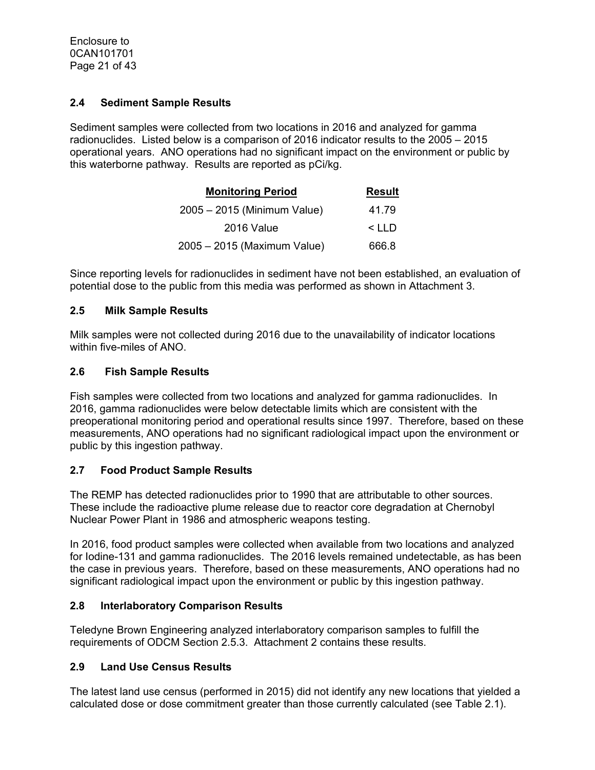### 2.4 Sediment Sample Results

Sediment samples were collected from two locations in 2016 and analyzed for gamma radionuclides. Listed below is a comparison of 2016 indicator results to the 2005 – 2015 operational years. ANO operations had no significant impact on the environment or public by this waterborne pathway. Results are reported as pCi/kg.

| Monitoring Period | Result |
|---|---|
| 2005 – 2015 (Minimum Value) | 41.79 |
| 2016 Value | < LLD |
| 2005 – 2015 (Maximum Value) | 666.8 |

Since reporting levels for radionuclides in sediment have not been established, an evaluation of potential dose to the public from this media was performed as shown in Attachment 3.

### 2.5 Milk Sample Results

Milk samples were not collected during 2016 due to the unavailability of indicator locations within five-miles of ANO.

### 2.6 Fish Sample Results

Fish samples were collected from two locations and analyzed for gamma radionuclides. In 2016, gamma radionuclides were below detectable limits which are consistent with the preoperational monitoring period and operational results since 1997. Therefore, based on these measurements, ANO operations had no significant radiological impact upon the environment or public by this ingestion pathway.

### 2.7 Food Product Sample Results

The REMP has detected radionuclides prior to 1990 that are attributable to other sources. These include the radioactive plume release due to reactor core degradation at Chernobyl Nuclear Power Plant in 1986 and atmospheric weapons testing.

In 2016, food product samples were collected when available from two locations and analyzed for Iodine-131 and gamma radionuclides. The 2016 levels remained undetectable, as has been the case in previous years. Therefore, based on these measurements, ANO operations had no significant radiological impact upon the environment or public by this ingestion pathway.

### 2.8 Interlaboratory Comparison Results

Teledyne Brown Engineering analyzed interlaboratory comparison samples to fulfill the requirements of ODCM Section 2.5.3. Attachment 2 contains these results.

### 2.9 Land Use Census Results

The latest land use census (performed in 2015) did not identify any new locations that yielded a calculated dose or dose commitment greater than those currently calculated (see Table 2.1).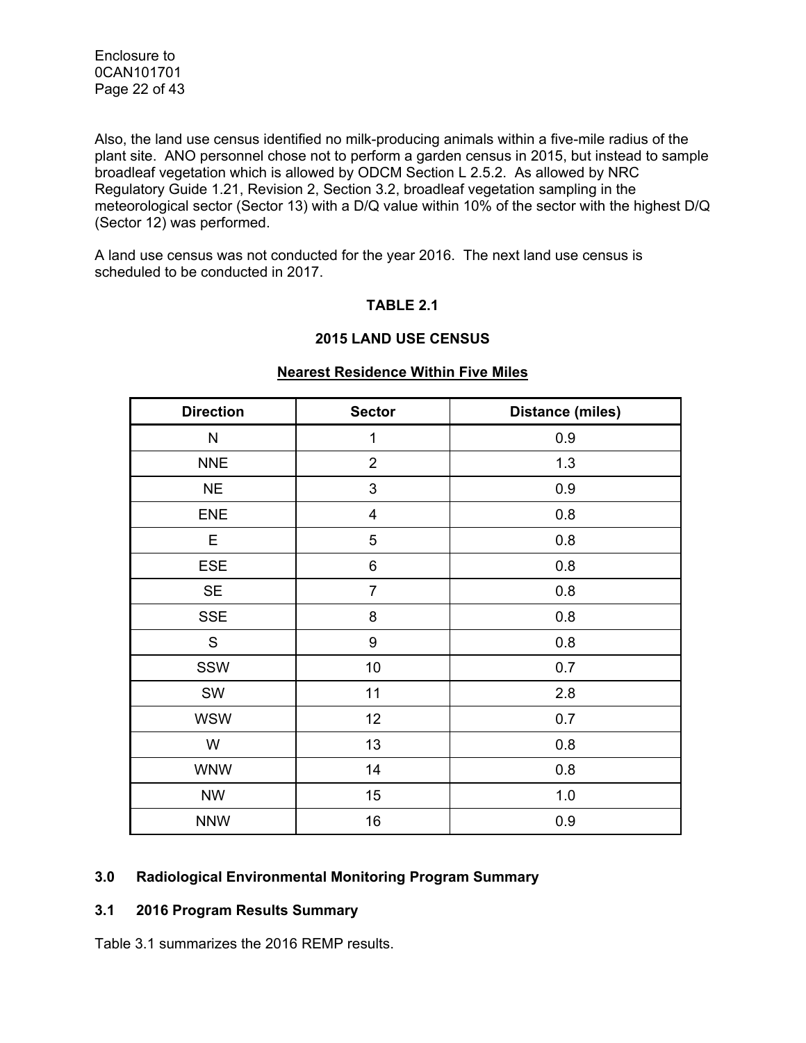Also, the land use census identified no milk-producing animals within a five-mile radius of the plant site. ANO personnel chose not to perform a garden census in 2015, but instead to sample broadleaf vegetation which is allowed by ODCM Section L 2.5.2. As allowed by NRC Regulatory Guide 1.21, Revision 2, Section 3.2, broadleaf vegetation sampling in the meteorological sector (Sector 13) with a D/Q value within 10% of the sector with the highest D/Q (Sector 12) was performed.

A land use census was not conducted for the year 2016. The next land use census is scheduled to be conducted in 2017.

**TABLE 2.1**

**2015 LAND USE CENSUS**

**Nearest Residence Within Five Miles**

| Direction | Sector | Distance (miles) |
|---|---|---|
| N | 1 | 0.9 |
| NNE | 2 | 1.3 |
| NE | 3 | 0.9 |
| ENE | 4 | 0.8 |
| E | 5 | 0.8 |
| ESE | 6 | 0.8 |
| SE | 7 | 0.8 |
| SSE | 8 | 0.8 |
| S | 9 | 0.8 |
| SSW | 10 | 0.7 |
| SW | 11 | 2.8 |
| WSW | 12 | 0.7 |
| W | 13 | 0.8 |
| WNW | 14 | 0.8 |
| NW | 15 | 1.0 |
| NNW | 16 | 0.9 |

## 3.0 Radiological Environmental Monitoring Program Summary

### 3.1 2016 Program Results Summary

Table 3.1 summarizes the 2016 REMP results.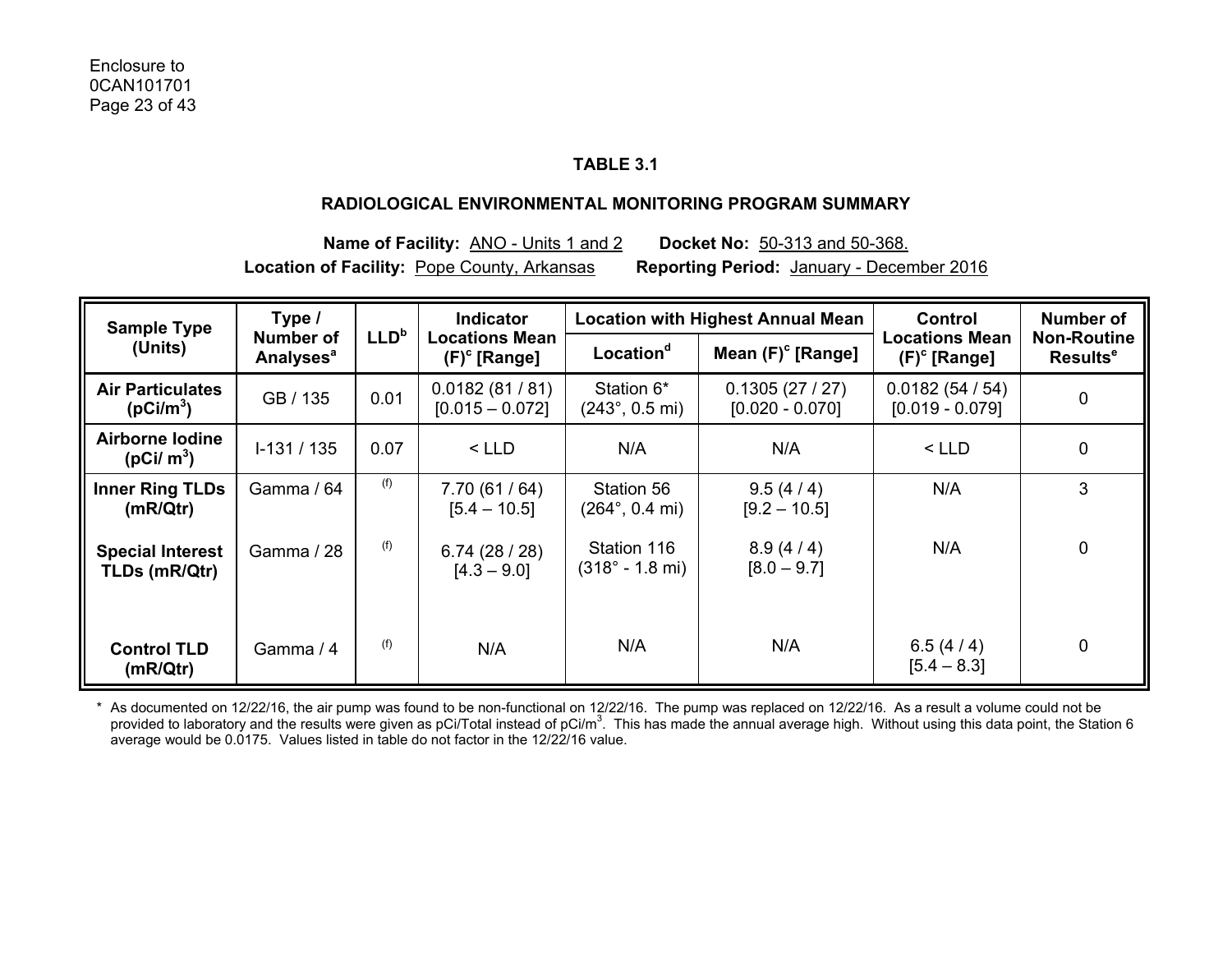**TABLE 3.1**

**RADIOLOGICAL ENVIRONMENTAL MONITORING PROGRAM SUMMARY**

**Name of Facility:** ANO - Units 1 and 2 **Docket No:** 50-313 and 50-368.
**Location of Facility:** Pope County, Arkansas **Reporting Period:** January - December 2016

| Sample Type (Units) | Type / Number of Analyses[a] | LLD[b] | Indicator Locations Mean (F)[c] [Range] | Location with Highest Annual Mean | | Control Locations Mean (F)[c] [Range] | Number of Non-Routine Results[e] |
|---|---|---|---|---|---|---|---|
| | | | | Location[d] | Mean (F)[c] [Range] | | |
| **Air Particulates ($pCi/m^3$)** | GB / 135 | 0.01 | 0.0182 (81 / 81) [0.015 – 0.072] | Station 6* (243°, 0.5 mi) | 0.1305 (27 / 27) [0.020 - 0.070] | 0.0182 (54 / 54) [0.019 - 0.079] | 0 |
| **Airborne Iodine ($pCi/ m^3$)** | I-131 / 135 | 0.07 | < LLD | N/A | N/A | < LLD | 0 |
| **Inner Ring TLDs (mR/Qtr)** | Gamma / 64 | (f) | 7.70 (61 / 64) [5.4 – 10.5] | Station 56 (264°, 0.4 mi) | 9.5 (4 / 4) [9.2 – 10.5] | N/A | 3 |
| **Special Interest TLDs (mR/Qtr)** | Gamma / 28 | (f) | 6.74 (28 / 28) [4.3 – 9.0] | Station 116 (318° - 1.8 mi) | 8.9 (4 / 4) [8.0 – 9.7] | N/A | 0 |
| **Control TLD (mR/Qtr)** | Gamma / 4 | (f) | N/A | N/A | N/A | 6.5 (4 / 4) [5.4 – 8.3] | 0 |

\* As documented on 12/22/16, the air pump was found to be non-functional on 12/22/16. The pump was replaced on 12/22/16. As a result a volume could not be provided to laboratory and the results were given as pCi/Total instead of $pCi/m^3$. This has made the annual average high. Without using this data point, the Station 6 average would be 0.0175. Values listed in table do not factor in the 12/22/16 value.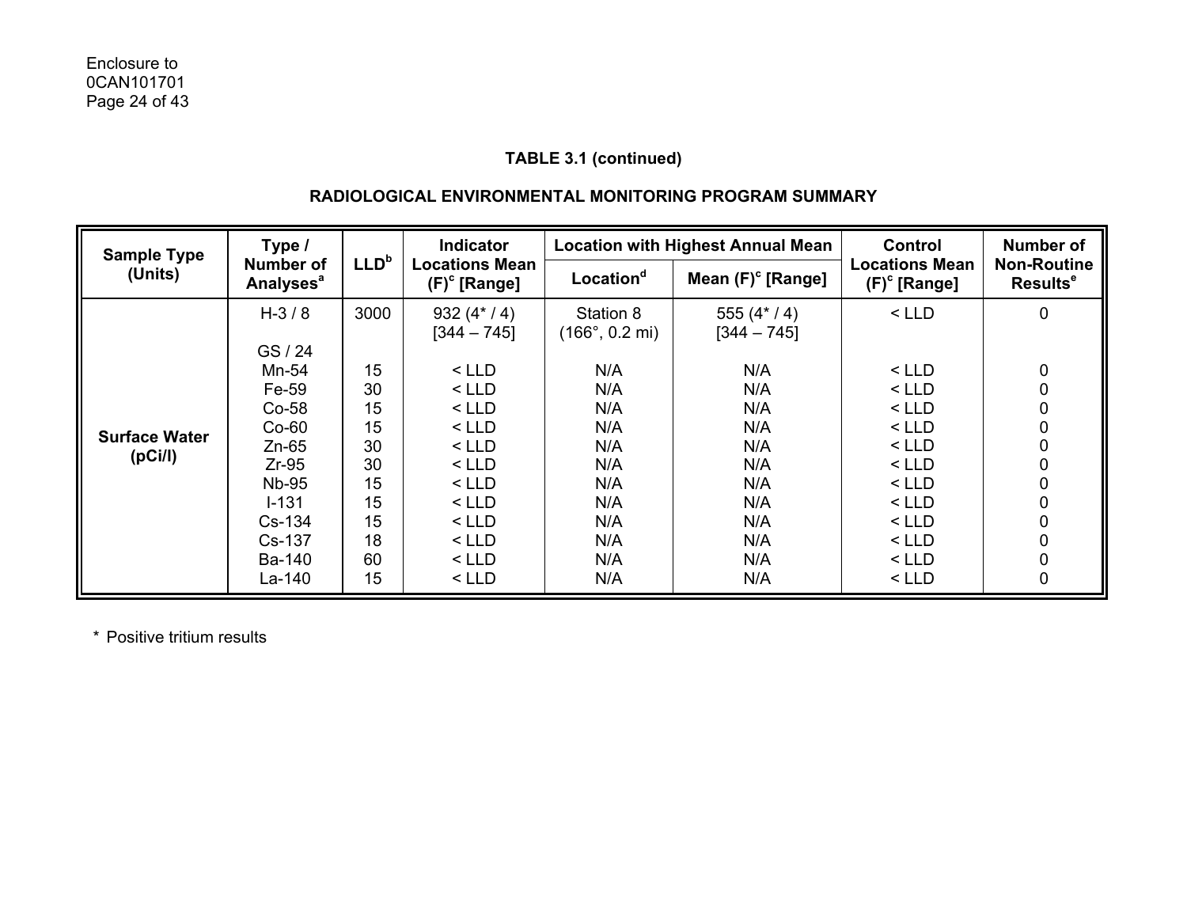**TABLE 3.1 (continued)**

**RADIOLOGICAL ENVIRONMENTAL MONITORING PROGRAM SUMMARY**

| Sample Type (Units) | Type / Number of Analyses[a] | LLD[b] | Indicator Locations Mean (F)[c] [Range] | Location with Highest Annual Mean | | Control Locations Mean (F)[c] [Range] | Number of Non-Routine Results[e] |
|---|---|---|---|---|---|---|---|
| | | | | Location[d] | Mean (F)[c] [Range] | | |
| Surface Water (pCi/l) | H-3 / 8 | 3000 | 932 (4* / 4) [344 – 745] | Station 8 (166°, 0.2 mi) | 555 (4* / 4) [344 – 745] | < LLD | 0 |
| | GS / 24 | | | | | | |
| | Mn-54 | 15 | < LLD | N/A | N/A | < LLD | 0 |
| | Fe-59 | 30 | < LLD | N/A | N/A | < LLD | 0 |
| | Co-58 | 15 | < LLD | N/A | N/A | < LLD | 0 |
| | Co-60 | 15 | < LLD | N/A | N/A | < LLD | 0 |
| | Zn-65 | 30 | < LLD | N/A | N/A | < LLD | 0 |
| | Zr-95 | 30 | < LLD | N/A | N/A | < LLD | 0 |
| | Nb-95 | 15 | < LLD | N/A | N/A | < LLD | 0 |
| | I-131 | 15 | < LLD | N/A | N/A | < LLD | 0 |
| | Cs-134 | 15 | < LLD | N/A | N/A | < LLD | 0 |
| | Cs-137 | 18 | < LLD | N/A | N/A | < LLD | 0 |
| | Ba-140 | 60 | < LLD | N/A | N/A | < LLD | 0 |
| | La-140 | 15 | < LLD | N/A | N/A | < LLD | 0 |

* Positive tritium results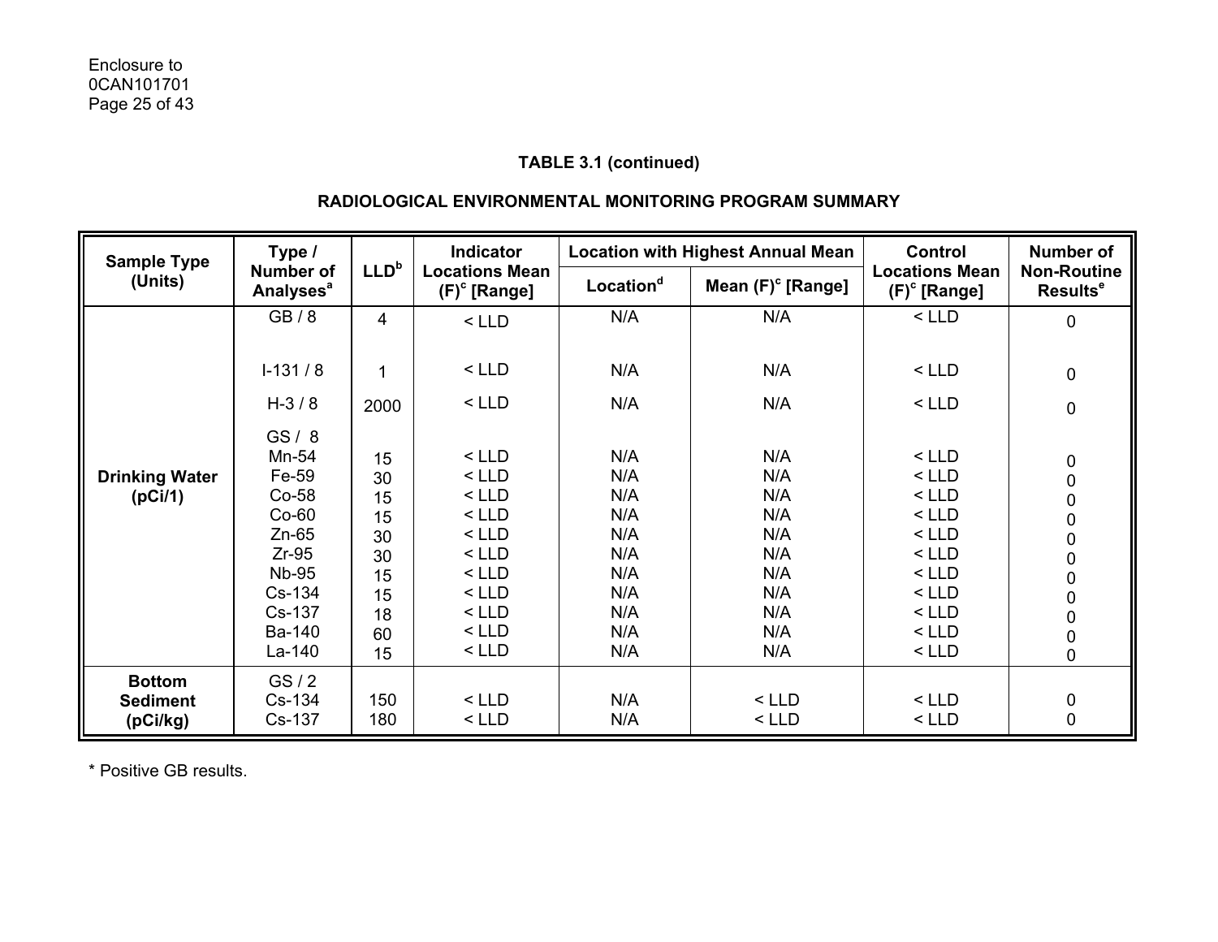## TABLE 3.1 (continued)

## RADIOLOGICAL ENVIRONMENTAL MONITORING PROGRAM SUMMARY

| Sample Type (Units) | Type / Number of Analyses[a] | LLD[b] | Indicator Locations Mean (F)[c] [Range] | Location with Highest Annual Mean | | Control Locations Mean (F)[c] [Range] | Number of Non-Routine Results[e] |
|---|---|---|---|---|---|---|---|
| | | | | Location[d] | Mean (F)[c] [Range] | | |
| **Drinking Water (pCi/1)** | GB / 8 | 4 | < LLD | N/A | N/A | < LLD | 0 |
| | I-131 / 8 | 1 | < LLD | N/A | N/A | < LLD | 0 |
| | H-3 / 8 | 2000 | < LLD | N/A | N/A | < LLD | 0 |
| | GS / 8 | | | | | | |
| | Mn-54 | 15 | < LLD | N/A | N/A | < LLD | 0 |
| | Fe-59 | 30 | < LLD | N/A | N/A | < LLD | 0 |
| | Co-58 | 15 | < LLD | N/A | N/A | < LLD | 0 |
| | Co-60 | 15 | < LLD | N/A | N/A | < LLD | 0 |
| | Zn-65 | 30 | < LLD | N/A | N/A | < LLD | 0 |
| | Zr-95 | 30 | < LLD | N/A | N/A | < LLD | 0 |
| | Nb-95 | 15 | < LLD | N/A | N/A | < LLD | 0 |
| | Cs-134 | 15 | < LLD | N/A | N/A | < LLD | 0 |
| | Cs-137 | 18 | < LLD | N/A | N/A | < LLD | 0 |
| | Ba-140 | 60 | < LLD | N/A | N/A | < LLD | 0 |
| | La-140 | 15 | < LLD | N/A | N/A | < LLD | 0 |
| **Bottom Sediment (pCi/kg)** | GS / 2 | | | | | | |
| | Cs-134 | 150 | < LLD | N/A | < LLD | < LLD | 0 |
| | Cs-137 | 180 | < LLD | N/A | < LLD | < LLD | 0 |

\* Positive GB results.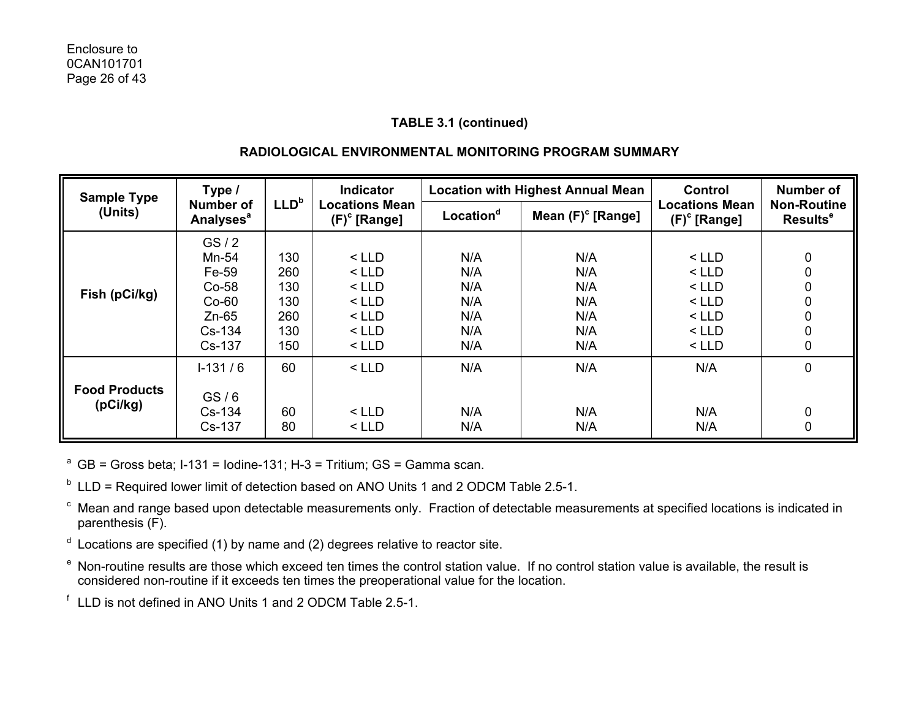**TABLE 3.1 (continued)**

**RADIOLOGICAL ENVIRONMENTAL MONITORING PROGRAM SUMMARY**

| Sample Type (Units) | Type / Number of Analyses[a] | LLD[b] | Indicator Locations Mean (F)[c] [Range] | Location with Highest Annual Mean | | Control Locations Mean (F)[c] [Range] | Number of Non-Routine Results[e] |
|---|---|---|---|---|---|---|---|
| | | | | Location[d] | Mean (F)[c] [Range] | | |
| Fish (pCi/kg) | GS / 2 | | | | | | |
| | Mn-54 | 130 | < LLD | N/A | N/A | < LLD | 0 |
| | Fe-59 | 260 | < LLD | N/A | N/A | < LLD | 0 |
| | Co-58 | 130 | < LLD | N/A | N/A | < LLD | 0 |
| | Co-60 | 130 | < LLD | N/A | N/A | < LLD | 0 |
| | Zn-65 | 260 | < LLD | N/A | N/A | < LLD | 0 |
| | Cs-134 | 130 | < LLD | N/A | N/A | < LLD | 0 |
| | Cs-137 | 150 | < LLD | N/A | N/A | < LLD | 0 |
| Food Products (pCi/kg) | I-131 / 6 | 60 | < LLD | N/A | N/A | N/A | 0 |
| | GS / 6 | | | | | | |
| | Cs-134 | 60 | < LLD | N/A | N/A | N/A | 0 |
| | Cs-137 | 80 | < LLD | N/A | N/A | N/A | 0 |

[a] GB = Gross beta; I-131 = Iodine-131; H-3 = Tritium; GS = Gamma scan.

[b] LLD = Required lower limit of detection based on ANO Units 1 and 2 ODCM Table 2.5-1.

[c] Mean and range based upon detectable measurements only. Fraction of detectable measurements at specified locations is indicated in parenthesis (F).

[d] Locations are specified (1) by name and (2) degrees relative to reactor site.

[e] Non-routine results are those which exceed ten times the control station value. If no control station value is available, the result is considered non-routine if it exceeds ten times the preoperational value for the location.

[f] LLD is not defined in ANO Units 1 and 2 ODCM Table 2.5-1.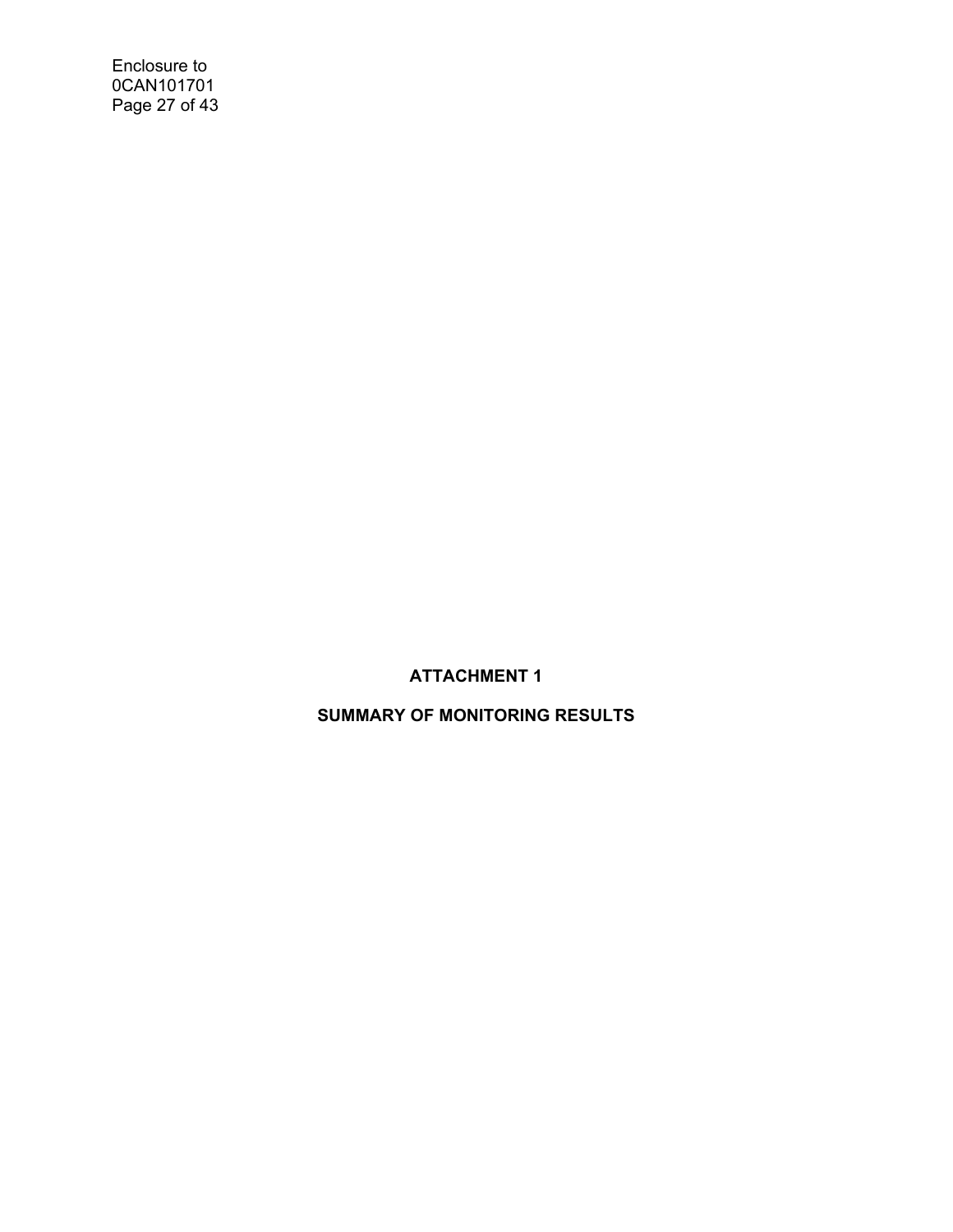# ATTACHMENT 1

## SUMMARY OF MONITORING RESULTS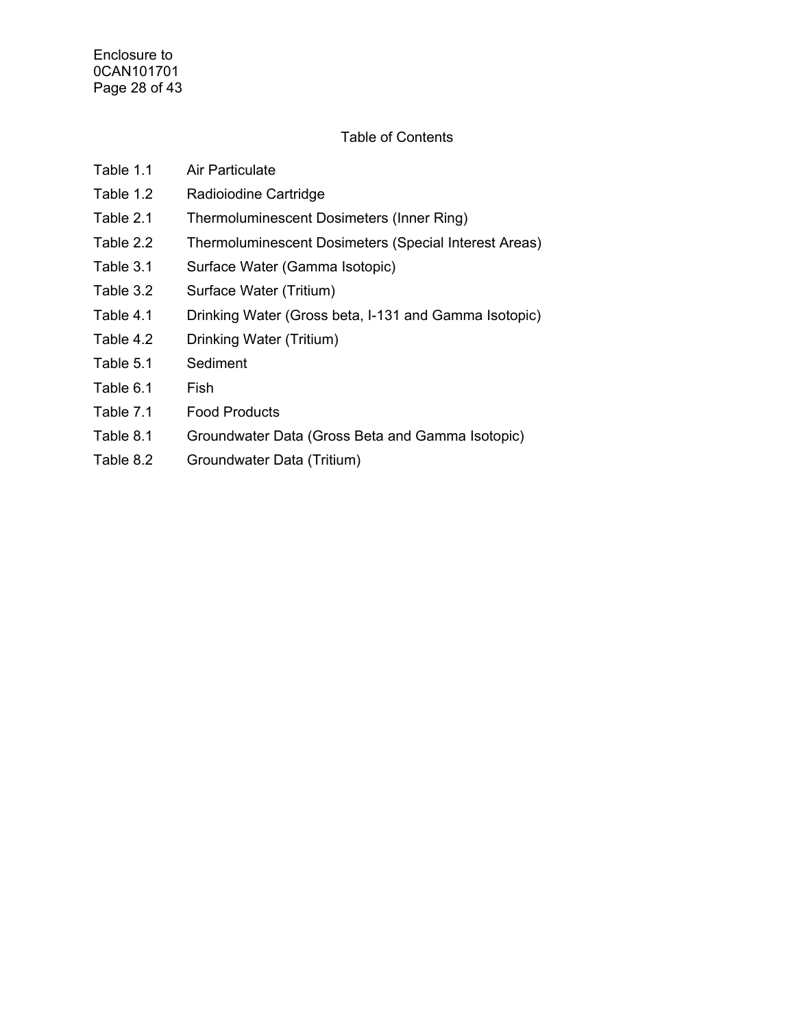# Table of Contents

| | |
|---|---|
| Table 1.1 | Air Particulate |
| Table 1.2 | Radioiodine Cartridge |
| Table 2.1 | Thermoluminescent Dosimeters (Inner Ring) |
| Table 2.2 | Thermoluminescent Dosimeters (Special Interest Areas) |
| Table 3.1 | Surface Water (Gamma Isotopic) |
| Table 3.2 | Surface Water (Tritium) |
| Table 4.1 | Drinking Water (Gross beta, I-131 and Gamma Isotopic) |
| Table 4.2 | Drinking Water (Tritium) |
| Table 5.1 | Sediment |
| Table 6.1 | Fish |
| Table 7.1 | Food Products |
| Table 8.1 | Groundwater Data (Gross Beta and Gamma Isotopic) |
| Table 8.2 | Groundwater Data (Tritium) |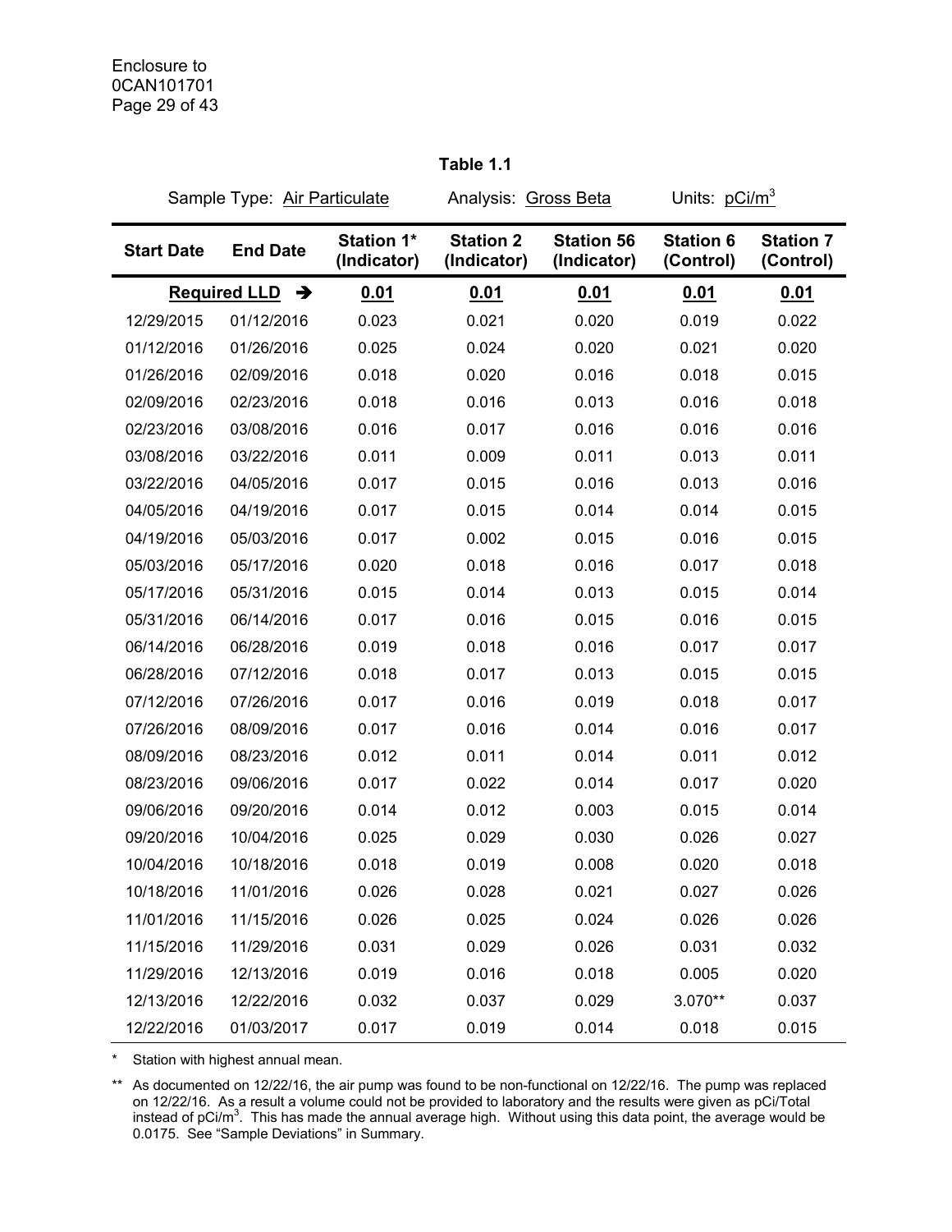Enclosure to
0CAN101701

**Table 1.1**

Sample Type: Air Particulate &nbsp;&nbsp;&nbsp; Analysis: Gross Beta &nbsp;&nbsp;&nbsp; Units: $pCi/m^3$

| Start Date | End Date | Station 1* (Indicator) | Station 2 (Indicator) | Station 56 (Indicator) | Station 6 (Control) | Station 7 (Control) |
|---|---|---|---|---|---|---|
| **Required LLD** ➔ | | **0.01** | **0.01** | **0.01** | **0.01** | **0.01** |
| 12/29/2015 | 01/12/2016 | 0.023 | 0.021 | 0.020 | 0.019 | 0.022 |
| 01/12/2016 | 01/26/2016 | 0.025 | 0.024 | 0.020 | 0.021 | 0.020 |
| 01/26/2016 | 02/09/2016 | 0.018 | 0.020 | 0.016 | 0.018 | 0.015 |
| 02/09/2016 | 02/23/2016 | 0.018 | 0.016 | 0.013 | 0.016 | 0.018 |
| 02/23/2016 | 03/08/2016 | 0.016 | 0.017 | 0.016 | 0.016 | 0.016 |
| 03/08/2016 | 03/22/2016 | 0.011 | 0.009 | 0.011 | 0.013 | 0.011 |
| 03/22/2016 | 04/05/2016 | 0.017 | 0.015 | 0.016 | 0.013 | 0.016 |
| 04/05/2016 | 04/19/2016 | 0.017 | 0.015 | 0.014 | 0.014 | 0.015 |
| 04/19/2016 | 05/03/2016 | 0.017 | 0.002 | 0.015 | 0.016 | 0.015 |
| 05/03/2016 | 05/17/2016 | 0.020 | 0.018 | 0.016 | 0.017 | 0.018 |
| 05/17/2016 | 05/31/2016 | 0.015 | 0.014 | 0.013 | 0.015 | 0.014 |
| 05/31/2016 | 06/14/2016 | 0.017 | 0.016 | 0.015 | 0.016 | 0.015 |
| 06/14/2016 | 06/28/2016 | 0.019 | 0.018 | 0.016 | 0.017 | 0.017 |
| 06/28/2016 | 07/12/2016 | 0.018 | 0.017 | 0.013 | 0.015 | 0.015 |
| 07/12/2016 | 07/26/2016 | 0.017 | 0.016 | 0.019 | 0.018 | 0.017 |
| 07/26/2016 | 08/09/2016 | 0.017 | 0.016 | 0.014 | 0.016 | 0.017 |
| 08/09/2016 | 08/23/2016 | 0.012 | 0.011 | 0.014 | 0.011 | 0.012 |
| 08/23/2016 | 09/06/2016 | 0.017 | 0.022 | 0.014 | 0.017 | 0.020 |
| 09/06/2016 | 09/20/2016 | 0.014 | 0.012 | 0.003 | 0.015 | 0.014 |
| 09/20/2016 | 10/04/2016 | 0.025 | 0.029 | 0.030 | 0.026 | 0.027 |
| 10/04/2016 | 10/18/2016 | 0.018 | 0.019 | 0.008 | 0.020 | 0.018 |
| 10/18/2016 | 11/01/2016 | 0.026 | 0.028 | 0.021 | 0.027 | 0.026 |
| 11/01/2016 | 11/15/2016 | 0.026 | 0.025 | 0.024 | 0.026 | 0.026 |
| 11/15/2016 | 11/29/2016 | 0.031 | 0.029 | 0.026 | 0.031 | 0.032 |
| 11/29/2016 | 12/13/2016 | 0.019 | 0.016 | 0.018 | 0.005 | 0.020 |
| 12/13/2016 | 12/22/2016 | 0.032 | 0.037 | 0.029 | 3.070** | 0.037 |
| 12/22/2016 | 01/03/2017 | 0.017 | 0.019 | 0.014 | 0.018 | 0.015 |

\* Station with highest annual mean.

\*\* As documented on 12/22/16, the air pump was found to be non-functional on 12/22/16. The pump was replaced on 12/22/16. As a result a volume could not be provided to laboratory and the results were given as pCi/Total instead of $pCi/m^3$. This has made the annual average high. Without using this data point, the average would be 0.0175. See "Sample Deviations" in Summary.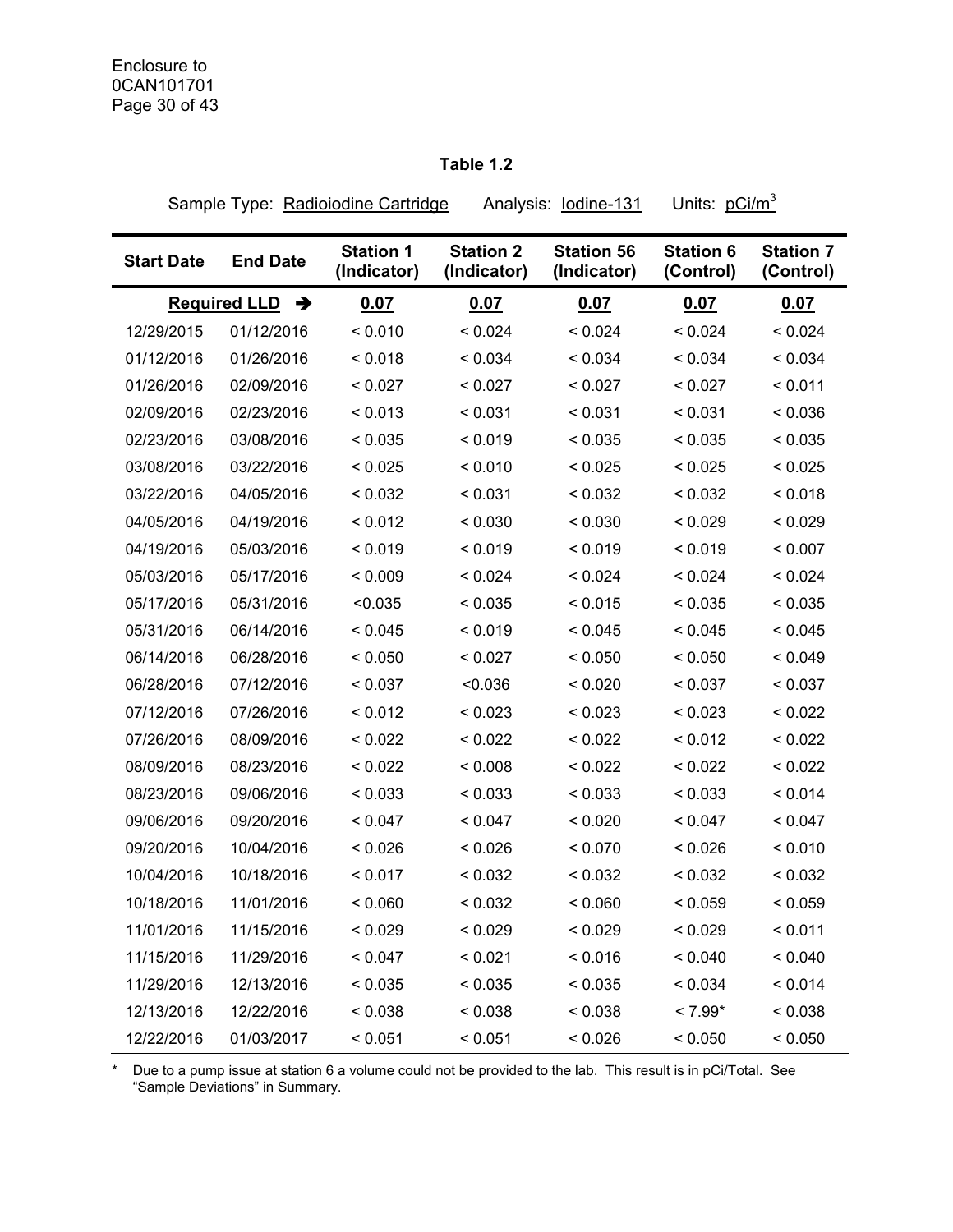**Table 1.2**

Sample Type: Radioiodine Cartridge   Analysis: Iodine-131   Units: $pCi/m^3$

| Start Date | End Date | Station 1 (Indicator) | Station 2 (Indicator) | Station 56 (Indicator) | Station 6 (Control) | Station 7 (Control) |
|---|---|---|---|---|---|---|
| **Required LLD ➔** | | **0.07** | **0.07** | **0.07** | **0.07** | **0.07** |
| 12/29/2015 | 01/12/2016 | < 0.010 | < 0.024 | < 0.024 | < 0.024 | < 0.024 |
| 01/12/2016 | 01/26/2016 | < 0.018 | < 0.034 | < 0.034 | < 0.034 | < 0.034 |
| 01/26/2016 | 02/09/2016 | < 0.027 | < 0.027 | < 0.027 | < 0.027 | < 0.011 |
| 02/09/2016 | 02/23/2016 | < 0.013 | < 0.031 | < 0.031 | < 0.031 | < 0.036 |
| 02/23/2016 | 03/08/2016 | < 0.035 | < 0.019 | < 0.035 | < 0.035 | < 0.035 |
| 03/08/2016 | 03/22/2016 | < 0.025 | < 0.010 | < 0.025 | < 0.025 | < 0.025 |
| 03/22/2016 | 04/05/2016 | < 0.032 | < 0.031 | < 0.032 | < 0.032 | < 0.018 |
| 04/05/2016 | 04/19/2016 | < 0.012 | < 0.030 | < 0.030 | < 0.029 | < 0.029 |
| 04/19/2016 | 05/03/2016 | < 0.019 | < 0.019 | < 0.019 | < 0.019 | < 0.007 |
| 05/03/2016 | 05/17/2016 | < 0.009 | < 0.024 | < 0.024 | < 0.024 | < 0.024 |
| 05/17/2016 | 05/31/2016 | <0.035 | < 0.035 | < 0.015 | < 0.035 | < 0.035 |
| 05/31/2016 | 06/14/2016 | < 0.045 | < 0.019 | < 0.045 | < 0.045 | < 0.045 |
| 06/14/2016 | 06/28/2016 | < 0.050 | < 0.027 | < 0.050 | < 0.050 | < 0.049 |
| 06/28/2016 | 07/12/2016 | < 0.037 | <0.036 | < 0.020 | < 0.037 | < 0.037 |
| 07/12/2016 | 07/26/2016 | < 0.012 | < 0.023 | < 0.023 | < 0.023 | < 0.022 |
| 07/26/2016 | 08/09/2016 | < 0.022 | < 0.022 | < 0.022 | < 0.012 | < 0.022 |
| 08/09/2016 | 08/23/2016 | < 0.022 | < 0.008 | < 0.022 | < 0.022 | < 0.022 |
| 08/23/2016 | 09/06/2016 | < 0.033 | < 0.033 | < 0.033 | < 0.033 | < 0.014 |
| 09/06/2016 | 09/20/2016 | < 0.047 | < 0.047 | < 0.020 | < 0.047 | < 0.047 |
| 09/20/2016 | 10/04/2016 | < 0.026 | < 0.026 | < 0.070 | < 0.026 | < 0.010 |
| 10/04/2016 | 10/18/2016 | < 0.017 | < 0.032 | < 0.032 | < 0.032 | < 0.032 |
| 10/18/2016 | 11/01/2016 | < 0.060 | < 0.032 | < 0.060 | < 0.059 | < 0.059 |
| 11/01/2016 | 11/15/2016 | < 0.029 | < 0.029 | < 0.029 | < 0.029 | < 0.011 |
| 11/15/2016 | 11/29/2016 | < 0.047 | < 0.021 | < 0.016 | < 0.040 | < 0.040 |
| 11/29/2016 | 12/13/2016 | < 0.035 | < 0.035 | < 0.035 | < 0.034 | < 0.014 |
| 12/13/2016 | 12/22/2016 | < 0.038 | < 0.038 | < 0.038 | < 7.99* | < 0.038 |
| 12/22/2016 | 01/03/2017 | < 0.051 | < 0.051 | < 0.026 | < 0.050 | < 0.050 |

\* Due to a pump issue at station 6 a volume could not be provided to the lab. This result is in pCi/Total. See "Sample Deviations" in Summary.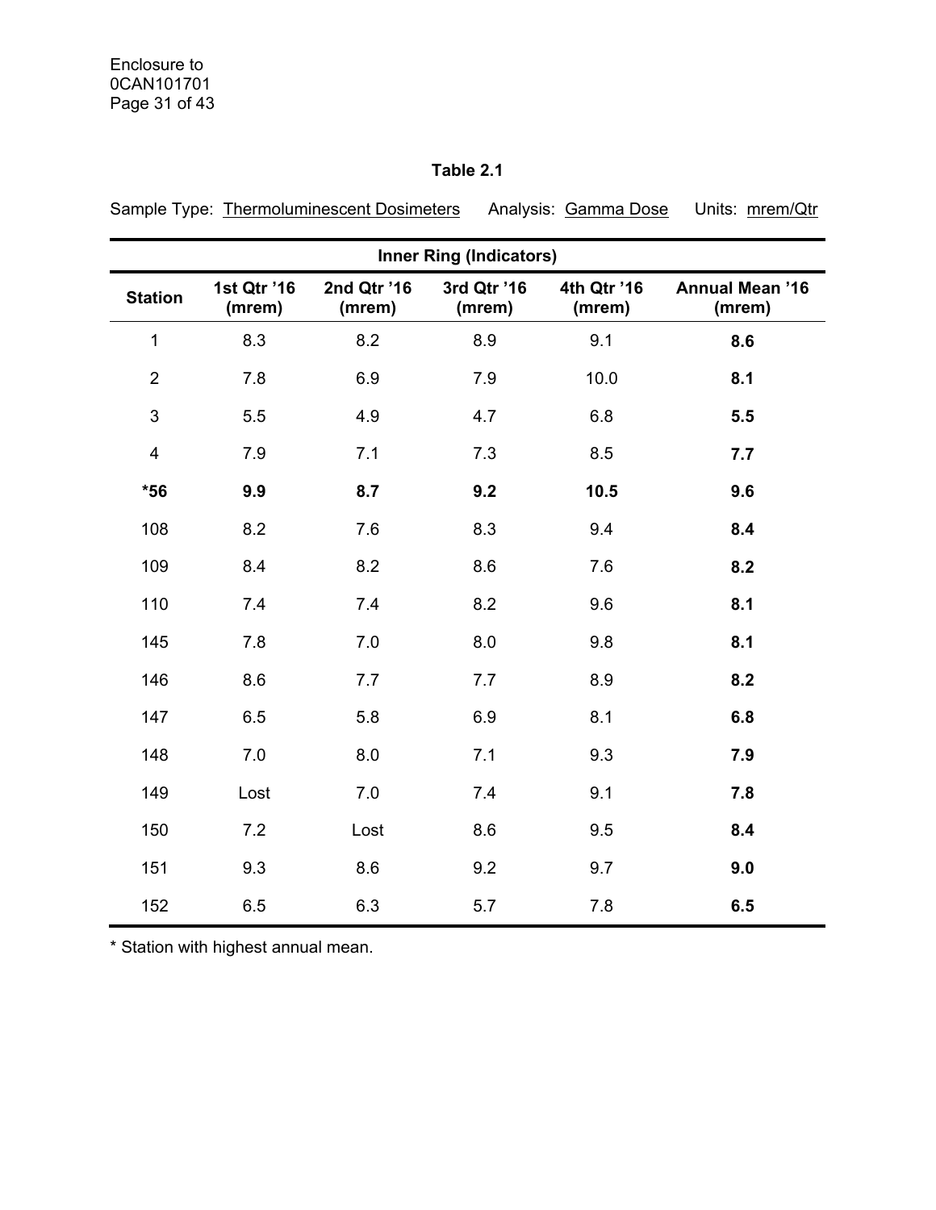**Table 2.1**

Sample Type: Thermoluminescent Dosimeters Analysis: Gamma Dose Units: mrem/Qtr

| Inner Ring (Indicators) | | | | | |
|---|---|---|---|---|---|
| **Station** | **1st Qtr '16 (mrem)** | **2nd Qtr '16 (mrem)** | **3rd Qtr '16 (mrem)** | **4th Qtr '16 (mrem)** | **Annual Mean '16 (mrem)** |
| 1 | 8.3 | 8.2 | 8.9 | 9.1 | **8.6** |
| 2 | 7.8 | 6.9 | 7.9 | 10.0 | **8.1** |
| 3 | 5.5 | 4.9 | 4.7 | 6.8 | **5.5** |
| 4 | 7.9 | 7.1 | 7.3 | 8.5 | **7.7** |
| ***56** | **9.9** | **8.7** | **9.2** | **10.5** | **9.6** |
| 108 | 8.2 | 7.6 | 8.3 | 9.4 | **8.4** |
| 109 | 8.4 | 8.2 | 8.6 | 7.6 | **8.2** |
| 110 | 7.4 | 7.4 | 8.2 | 9.6 | **8.1** |
| 145 | 7.8 | 7.0 | 8.0 | 9.8 | **8.1** |
| 146 | 8.6 | 7.7 | 7.7 | 8.9 | **8.2** |
| 147 | 6.5 | 5.8 | 6.9 | 8.1 | **6.8** |
| 148 | 7.0 | 8.0 | 7.1 | 9.3 | **7.9** |
| 149 | Lost | 7.0 | 7.4 | 9.1 | **7.8** |
| 150 | 7.2 | Lost | 8.6 | 9.5 | **8.4** |
| 151 | 9.3 | 8.6 | 9.2 | 9.7 | **9.0** |
| 152 | 6.5 | 6.3 | 5.7 | 7.8 | **6.5** |

* Station with highest annual mean.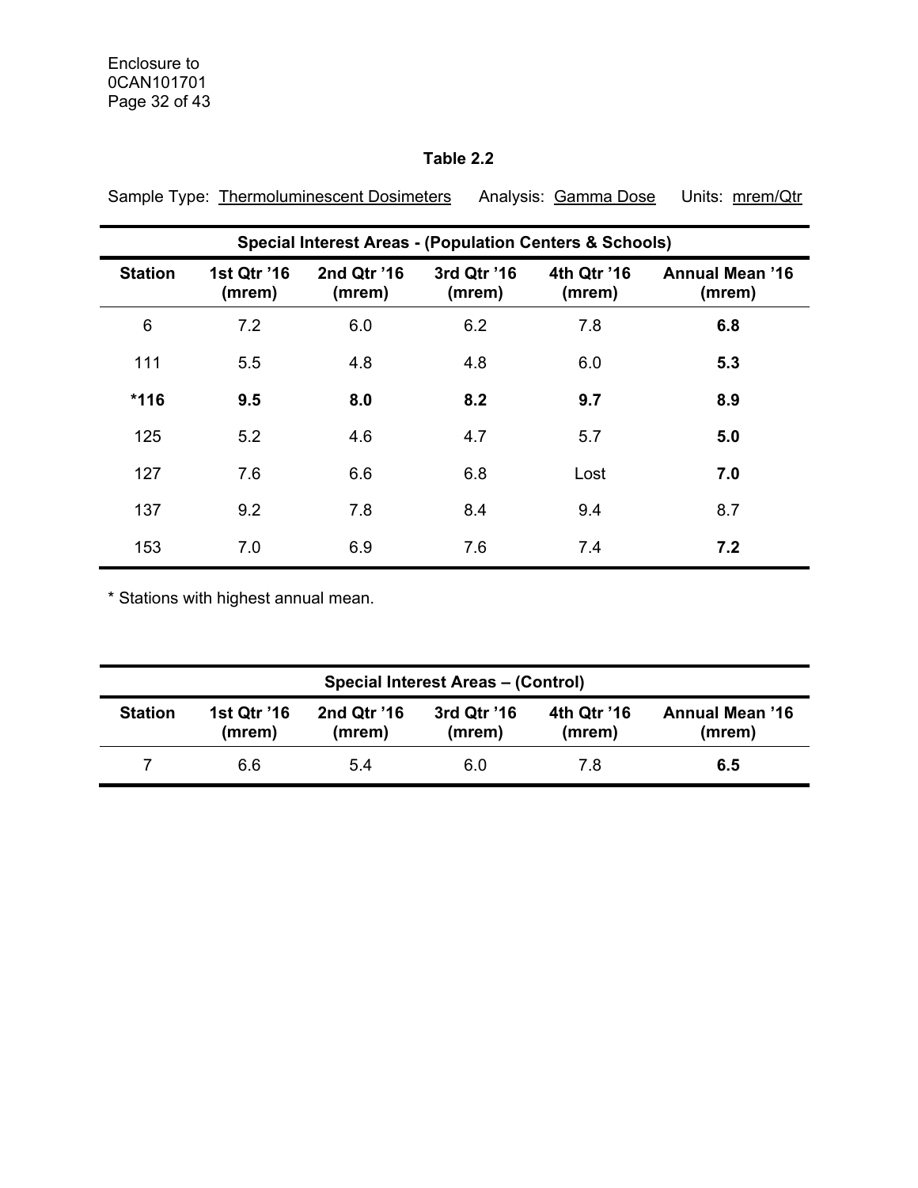**Table 2.2**

Sample Type: Thermoluminescent Dosimeters    Analysis: Gamma Dose    Units: mrem/Qtr

| Special Interest Areas - (Population Centers & Schools) | | | | | |
|---|---|---|---|---|---|
| **Station** | **1st Qtr ’16 (mrem)** | **2nd Qtr ’16 (mrem)** | **3rd Qtr ’16 (mrem)** | **4th Qtr ’16 (mrem)** | **Annual Mean ’16 (mrem)** |
| 6 | 7.2 | 6.0 | 6.2 | 7.8 | **6.8** |
| 111 | 5.5 | 4.8 | 4.8 | 6.0 | **5.3** |
| ***116** | **9.5** | **8.0** | **8.2** | **9.7** | **8.9** |
| 125 | 5.2 | 4.6 | 4.7 | 5.7 | **5.0** |
| 127 | 7.6 | 6.6 | 6.8 | Lost | **7.0** |
| 137 | 9.2 | 7.8 | 8.4 | 9.4 | 8.7 |
| 153 | 7.0 | 6.9 | 7.6 | 7.4 | **7.2** |

* Stations with highest annual mean.

| Special Interest Areas – (Control) | | | | | |
|---|---|---|---|---|---|
| **Station** | **1st Qtr ’16 (mrem)** | **2nd Qtr ’16 (mrem)** | **3rd Qtr ’16 (mrem)** | **4th Qtr ’16 (mrem)** | **Annual Mean ’16 (mrem)** |
| 7 | 6.6 | 5.4 | 6.0 | 7.8 | **6.5** |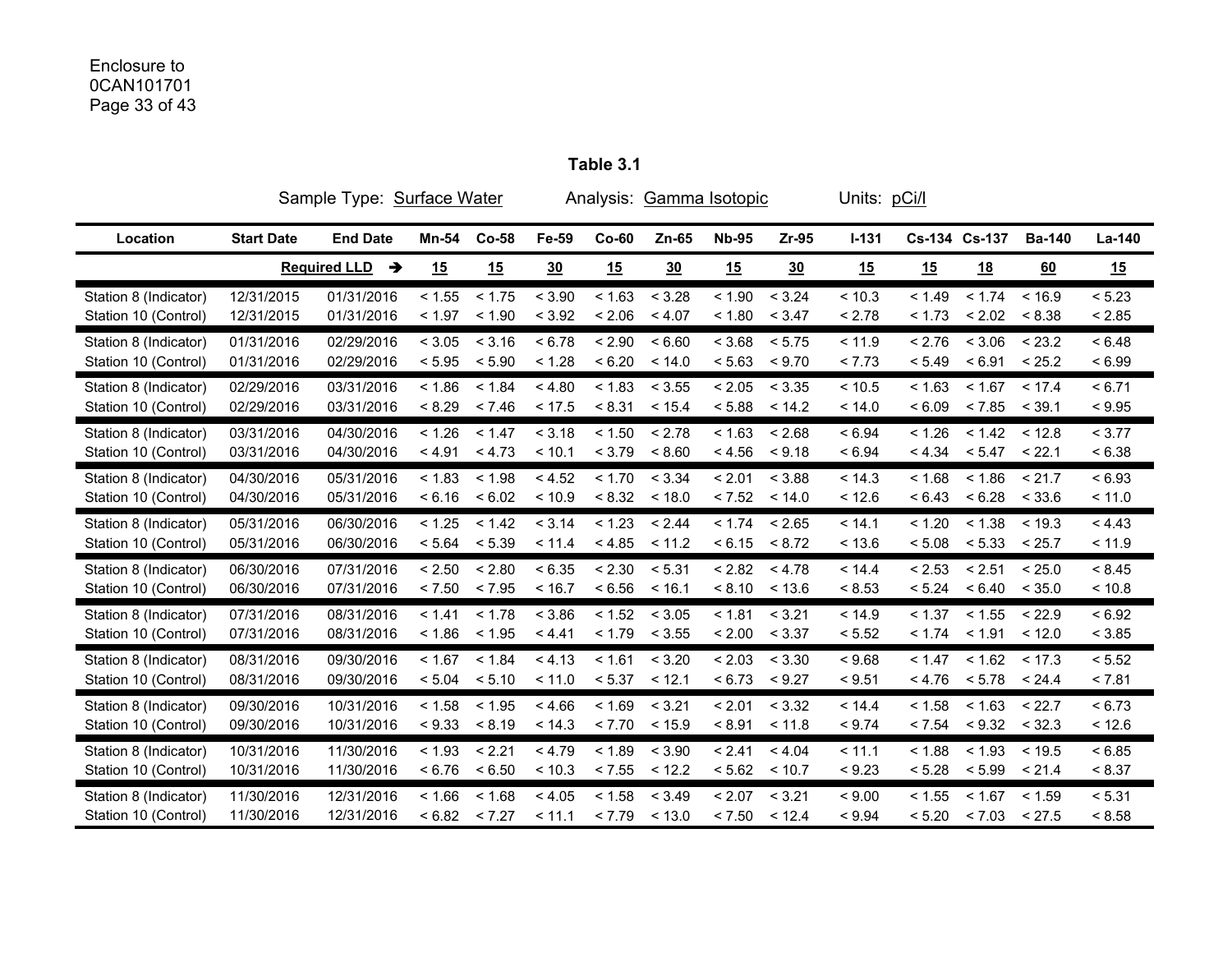## Table 3.1

Sample Type: Surface Water    Analysis: Gamma Isotopic    Units: pCi/l

| Location | Start Date | End Date | Mn-54 | Co-58 | Fe-59 | Co-60 | Zn-65 | Nb-95 | Zr-95 | I-131 | Cs-134 | Cs-137 | Ba-140 | La-140 |
|---|---|---|---|---|---|---|---|---|---|---|---|---|---|---|
| | | Required LLD → | 15 | 15 | 30 | 15 | 30 | 15 | 30 | 15 | 15 | 18 | 60 | 15 |
| Station 8 (Indicator) | 12/31/2015 | 01/31/2016 | < 1.55 | < 1.75 | < 3.90 | < 1.63 | < 3.28 | < 1.90 | < 3.24 | < 10.3 | < 1.49 | < 1.74 | < 16.9 | < 5.23 |
| Station 10 (Control) | 12/31/2015 | 01/31/2016 | < 1.97 | < 1.90 | < 3.92 | < 2.06 | < 4.07 | < 1.80 | < 3.47 | < 2.78 | < 1.73 | < 2.02 | < 8.38 | < 2.85 |
| Station 8 (Indicator) | 01/31/2016 | 02/29/2016 | < 3.05 | < 3.16 | < 6.78 | < 2.90 | < 6.60 | < 3.68 | < 5.75 | < 11.9 | < 2.76 | < 3.06 | < 23.2 | < 6.48 |
| Station 10 (Control) | 01/31/2016 | 02/29/2016 | < 5.95 | < 5.90 | < 1.28 | < 6.20 | < 14.0 | < 5.63 | < 9.70 | < 7.73 | < 5.49 | < 6.91 | < 25.2 | < 6.99 |
| Station 8 (Indicator) | 02/29/2016 | 03/31/2016 | < 1.86 | < 1.84 | < 4.80 | < 1.83 | < 3.55 | < 2.05 | < 3.35 | < 10.5 | < 1.63 | < 1.67 | < 17.4 | < 6.71 |
| Station 10 (Control) | 02/29/2016 | 03/31/2016 | < 8.29 | < 7.46 | < 17.5 | < 8.31 | < 15.4 | < 5.88 | < 14.2 | < 14.0 | < 6.09 | < 7.85 | < 39.1 | < 9.95 |
| Station 8 (Indicator) | 03/31/2016 | 04/30/2016 | < 1.26 | < 1.47 | < 3.18 | < 1.50 | < 2.78 | < 1.63 | < 2.68 | < 6.94 | < 1.26 | < 1.42 | < 12.8 | < 3.77 |
| Station 10 (Control) | 03/31/2016 | 04/30/2016 | < 4.91 | < 4.73 | < 10.1 | < 3.79 | < 8.60 | < 4.56 | < 9.18 | < 6.94 | < 4.34 | < 5.47 | < 22.1 | < 6.38 |
| Station 8 (Indicator) | 04/30/2016 | 05/31/2016 | < 1.83 | < 1.98 | < 4.52 | < 1.70 | < 3.34 | < 2.01 | < 3.88 | < 14.3 | < 1.68 | < 1.86 | < 21.7 | < 6.93 |
| Station 10 (Control) | 04/30/2016 | 05/31/2016 | < 6.16 | < 6.02 | < 10.9 | < 8.32 | < 18.0 | < 7.52 | < 14.0 | < 12.6 | < 6.43 | < 6.28 | < 33.6 | < 11.0 |
| Station 8 (Indicator) | 05/31/2016 | 06/30/2016 | < 1.25 | < 1.42 | < 3.14 | < 1.23 | < 2.44 | < 1.74 | < 2.65 | < 14.1 | < 1.20 | < 1.38 | < 19.3 | < 4.43 |
| Station 10 (Control) | 05/31/2016 | 06/30/2016 | < 5.64 | < 5.39 | < 11.4 | < 4.85 | < 11.2 | < 6.15 | < 8.72 | < 13.6 | < 5.08 | < 5.33 | < 25.7 | < 11.9 |
| Station 8 (Indicator) | 06/30/2016 | 07/31/2016 | < 2.50 | < 2.80 | < 6.35 | < 2.30 | < 5.31 | < 2.82 | < 4.78 | < 14.4 | < 2.53 | < 2.51 | < 25.0 | < 8.45 |
| Station 10 (Control) | 06/30/2016 | 07/31/2016 | < 7.50 | < 7.95 | < 16.7 | < 6.56 | < 16.1 | < 8.10 | < 13.6 | < 8.53 | < 5.24 | < 6.40 | < 35.0 | < 10.8 |
| Station 8 (Indicator) | 07/31/2016 | 08/31/2016 | < 1.41 | < 1.78 | < 3.86 | < 1.52 | < 3.05 | < 1.81 | < 3.21 | < 14.9 | < 1.37 | < 1.55 | < 22.9 | < 6.92 |
| Station 10 (Control) | 07/31/2016 | 08/31/2016 | < 1.86 | < 1.95 | < 4.41 | < 1.79 | < 3.55 | < 2.00 | < 3.37 | < 5.52 | < 1.74 | < 1.91 | < 12.0 | < 3.85 |
| Station 8 (Indicator) | 08/31/2016 | 09/30/2016 | < 1.67 | < 1.84 | < 4.13 | < 1.61 | < 3.20 | < 2.03 | < 3.30 | < 9.68 | < 1.47 | < 1.62 | < 17.3 | < 5.52 |
| Station 10 (Control) | 08/31/2016 | 09/30/2016 | < 5.04 | < 5.10 | < 11.0 | < 5.37 | < 12.1 | < 6.73 | < 9.27 | < 9.51 | < 4.76 | < 5.78 | < 24.4 | < 7.81 |
| Station 8 (Indicator) | 09/30/2016 | 10/31/2016 | < 1.58 | < 1.95 | < 4.66 | < 1.69 | < 3.21 | < 2.01 | < 3.32 | < 14.4 | < 1.58 | < 1.63 | < 22.7 | < 6.73 |
| Station 10 (Control) | 09/30/2016 | 10/31/2016 | < 9.33 | < 8.19 | < 14.3 | < 7.70 | < 15.9 | < 8.91 | < 11.8 | < 9.74 | < 7.54 | < 9.32 | < 32.3 | < 12.6 |
| Station 8 (Indicator) | 10/31/2016 | 11/30/2016 | < 1.93 | < 2.21 | < 4.79 | < 1.89 | < 3.90 | < 2.41 | < 4.04 | < 11.1 | < 1.88 | < 1.93 | < 19.5 | < 6.85 |
| Station 10 (Control) | 10/31/2016 | 11/30/2016 | < 6.76 | < 6.50 | < 10.3 | < 7.55 | < 12.2 | < 5.62 | < 10.7 | < 9.23 | < 5.28 | < 5.99 | < 21.4 | < 8.37 |
| Station 8 (Indicator) | 11/30/2016 | 12/31/2016 | < 1.66 | < 1.68 | < 4.05 | < 1.58 | < 3.49 | < 2.07 | < 3.21 | < 9.00 | < 1.55 | < 1.67 | < 1.59 | < 5.31 |
| Station 10 (Control) | 11/30/2016 | 12/31/2016 | < 6.82 | < 7.27 | < 11.1 | < 7.79 | < 13.0 | < 7.50 | < 12.4 | < 9.94 | < 5.20 | < 7.03 | < 27.5 | < 8.58 |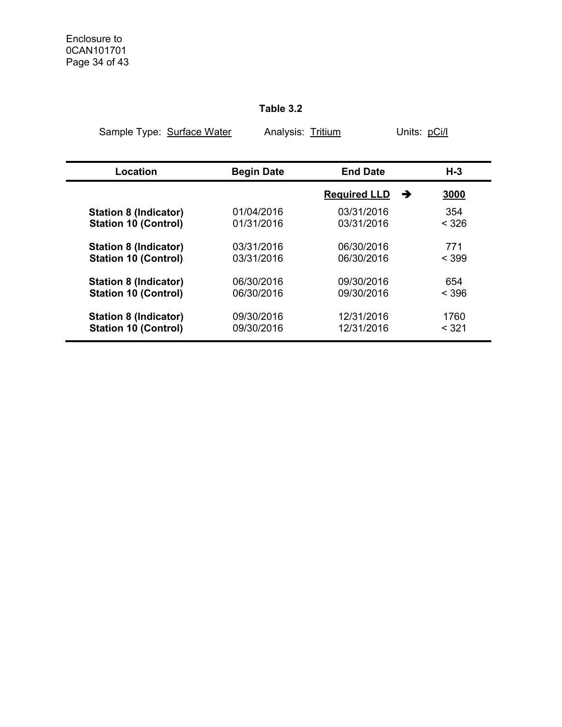## Table 3.2

Sample Type: Surface Water Analysis: Tritium Units: pCi/l

| Location | Begin Date | End Date | H-3 |
|---|---|---|---|
| | | **Required LLD** ➔ | **3000** |
| **Station 8 (Indicator)** | 01/04/2016 | 03/31/2016 | 354 |
| **Station 10 (Control)** | 01/31/2016 | 03/31/2016 | < 326 |
| **Station 8 (Indicator)** | 03/31/2016 | 06/30/2016 | 771 |
| **Station 10 (Control)** | 03/31/2016 | 06/30/2016 | < 399 |
| **Station 8 (Indicator)** | 06/30/2016 | 09/30/2016 | 654 |
| **Station 10 (Control)** | 06/30/2016 | 09/30/2016 | < 396 |
| **Station 8 (Indicator)** | 09/30/2016 | 12/31/2016 | 1760 |
| **Station 10 (Control)** | 09/30/2016 | 12/31/2016 | < 321 |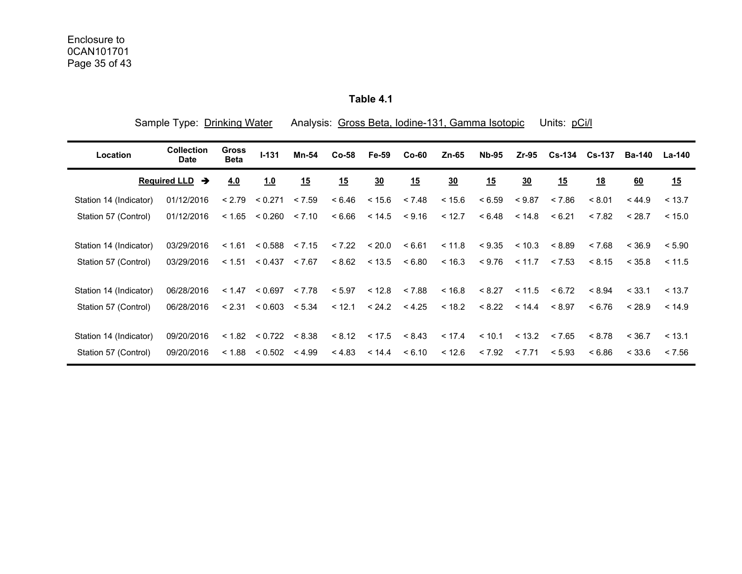Enclosure to
0CAN101701

**Table 4.1**

Sample Type: Drinking Water Analysis: Gross Beta, Iodine-131, Gamma Isotopic Units: pCi/l

| Location | Collection Date | Gross Beta | I-131 | Mn-54 | Co-58 | Fe-59 | Co-60 | Zn-65 | Nb-95 | Zr-95 | Cs-134 | Cs-137 | Ba-140 | La-140 |
|---|---|---|---|---|---|---|---|---|---|---|---|---|---|---|
| | **Required LLD** ➔ | **4.0** | **1.0** | **15** | **15** | **30** | **15** | **30** | **15** | **30** | **15** | **18** | **60** | **15** |
| Station 14 (Indicator) | 01/12/2016 | < 2.79 | < 0.271 | < 7.59 | < 6.46 | < 15.6 | < 7.48 | < 15.6 | < 6.59 | < 9.87 | < 7.86 | < 8.01 | < 44.9 | < 13.7 |
| Station 57 (Control) | 01/12/2016 | < 1.65 | < 0.260 | < 7.10 | < 6.66 | < 14.5 | < 9.16 | < 12.7 | < 6.48 | < 14.8 | < 6.21 | < 7.82 | < 28.7 | < 15.0 |
| Station 14 (Indicator) | 03/29/2016 | < 1.61 | < 0.588 | < 7.15 | < 7.22 | < 20.0 | < 6.61 | < 11.8 | < 9.35 | < 10.3 | < 8.89 | < 7.68 | < 36.9 | < 5.90 |
| Station 57 (Control) | 03/29/2016 | < 1.51 | < 0.437 | < 7.67 | < 8.62 | < 13.5 | < 6.80 | < 16.3 | < 9.76 | < 11.7 | < 7.53 | < 8.15 | < 35.8 | < 11.5 |
| Station 14 (Indicator) | 06/28/2016 | < 1.47 | < 0.697 | < 7.78 | < 5.97 | < 12.8 | < 7.88 | < 16.8 | < 8.27 | < 11.5 | < 6.72 | < 8.94 | < 33.1 | < 13.7 |
| Station 57 (Control) | 06/28/2016 | < 2.31 | < 0.603 | < 5.34 | < 12.1 | < 24.2 | < 4.25 | < 18.2 | < 8.22 | < 14.4 | < 8.97 | < 6.76 | < 28.9 | < 14.9 |
| Station 14 (Indicator) | 09/20/2016 | < 1.82 | < 0.722 | < 8.38 | < 8.12 | < 17.5 | < 8.43 | < 17.4 | < 10.1 | < 13.2 | < 7.65 | < 8.78 | < 36.7 | < 13.1 |
| Station 57 (Control) | 09/20/2016 | < 1.88 | < 0.502 | < 4.99 | < 4.83 | < 14.4 | < 6.10 | < 12.6 | < 7.92 | < 7.71 | < 5.93 | < 6.86 | < 33.6 | < 7.56 |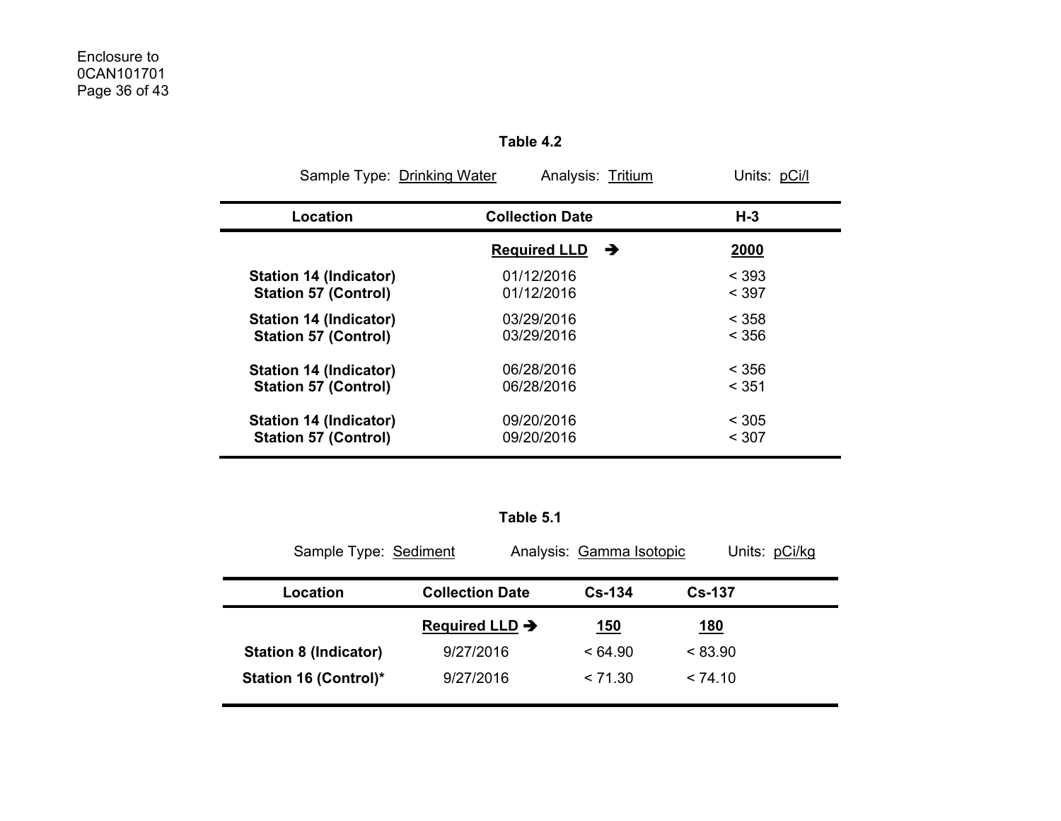**Table 4.2**

Sample Type: Drinking Water Analysis: Tritium Units: pCi/l

| Location | Collection Date | H-3 |
|---|---|---|
| | **Required LLD** ➔ | **2000** |
| **Station 14 (Indicator)** | 01/12/2016 | < 393 |
| **Station 57 (Control)** | 01/12/2016 | < 397 |
| **Station 14 (Indicator)** | 03/29/2016 | < 358 |
| **Station 57 (Control)** | 03/29/2016 | < 356 |
| **Station 14 (Indicator)** | 06/28/2016 | < 356 |
| **Station 57 (Control)** | 06/28/2016 | < 351 |
| **Station 14 (Indicator)** | 09/20/2016 | < 305 |
| **Station 57 (Control)** | 09/20/2016 | < 307 |

**Table 5.1**

Sample Type: Sediment Analysis: Gamma Isotopic Units: pCi/kg

| Location | Collection Date | Cs-134 | Cs-137 |
|---|---|---|---|
| | **Required LLD** ➔ | **150** | **180** |
| **Station 8 (Indicator)** | 9/27/2016 | < 64.90 | < 83.90 |
| **Station 16 (Control)*** | 9/27/2016 | < 71.30 | < 74.10 |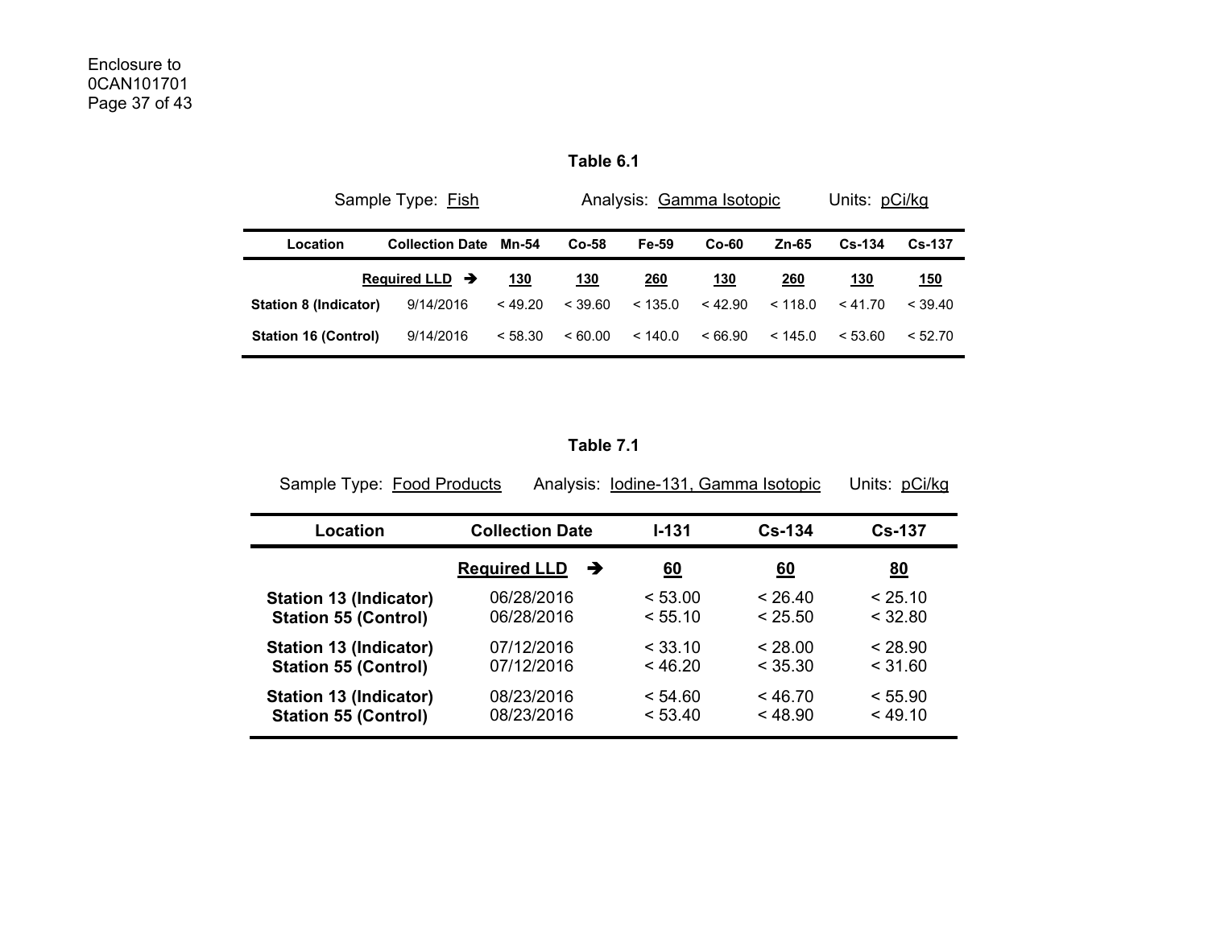**Table 6.1**

Sample Type: Fish    Analysis: Gamma Isotopic    Units: pCi/kg

| Location | Collection Date | Mn-54 | Co-58 | Fe-59 | Co-60 | Zn-65 | Cs-134 | Cs-137 |
|---|---|---|---|---|---|---|---|---|
| | **Required LLD** ➔ | **130** | **130** | **260** | **130** | **260** | **130** | **150** |
| **Station 8 (Indicator)** | 9/14/2016 | < 49.20 | < 39.60 | < 135.0 | < 42.90 | < 118.0 | < 41.70 | < 39.40 |
| **Station 16 (Control)** | 9/14/2016 | < 58.30 | < 60.00 | < 140.0 | < 66.90 | < 145.0 | < 53.60 | < 52.70 |

**Table 7.1**

Sample Type: Food Products    Analysis: Iodine-131, Gamma Isotopic    Units: pCi/kg

| Location | Collection Date | I-131 | Cs-134 | Cs-137 |
|---|---|---|---|---|
| | **Required LLD** ➔ | **60** | **60** | **80** |
| **Station 13 (Indicator)** | 06/28/2016 | < 53.00 | < 26.40 | < 25.10 |
| **Station 55 (Control)** | 06/28/2016 | < 55.10 | < 25.50 | < 32.80 |
| **Station 13 (Indicator)** | 07/12/2016 | < 33.10 | < 28.00 | < 28.90 |
| **Station 55 (Control)** | 07/12/2016 | < 46.20 | < 35.30 | < 31.60 |
| **Station 13 (Indicator)** | 08/23/2016 | < 54.60 | < 46.70 | < 55.90 |
| **Station 55 (Control)** | 08/23/2016 | < 53.40 | < 48.90 | < 49.10 |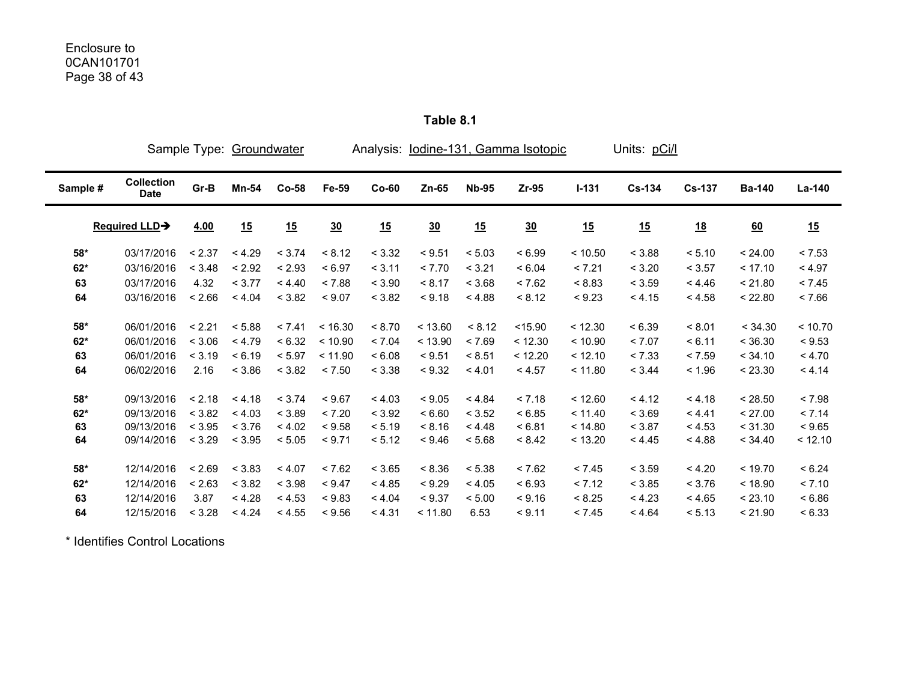Enclosure to
0CAN101701

## Table 8.1

Sample Type: Groundwater    Analysis: Iodine-131, Gamma Isotopic    Units: pCi/l

| Sample # | Collection Date | Gr-B | Mn-54 | Co-58 | Fe-59 | Co-60 | Zn-65 | Nb-95 | Zr-95 | I-131 | Cs-134 | Cs-137 | Ba-140 | La-140 |
|---|---|---|---|---|---|---|---|---|---|---|---|---|---|---|
| Required LLD➔ | | 4.00 | 15 | 15 | 30 | 15 | 30 | 15 | 30 | 15 | 15 | 18 | 60 | 15 |
| 58* | 03/17/2016 | < 2.37 | < 4.29 | < 3.74 | < 8.12 | < 3.32 | < 9.51 | < 5.03 | < 6.99 | < 10.50 | < 3.88 | < 5.10 | < 24.00 | < 7.53 |
| 62* | 03/16/2016 | < 3.48 | < 2.92 | < 2.93 | < 6.97 | < 3.11 | < 7.70 | < 3.21 | < 6.04 | < 7.21 | < 3.20 | < 3.57 | < 17.10 | < 4.97 |
| 63 | 03/17/2016 | 4.32 | < 3.77 | < 4.40 | < 7.88 | < 3.90 | < 8.17 | < 3.68 | < 7.62 | < 8.83 | < 3.59 | < 4.46 | < 21.80 | < 7.45 |
| 64 | 03/16/2016 | < 2.66 | < 4.04 | < 3.82 | < 9.07 | < 3.82 | < 9.18 | < 4.88 | < 8.12 | < 9.23 | < 4.15 | < 4.58 | < 22.80 | < 7.66 |
| 58* | 06/01/2016 | < 2.21 | < 5.88 | < 7.41 | < 16.30 | < 8.70 | < 13.60 | < 8.12 | <15.90 | < 12.30 | < 6.39 | < 8.01 | < 34.30 | < 10.70 |
| 62* | 06/01/2016 | < 3.06 | < 4.79 | < 6.32 | < 10.90 | < 7.04 | < 13.90 | < 7.69 | < 12.30 | < 10.90 | < 7.07 | < 6.11 | < 36.30 | < 9.53 |
| 63 | 06/01/2016 | < 3.19 | < 6.19 | < 5.97 | < 11.90 | < 6.08 | < 9.51 | < 8.51 | < 12.20 | < 12.10 | < 7.33 | < 7.59 | < 34.10 | < 4.70 |
| 64 | 06/02/2016 | 2.16 | < 3.86 | < 3.82 | < 7.50 | < 3.38 | < 9.32 | < 4.01 | < 4.57 | < 11.80 | < 3.44 | < 1.96 | < 23.30 | < 4.14 |
| 58* | 09/13/2016 | < 2.18 | < 4.18 | < 3.74 | < 9.67 | < 4.03 | < 9.05 | < 4.84 | < 7.18 | < 12.60 | < 4.12 | < 4.18 | < 28.50 | < 7.98 |
| 62* | 09/13/2016 | < 3.82 | < 4.03 | < 3.89 | < 7.20 | < 3.92 | < 6.60 | < 3.52 | < 6.85 | < 11.40 | < 3.69 | < 4.41 | < 27.00 | < 7.14 |
| 63 | 09/13/2016 | < 3.95 | < 3.76 | < 4.02 | < 9.58 | < 5.19 | < 8.16 | < 4.48 | < 6.81 | < 14.80 | < 3.87 | < 4.53 | < 31.30 | < 9.65 |
| 64 | 09/14/2016 | < 3.29 | < 3.95 | < 5.05 | < 9.71 | < 5.12 | < 9.46 | < 5.68 | < 8.42 | < 13.20 | < 4.45 | < 4.88 | < 34.40 | < 12.10 |
| 58* | 12/14/2016 | < 2.69 | < 3.83 | < 4.07 | < 7.62 | < 3.65 | < 8.36 | < 5.38 | < 7.62 | < 7.45 | < 3.59 | < 4.20 | < 19.70 | < 6.24 |
| 62* | 12/14/2016 | < 2.63 | < 3.82 | < 3.98 | < 9.47 | < 4.85 | < 9.29 | < 4.05 | < 6.93 | < 7.12 | < 3.85 | < 3.76 | < 18.90 | < 7.10 |
| 63 | 12/14/2016 | 3.87 | < 4.28 | < 4.53 | < 9.83 | < 4.04 | < 9.37 | < 5.00 | < 9.16 | < 8.25 | < 4.23 | < 4.65 | < 23.10 | < 6.86 |
| 64 | 12/15/2016 | < 3.28 | < 4.24 | < 4.55 | < 9.56 | < 4.31 | < 11.80 | 6.53 | < 9.11 | < 7.45 | < 4.64 | < 5.13 | < 21.90 | < 6.33 |

* Identifies Control Locations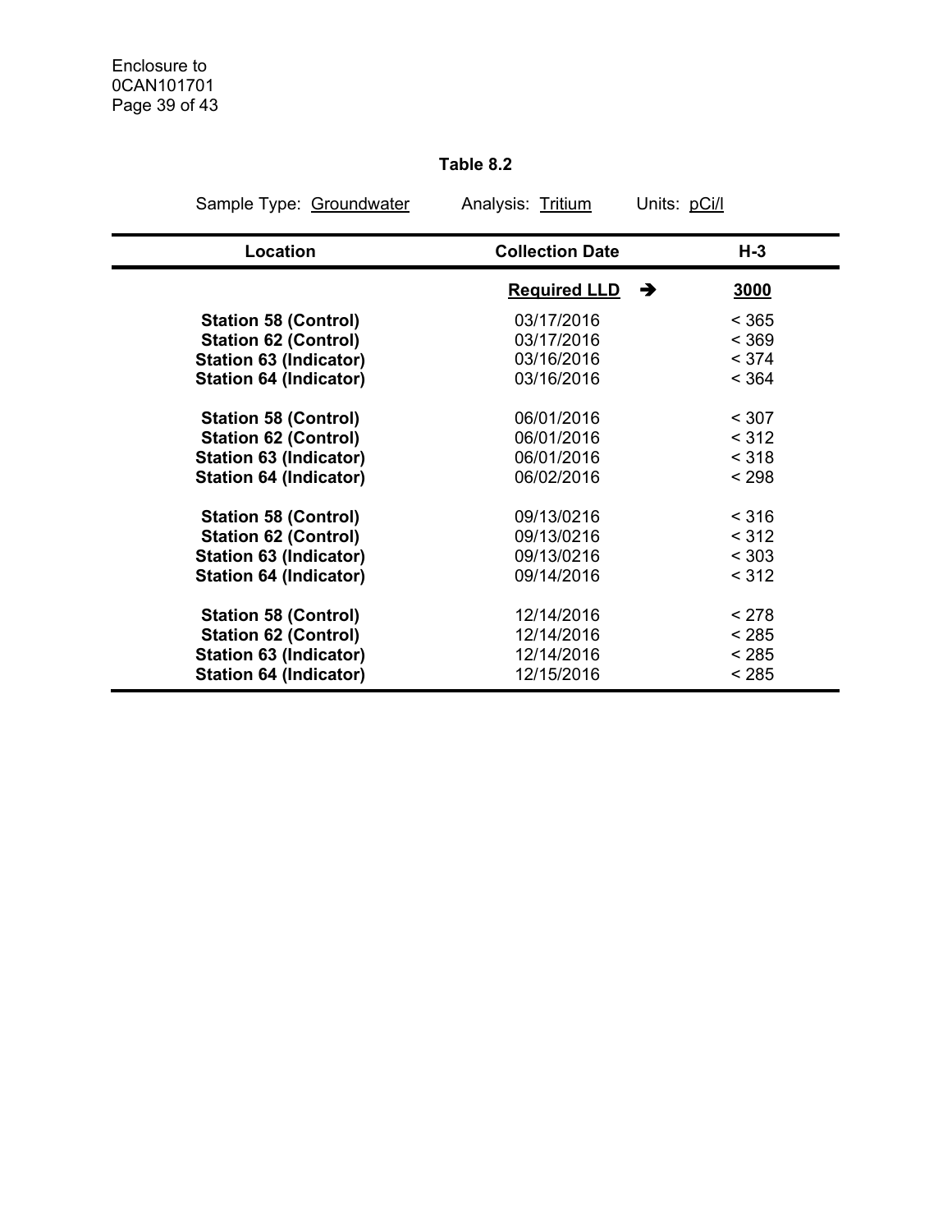**Table 8.2**

Sample Type: Groundwater    Analysis: Tritium    Units: pCi/l

| Location | Collection Date | H-3 |
|---|---|---|
| | **Required LLD** ➔ | **3000** |
| **Station 58 (Control)** | 03/17/2016 | < 365 |
| **Station 62 (Control)** | 03/17/2016 | < 369 |
| **Station 63 (Indicator)** | 03/16/2016 | < 374 |
| **Station 64 (Indicator)** | 03/16/2016 | < 364 |
| **Station 58 (Control)** | 06/01/2016 | < 307 |
| **Station 62 (Control)** | 06/01/2016 | < 312 |
| **Station 63 (Indicator)** | 06/01/2016 | < 318 |
| **Station 64 (Indicator)** | 06/02/2016 | < 298 |
| **Station 58 (Control)** | 09/13/0216 | < 316 |
| **Station 62 (Control)** | 09/13/0216 | < 312 |
| **Station 63 (Indicator)** | 09/13/0216 | < 303 |
| **Station 64 (Indicator)** | 09/14/2016 | < 312 |
| **Station 58 (Control)** | 12/14/2016 | < 278 |
| **Station 62 (Control)** | 12/14/2016 | < 285 |
| **Station 63 (Indicator)** | 12/14/2016 | < 285 |
| **Station 64 (Indicator)** | 12/15/2016 | < 285 |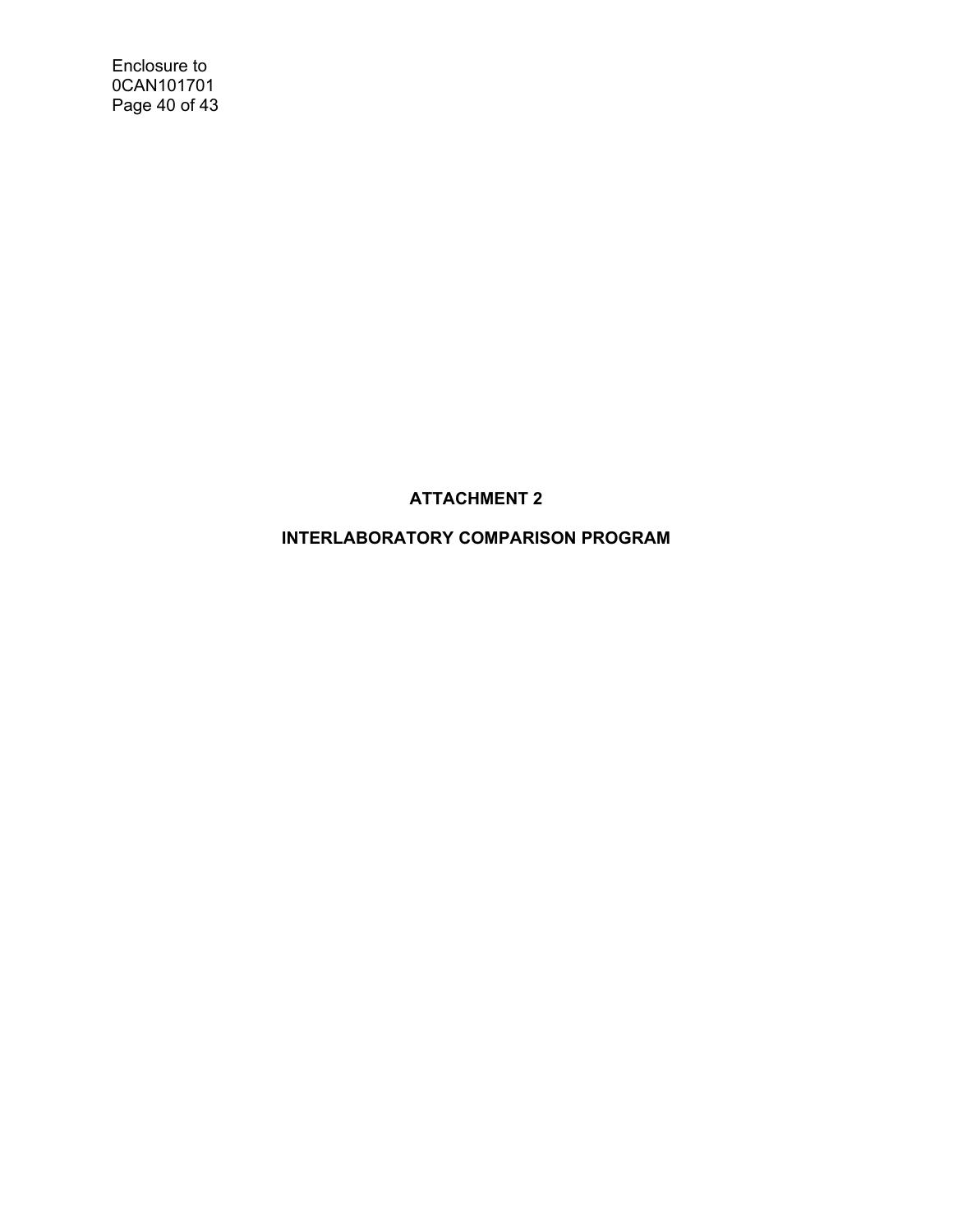# ATTACHMENT 2

## INTERLABORATORY COMPARISON PROGRAM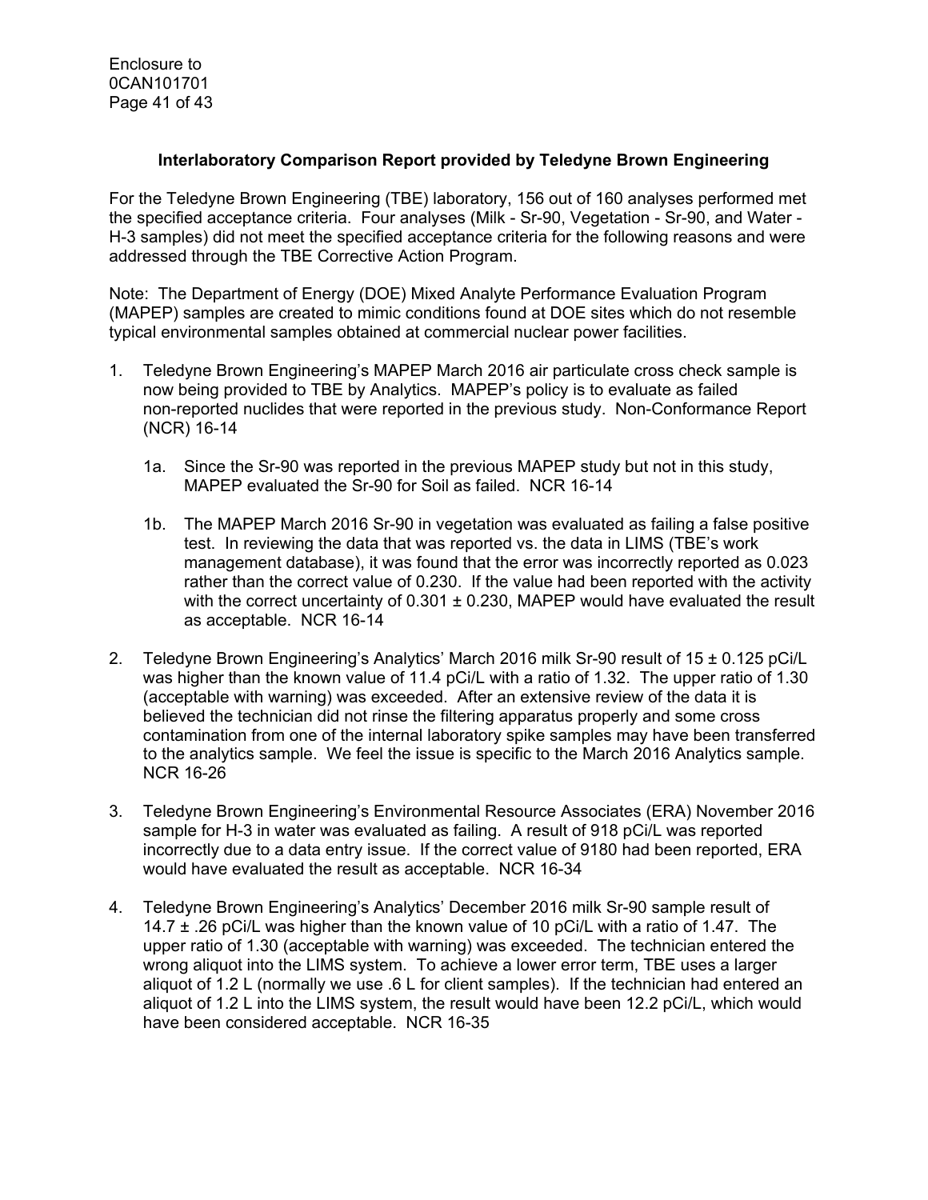**Interlaboratory Comparison Report provided by Teledyne Brown Engineering**

For the Teledyne Brown Engineering (TBE) laboratory, 156 out of 160 analyses performed met the specified acceptance criteria. Four analyses (Milk - Sr-90, Vegetation - Sr-90, and Water - H-3 samples) did not meet the specified acceptance criteria for the following reasons and were addressed through the TBE Corrective Action Program.

Note: The Department of Energy (DOE) Mixed Analyte Performance Evaluation Program (MAPEP) samples are created to mimic conditions found at DOE sites which do not resemble typical environmental samples obtained at commercial nuclear power facilities.

1. Teledyne Brown Engineering's MAPEP March 2016 air particulate cross check sample is now being provided to TBE by Analytics. MAPEP's policy is to evaluate as failed non-reported nuclides that were reported in the previous study. Non-Conformance Report (NCR) 16-14

   1a. Since the Sr-90 was reported in the previous MAPEP study but not in this study, MAPEP evaluated the Sr-90 for Soil as failed. NCR 16-14

   1b. The MAPEP March 2016 Sr-90 in vegetation was evaluated as failing a false positive test. In reviewing the data that was reported vs. the data in LIMS (TBE's work management database), it was found that the error was incorrectly reported as 0.023 rather than the correct value of 0.230. If the value had been reported with the activity with the correct uncertainty of 0.301 ± 0.230, MAPEP would have evaluated the result as acceptable. NCR 16-14

2. Teledyne Brown Engineering's Analytics' March 2016 milk Sr-90 result of 15 ± 0.125 pCi/L was higher than the known value of 11.4 pCi/L with a ratio of 1.32. The upper ratio of 1.30 (acceptable with warning) was exceeded. After an extensive review of the data it is believed the technician did not rinse the filtering apparatus properly and some cross contamination from one of the internal laboratory spike samples may have been transferred to the analytics sample. We feel the issue is specific to the March 2016 Analytics sample. NCR 16-26

3. Teledyne Brown Engineering's Environmental Resource Associates (ERA) November 2016 sample for H-3 in water was evaluated as failing. A result of 918 pCi/L was reported incorrectly due to a data entry issue. If the correct value of 9180 had been reported, ERA would have evaluated the result as acceptable. NCR 16-34

4. Teledyne Brown Engineering's Analytics' December 2016 milk Sr-90 sample result of 14.7 ± .26 pCi/L was higher than the known value of 10 pCi/L with a ratio of 1.47. The upper ratio of 1.30 (acceptable with warning) was exceeded. The technician entered the wrong aliquot into the LIMS system. To achieve a lower error term, TBE uses a larger aliquot of 1.2 L (normally we use .6 L for client samples). If the technician had entered an aliquot of 1.2 L into the LIMS system, the result would have been 12.2 pCi/L, which would have been considered acceptable. NCR 16-35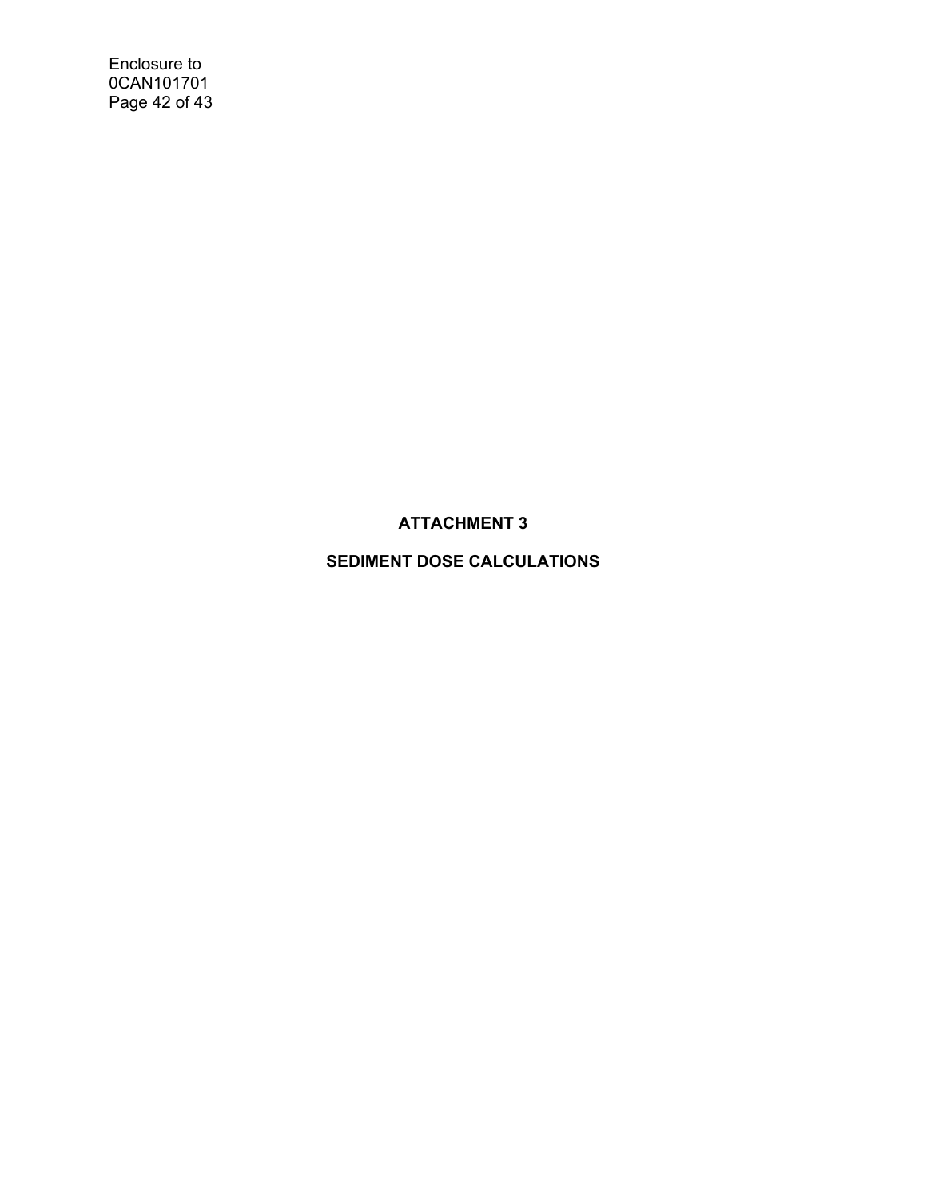# ATTACHMENT 3

# SEDIMENT DOSE CALCULATIONS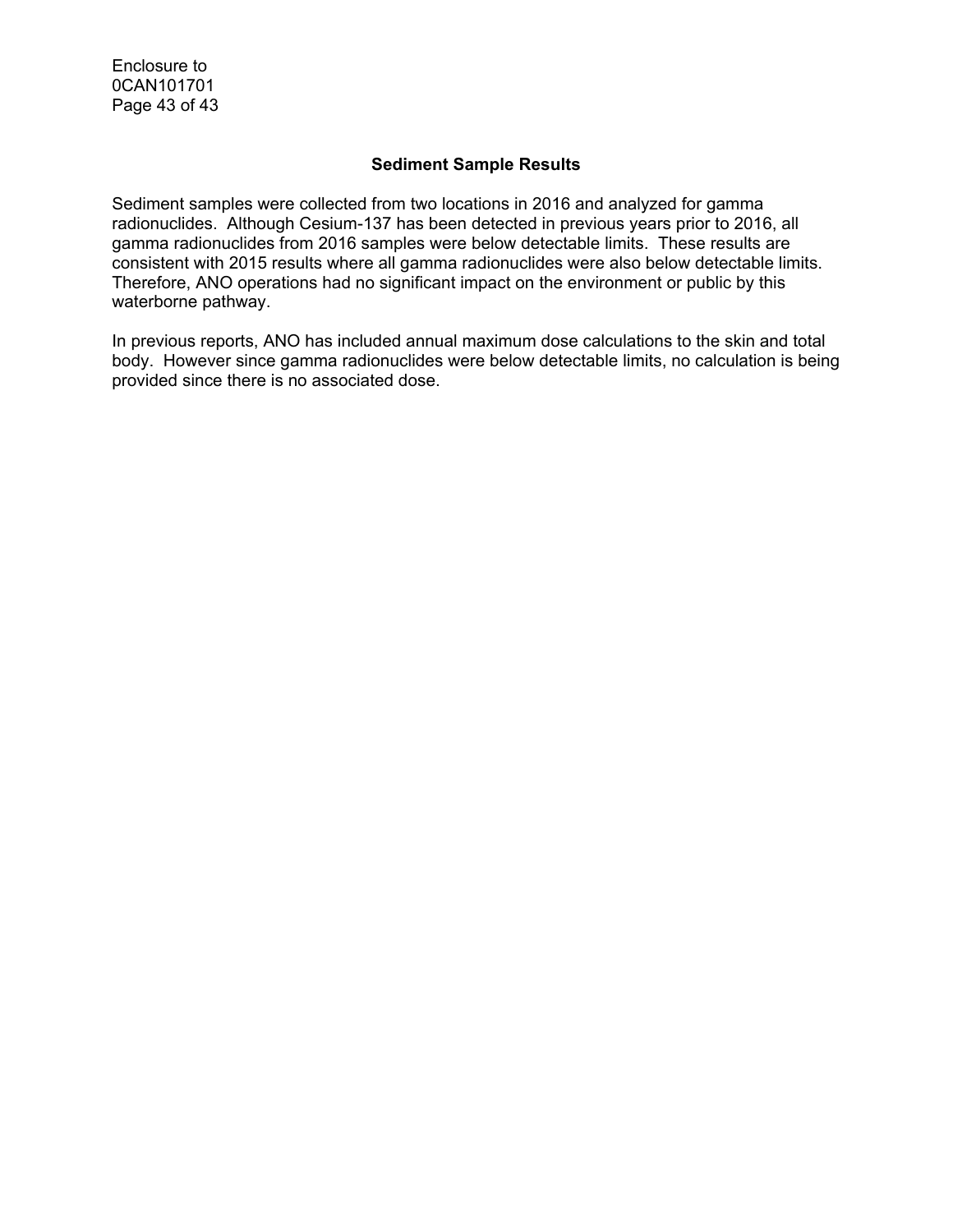## Sediment Sample Results

Sediment samples were collected from two locations in 2016 and analyzed for gamma radionuclides. Although Cesium-137 has been detected in previous years prior to 2016, all gamma radionuclides from 2016 samples were below detectable limits. These results are consistent with 2015 results where all gamma radionuclides were also below detectable limits. Therefore, ANO operations had no significant impact on the environment or public by this waterborne pathway.

In previous reports, ANO has included annual maximum dose calculations to the skin and total body. However since gamma radionuclides were below detectable limits, no calculation is being provided since there is no associated dose.